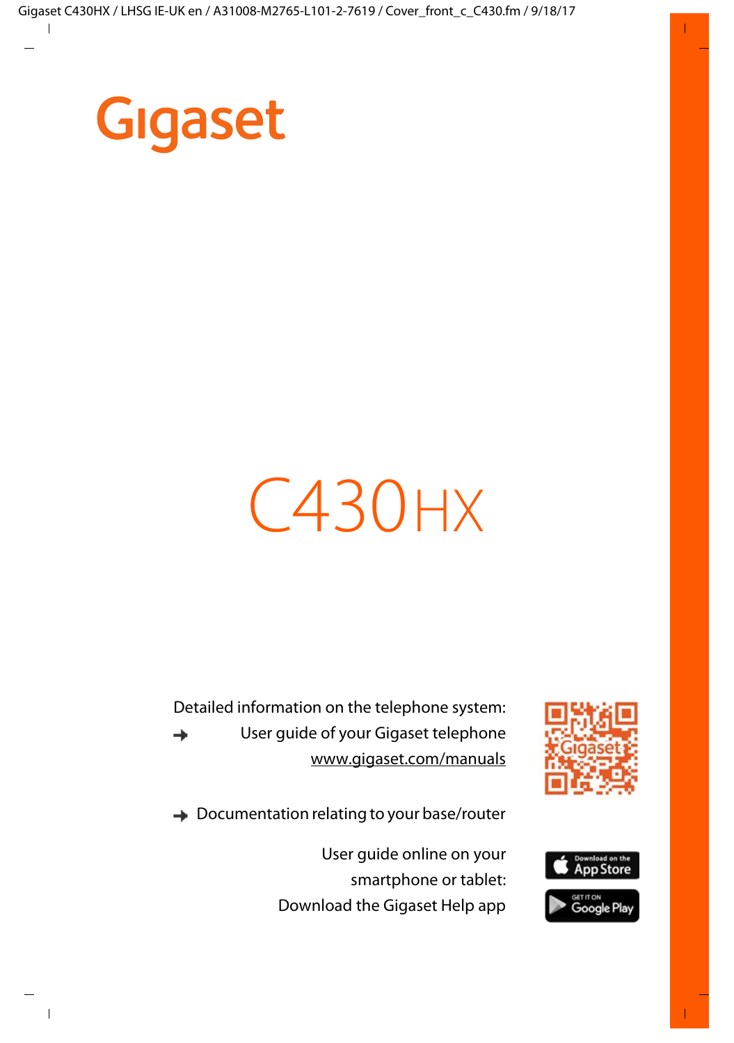# Gigaset

# C430HX

Detailed information on the telephone system:

→ User guide of your Gigaset telephone
www.gigaset.com/manuals

→ Documentation relating to your base/router

User guide online on your smartphone or tablet:
Download the Gigaset Help app

Download on the App Store

GET IT ON Google Play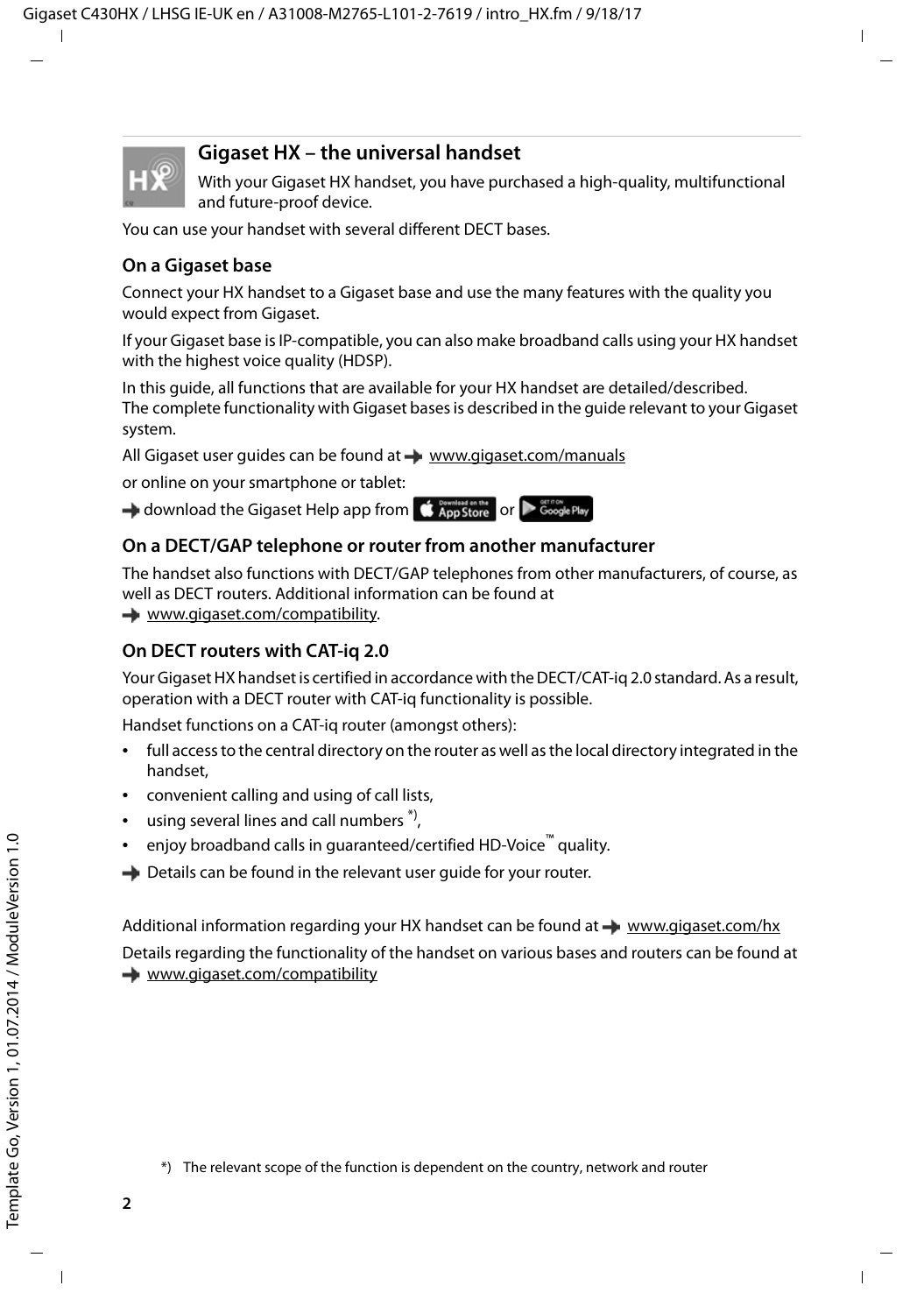## Gigaset HX – the universal handset

With your Gigaset HX handset, you have purchased a high-quality, multifunctional and future-proof device.

You can use your handset with several different DECT bases.

### On a Gigaset base

Connect your HX handset to a Gigaset base and use the many features with the quality you would expect from Gigaset.

If your Gigaset base is IP-compatible, you can also make broadband calls using your HX handset with the highest voice quality (HDSP).

In this guide, all functions that are available for your HX handset are detailed/described.
The complete functionality with Gigaset bases is described in the guide relevant to your Gigaset system.

All Gigaset user guides can be found at → www.gigaset.com/manuals

or online on your smartphone or tablet:

→ download the Gigaset Help app from App Store or Google Play

### On a DECT/GAP telephone or router from another manufacturer

The handset also functions with DECT/GAP telephones from other manufacturers, of course, as well as DECT routers. Additional information can be found at
→ www.gigaset.com/compatibility.

### On DECT routers with CAT-iq 2.0

Your Gigaset HX handset is certified in accordance with the DECT/CAT-iq 2.0 standard. As a result, operation with a DECT router with CAT-iq functionality is possible.

Handset functions on a CAT-iq router (amongst others):

- full access to the central directory on the router as well as the local directory integrated in the handset,
- convenient calling and using of call lists,
- using several lines and call numbers *),
- enjoy broadband calls in guaranteed/certified HD-Voice™ quality.

→ Details can be found in the relevant user guide for your router.

Additional information regarding your HX handset can be found at → www.gigaset.com/hx

Details regarding the functionality of the handset on various bases and routers can be found at
→ www.gigaset.com/compatibility

*) The relevant scope of the function is dependent on the country, network and router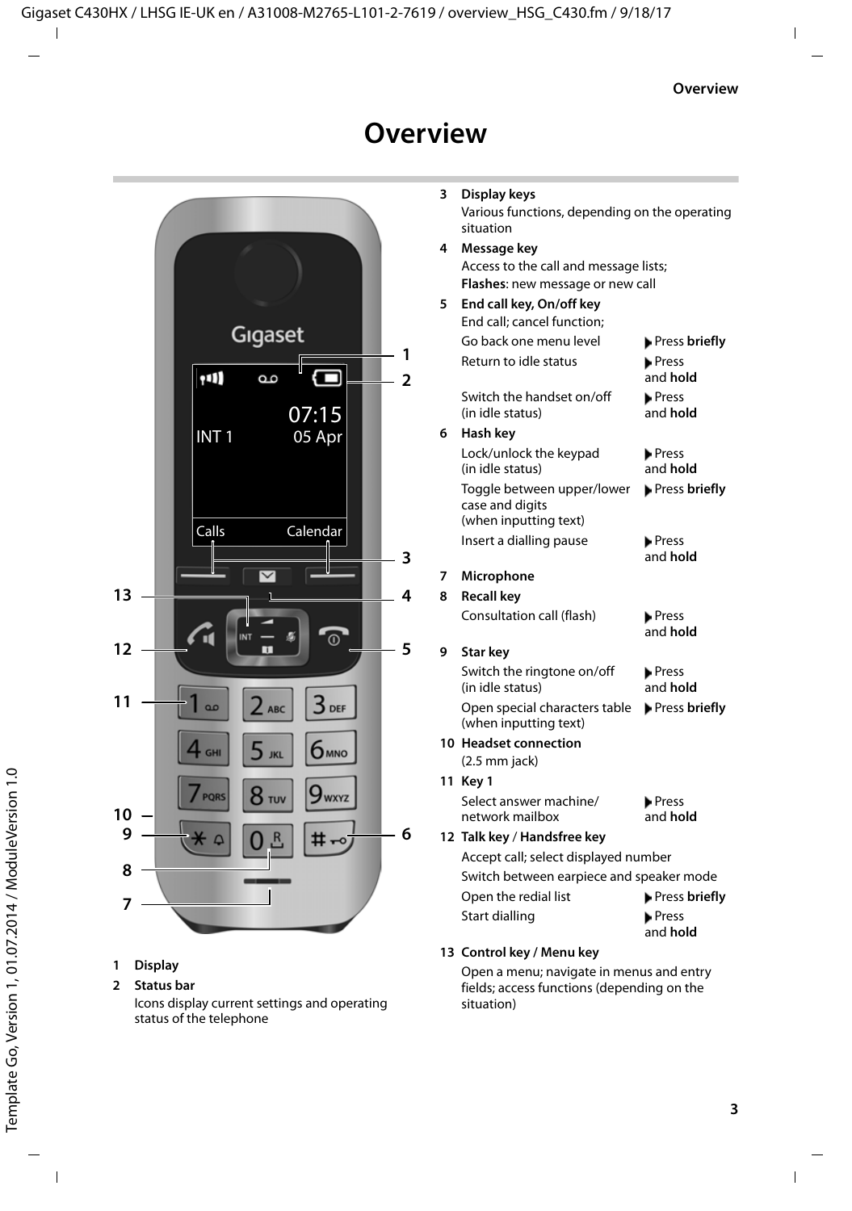# Overview

1 **Display**

2 **Status bar**

Icons display current settings and operating status of the telephone

3 **Display keys**

Various functions, depending on the operating situation

4 **Message key**

Access to the call and message lists;
**Flashes**: new message or new call

5 **End call key, On/off key**

End call; cancel function;

| | |
|---|---|
| Go back one menu level | ▶Press **briefly** |
| Return to idle status | ▶Press and **hold** |
| Switch the handset on/off (in idle status) | ▶Press and **hold** |

6 **Hash key**

| | |
|---|---|
| Lock/unlock the keypad (in idle status) | ▶Press and **hold** |
| Toggle between upper/lower case and digits (when inputting text) | ▶Press **briefly** |
| Insert a dialling pause | ▶Press and **hold** |

7 **Microphone**

8 **Recall key**

| | |
|---|---|
| Consultation call (flash) | ▶Press and **hold** |

9 **Star key**

| | |
|---|---|
| Switch the ringtone on/off (in idle status) | ▶Press and **hold** |
| Open special characters table (when inputting text) | ▶Press **briefly** |

10 **Headset connection**

(2.5 mm jack)

11 **Key 1**

| | |
|---|---|
| Select answer machine/ network mailbox | ▶Press and **hold** |

12 **Talk key** / **Handsfree key**

Accept call; select displayed number

Switch between earpiece and speaker mode

| | |
|---|---|
| Open the redial list | ▶Press **briefly** |
| Start dialling | ▶Press and **hold** |

13 **Control key / Menu key**

Open a menu; navigate in menus and entry fields; access functions (depending on the situation)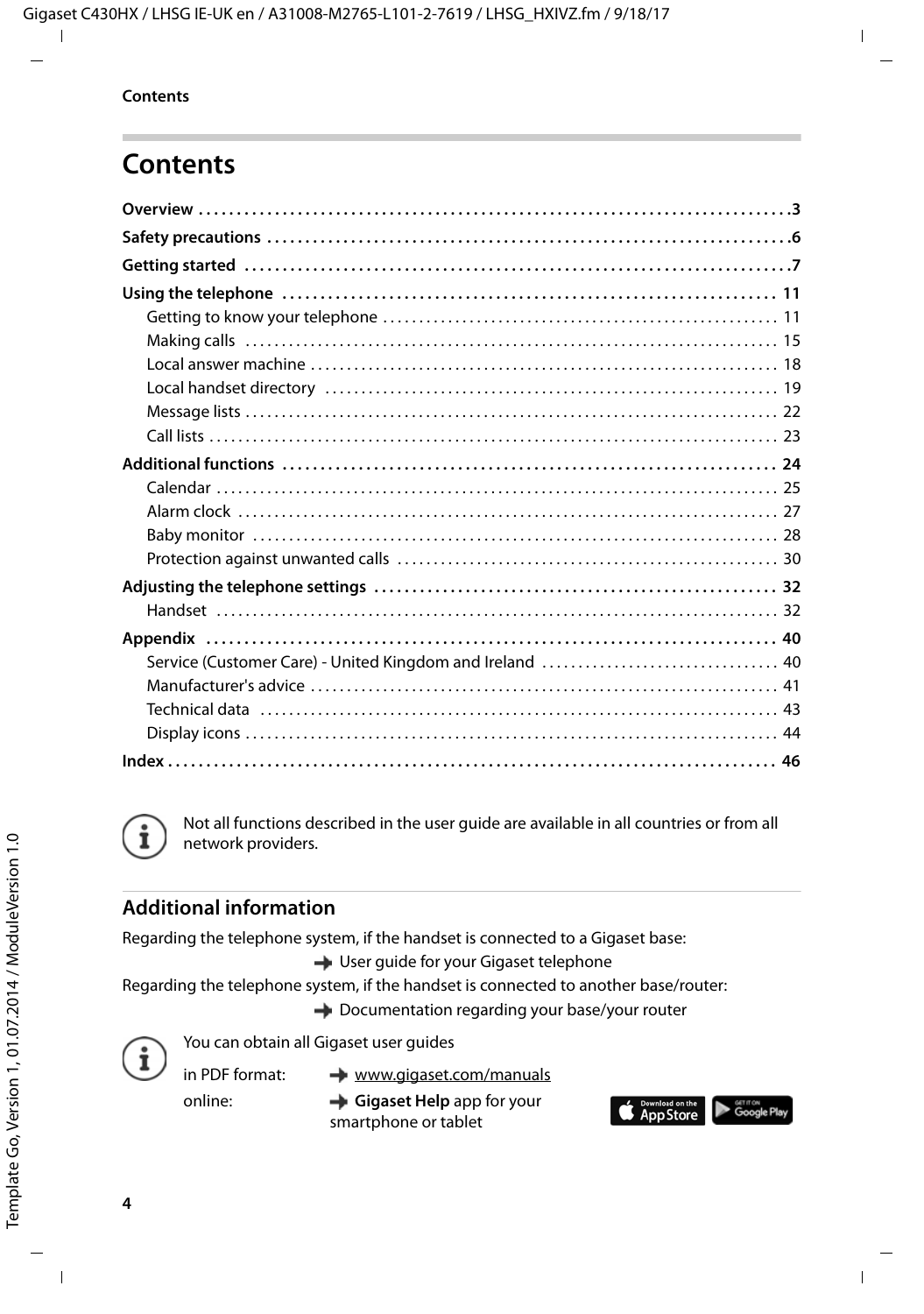# Contents

**Overview** . . . 3

**Safety precautions** . . . 6

**Getting started** . . . 7

**Using the telephone** . . . 11
- Getting to know your telephone . . . 11
- Making calls . . . 15
- Local answer machine . . . 18
- Local handset directory . . . 19
- Message lists . . . 22
- Call lists . . . 23

**Additional functions** . . . 24
- Calendar . . . 25
- Alarm clock . . . 27
- Baby monitor . . . 28
- Protection against unwanted calls . . . 30

**Adjusting the telephone settings** . . . 32
- Handset . . . 32

**Appendix** . . . 40
- Service (Customer Care) - United Kingdom and Ireland . . . 40
- Manufacturer's advice . . . 41
- Technical data . . . 43
- Display icons . . . 44

**Index** . . . 46

Not all functions described in the user guide are available in all countries or from all network providers.

## Additional information

Regarding the telephone system, if the handset is connected to a Gigaset base:

→ User guide for your Gigaset telephone

Regarding the telephone system, if the handset is connected to another base/router:

→ Documentation regarding your base/your router

You can obtain all Gigaset user guides

in PDF format: → www.gigaset.com/manuals

online: → **Gigaset Help** app for your smartphone or tablet

Download on the App Store | GET IT ON Google Play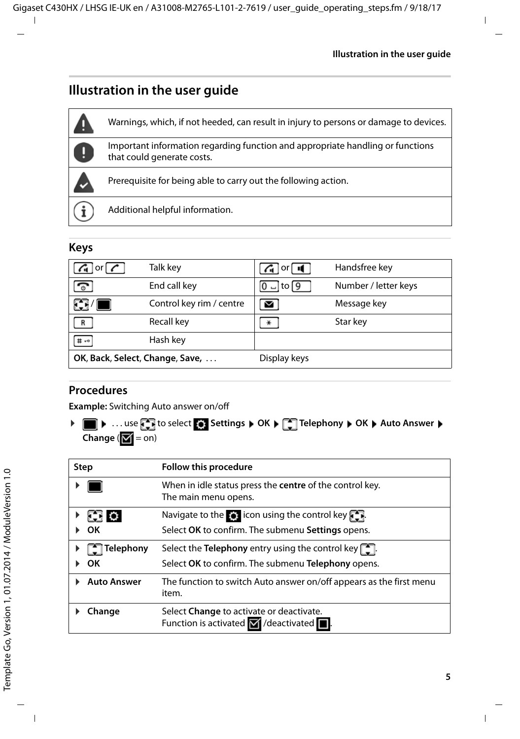# Illustration in the user guide

| | |
|---|---|
| ⚠ | Warnings, which, if not heeded, can result in injury to persons or damage to devices. |
| ❗ | Important information regarding function and appropriate handling or functions that could generate costs. |
| ✔ | Prerequisite for being able to carry out the following action. |
| ℹ | Additional helpful information. |

## Keys

| | | | |
|---|---|---|---|
| or | Talk key | or | Handsfree key |
| | End call key | 0 to 9 | Number / letter keys |
| / | Control key rim / centre | | Message key |
| R | Recall key | * | Star key |
| # | Hash key | | |
| **OK**, **Back**, **Select**, **Change**, **Save**, ... | | Display keys | |

## Procedures

**Example:** Switching Auto answer on/off

▶ ▶ . . . use to select **Settings** ▶ **OK** ▶ **Telephony** ▶ **OK** ▶ **Auto Answer** ▶ **Change** ( = on)

| Step | Follow this procedure |
|---|---|
| ▶ | When in idle status press the **centre** of the control key. The main menu opens. |
| ▶ <br> ▶ **OK** | Navigate to the icon using the control key . <br> Select **OK** to confirm. The submenu **Settings** opens. |
| ▶ **Telephony** <br> ▶ **OK** | Select the **Telephony** entry using the control key . <br> Select **OK** to confirm. The submenu **Telephony** opens. |
| ▶ **Auto Answer** | The function to switch Auto answer on/off appears as the first menu item. |
| ▶ **Change** | Select **Change** to activate or deactivate. <br> Function is activated /deactivated . |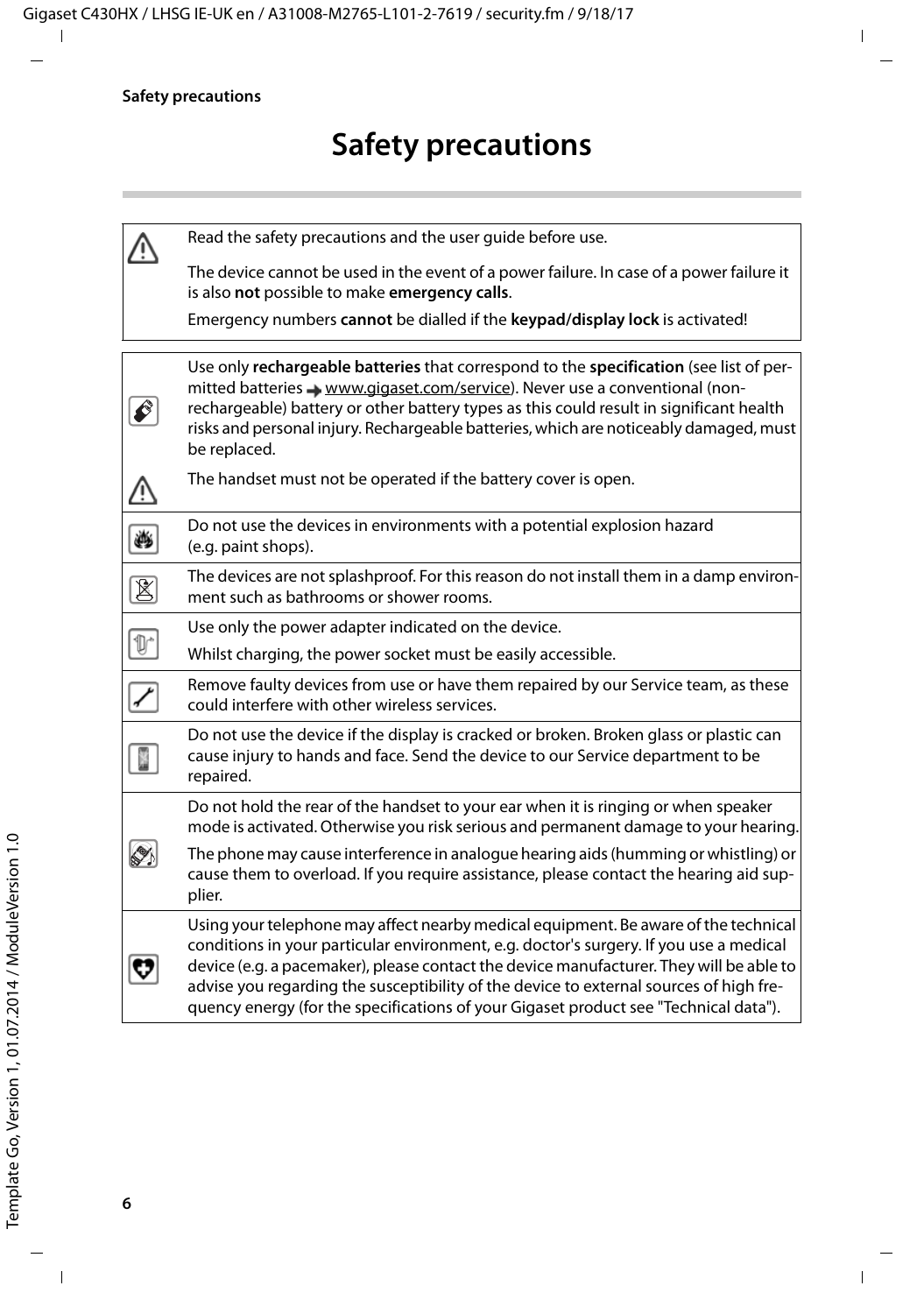# Safety precautions

Read the safety precautions and the user guide before use.

The device cannot be used in the event of a power failure. In case of a power failure it is also **not** possible to make **emergency calls**.

Emergency numbers **cannot** be dialled if the **keypad/display lock** is activated!

---

Use only **rechargeable batteries** that correspond to the **specification** (see list of permitted batteries → www.gigaset.com/service). Never use a conventional (non-rechargeable) battery or other battery types as this could result in significant health risks and personal injury. Rechargeable batteries, which are noticeably damaged, must be replaced.

The handset must not be operated if the battery cover is open.

---

Do not use the devices in environments with a potential explosion hazard (e.g. paint shops).

---

The devices are not splashproof. For this reason do not install them in a damp environment such as bathrooms or shower rooms.

---

Use only the power adapter indicated on the device.

Whilst charging, the power socket must be easily accessible.

---

Remove faulty devices from use or have them repaired by our Service team, as these could interfere with other wireless services.

---

Do not use the device if the display is cracked or broken. Broken glass or plastic can cause injury to hands and face. Send the device to our Service department to be repaired.

---

Do not hold the rear of the handset to your ear when it is ringing or when speaker mode is activated. Otherwise you risk serious and permanent damage to your hearing.

The phone may cause interference in analogue hearing aids (humming or whistling) or cause them to overload. If you require assistance, please contact the hearing aid supplier.

---

Using your telephone may affect nearby medical equipment. Be aware of the technical conditions in your particular environment, e.g. doctor's surgery. If you use a medical device (e.g. a pacemaker), please contact the device manufacturer. They will be able to advise you regarding the susceptibility of the device to external sources of high frequency energy (for the specifications of your Gigaset product see "Technical data").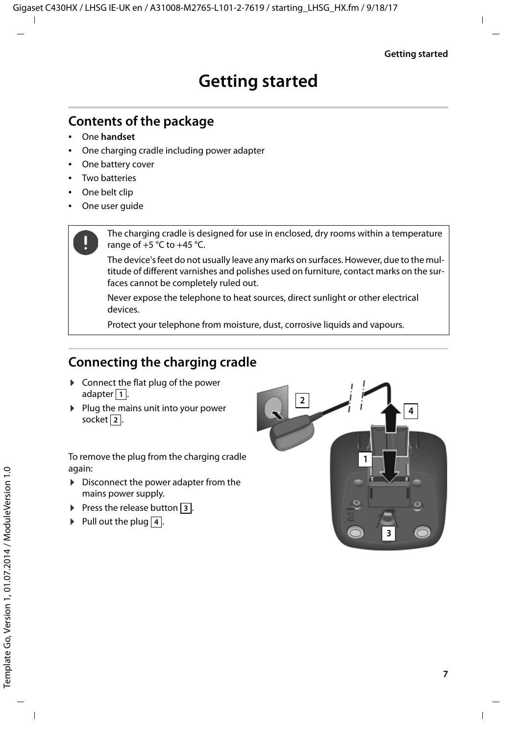# Getting started

## Contents of the package

- One **handset**
- One charging cradle including power adapter
- One battery cover
- Two batteries
- One belt clip
- One user guide

> The charging cradle is designed for use in enclosed, dry rooms within a temperature range of +5 °C to +45 °C.
>
> The device's feet do not usually leave any marks on surfaces. However, due to the multitude of different varnishes and polishes used on furniture, contact marks on the surfaces cannot be completely ruled out.
>
> Never expose the telephone to heat sources, direct sunlight or other electrical devices.
>
> Protect your telephone from moisture, dust, corrosive liquids and vapours.

## Connecting the charging cradle

- Connect the flat plug of the power adapter [1].
- Plug the mains unit into your power socket [2].

To remove the plug from the charging cradle again:

- Disconnect the power adapter from the mains power supply.
- Press the release button [3].
- Pull out the plug [4].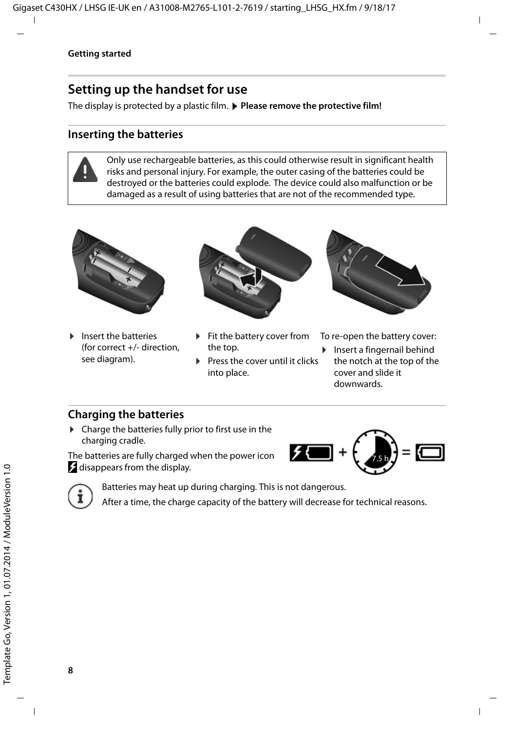## Getting started

# Setting up the handset for use

The display is protected by a plastic film. ▶ **Please remove the protective film!**

## Inserting the batteries

> Only use rechargeable batteries, as this could otherwise result in significant health risks and personal injury. For example, the outer casing of the batteries could be destroyed or the batteries could explode. The device could also malfunction or be damaged as a result of using batteries that are not of the recommended type.

- Insert the batteries (for correct +/- direction, see diagram).

- Fit the battery cover from the top.
- Press the cover until it clicks into place.

To re-open the battery cover:

- Insert a fingernail behind the notch at the top of the cover and slide it downwards.

## Charging the batteries

- Charge the batteries fully prior to first use in the charging cradle.

The batteries are fully charged when the power icon ϟ disappears from the display.

7.5 h

> Batteries may heat up during charging. This is not dangerous.
>
> After a time, the charge capacity of the battery will decrease for technical reasons.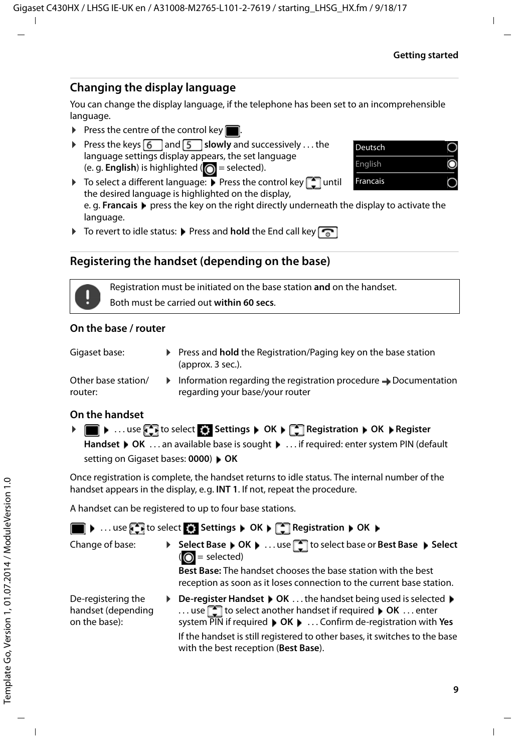## Changing the display language

You can change the display language, if the telephone has been set to an incomprehensible language.

- Press the centre of the control key ■.
- Press the keys 6 and 5 **slowly** and successively . . . the language settings display appears, the set language (e. g. **English**) is highlighted (◉ = selected).
- To select a different language: ▶ Press the control key until the desired language is highlighted on the display, e. g. **Francais** ▶ press the key on the right directly underneath the display to activate the language.
- To revert to idle status: ▶ Press and **hold** the End call key.

| | |
|---|---|
| Deutsch | ○ |
| English | ◉ |
| Francais | ○ |

## Registering the handset (depending on the base)

> Registration must be initiated on the base station **and** on the handset.
>
> Both must be carried out **within 60 secs**.

### On the base / router

| | |
|---|---|
| Gigaset base: | ▶ Press and **hold** the Registration/Paging key on the base station (approx. 3 sec.). |
| Other base station/ router: | ▶ Information regarding the registration procedure → Documentation regarding your base/your router |

### On the handset

- ■ ▶ . . . use to select **Settings** ▶ **OK** ▶ **Registration** ▶ **OK** ▶ **Register Handset** ▶ **OK** . . . an available base is sought ▶ . . . if required: enter system PIN (default setting on Gigaset bases: **0000**) ▶ **OK**

Once registration is complete, the handset returns to idle status. The internal number of the handset appears in the display, e.g. **INT 1**. If not, repeat the procedure.

A handset can be registered to up to four base stations.

■ ▶ . . . use to select **Settings** ▶ **OK** ▶ **Registration** ▶ **OK** ▶

| | |
|---|---|
| Change of base: | ▶ **Select Base** ▶ **OK** ▶ . . . use to select base or **Best Base** ▶ **Select** (◉ = selected)<br>**Best Base:** The handset chooses the base station with the best reception as soon as it loses connection to the current base station. |
| De-registering the handset (depending on the base): | ▶ **De-register Handset** ▶ **OK** . . . the handset being used is selected ▶ . . . use to select another handset if required ▶ **OK** . . . enter system PIN if required ▶ **OK** ▶ . . . Confirm de-registration with **Yes**<br>If the handset is still registered to other bases, it switches to the base with the best reception (**Best Base**). |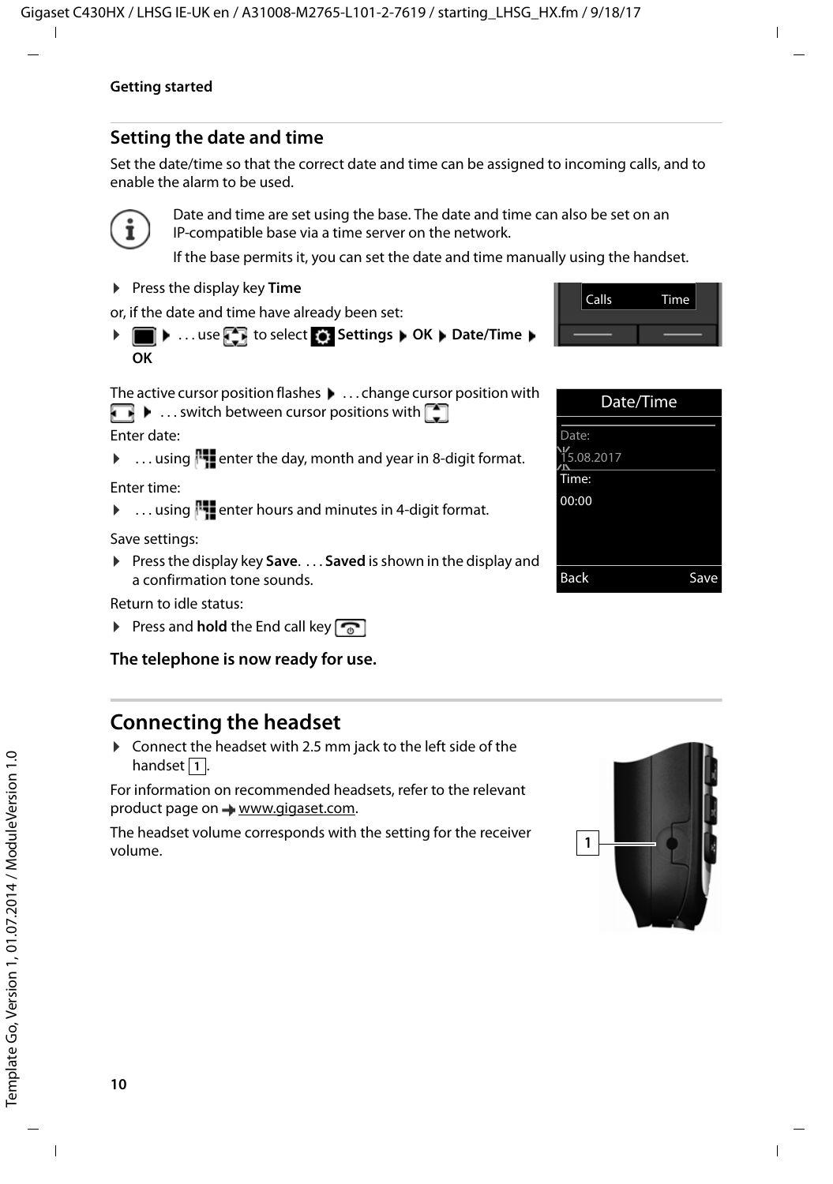## Setting the date and time

Set the date/time so that the correct date and time can be assigned to incoming calls, and to enable the alarm to be used.

Date and time are set using the base. The date and time can also be set on an IP-compatible base via a time server on the network.

If the base permits it, you can set the date and time manually using the handset.

- Press the display key **Time**

or, if the date and time have already been set:

- ▶ . . . use to select **Settings** ▶ **OK** ▶ **Date/Time** ▶ **OK**

The active cursor position flashes ▶ . . . change cursor position with ▶ . . . switch between cursor positions with

Enter date:

- . . . using enter the day, month and year in 8-digit format.

Enter time:

- . . . using enter hours and minutes in 4-digit format.

Save settings:

- Press the display key **Save**. . . . **Saved** is shown in the display and a confirmation tone sounds.

Return to idle status:

- Press and **hold** the End call key

**The telephone is now ready for use.**

# Connecting the headset

- Connect the headset with 2.5 mm jack to the left side of the handset 1.

For information on recommended headsets, refer to the relevant product page on → www.gigaset.com.

The headset volume corresponds with the setting for the receiver volume.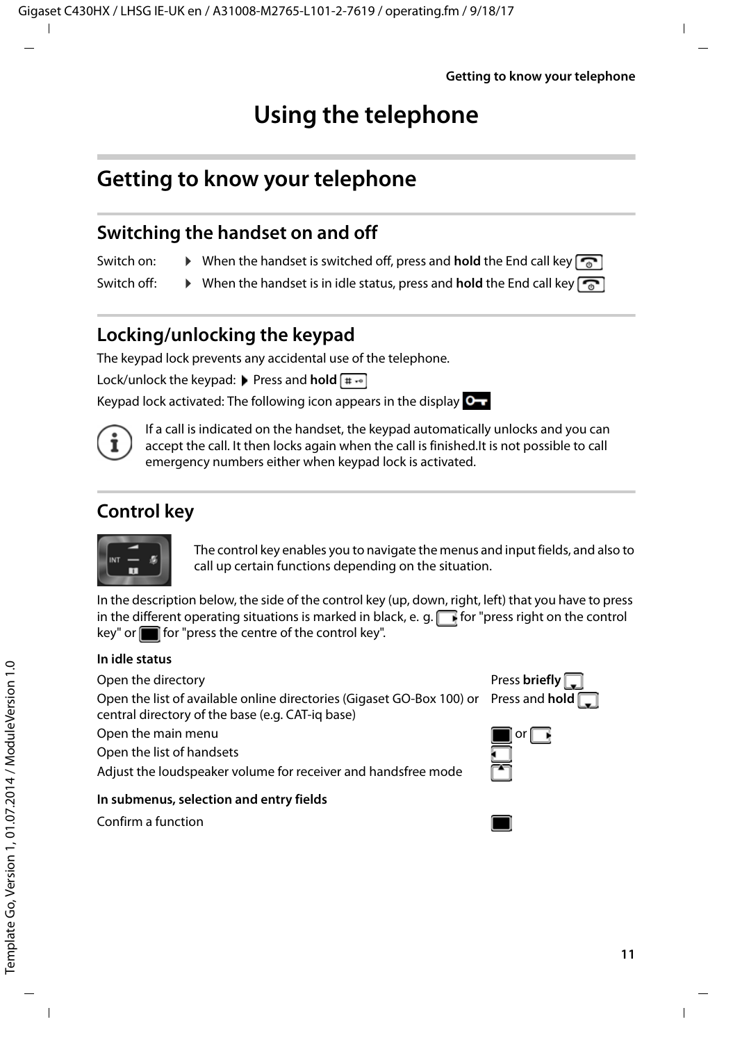// Using the telephone

## Getting to know your telephone

### Switching the handset on and off

Switch on: ▶ When the handset is switched off, press and **hold** the End call key

Switch off: ▶ When the handset is in idle status, press and **hold** the End call key

### Locking/unlocking the keypad

The keypad lock prevents any accidental use of the telephone.

Lock/unlock the keypad: ▶ Press and **hold** # 

Keypad lock activated: The following icon appears in the display

> If a call is indicated on the handset, the keypad automatically unlocks and you can accept the call. It then locks again when the call is finished.It is not possible to call emergency numbers either when keypad lock is activated.

### Control key

The control key enables you to navigate the menus and input fields, and also to call up certain functions depending on the situation.

In the description below, the side of the control key (up, down, right, left) that you have to press in the different operating situations is marked in black, e. g. for "press right on the control key" or for "press the centre of the control key".

**In idle status**

| | |
|---|---|
| Open the directory | Press **briefly** |
| Open the list of available online directories (Gigaset GO-Box 100) or central directory of the base (e.g. CAT-iq base) | Press and **hold** |
| Open the main menu | or |
| Open the list of handsets | |
| Adjust the loudspeaker volume for receiver and handsfree mode | |

**In submenus, selection and entry fields**

| | |
|---|---|
| Confirm a function | |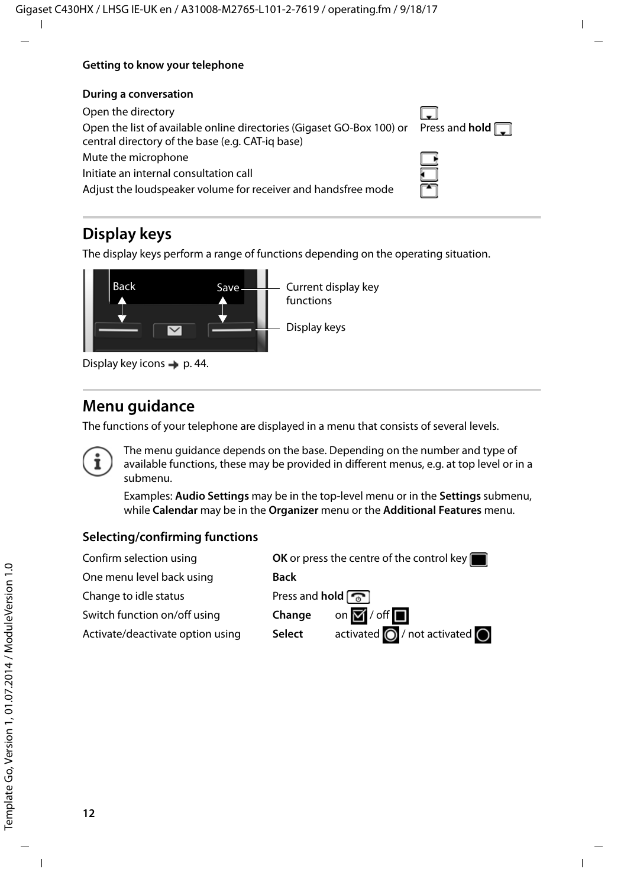#### During a conversation

| | |
|---|---|
| Open the directory | |
| Open the list of available online directories (Gigaset GO-Box 100) or central directory of the base (e.g. CAT-iq base) | Press and **hold** |
| Mute the microphone | |
| Initiate an internal consultation call | |
| Adjust the loudspeaker volume for receiver and handsfree mode | |

## Display keys

The display keys perform a range of functions depending on the operating situation.

Back — Save — Current display key functions

Display keys

Display key icons → p. 44.

## Menu guidance

The functions of your telephone are displayed in a menu that consists of several levels.

> The menu guidance depends on the base. Depending on the number and type of available functions, these may be provided in different menus, e.g. at top level or in a submenu.
>
> Examples: **Audio Settings** may be in the top-level menu or in the **Settings** submenu, while **Calendar** may be in the **Organizer** menu or the **Additional Features** menu.

### Selecting/confirming functions

| | | |
|---|---|---|
| Confirm selection using | **OK** or press the centre of the control key | |
| One menu level back using | **Back** | |
| Change to idle status | Press and **hold** | |
| Switch function on/off using | **Change** | on / off |
| Activate/deactivate option using | **Select** | activated / not activated |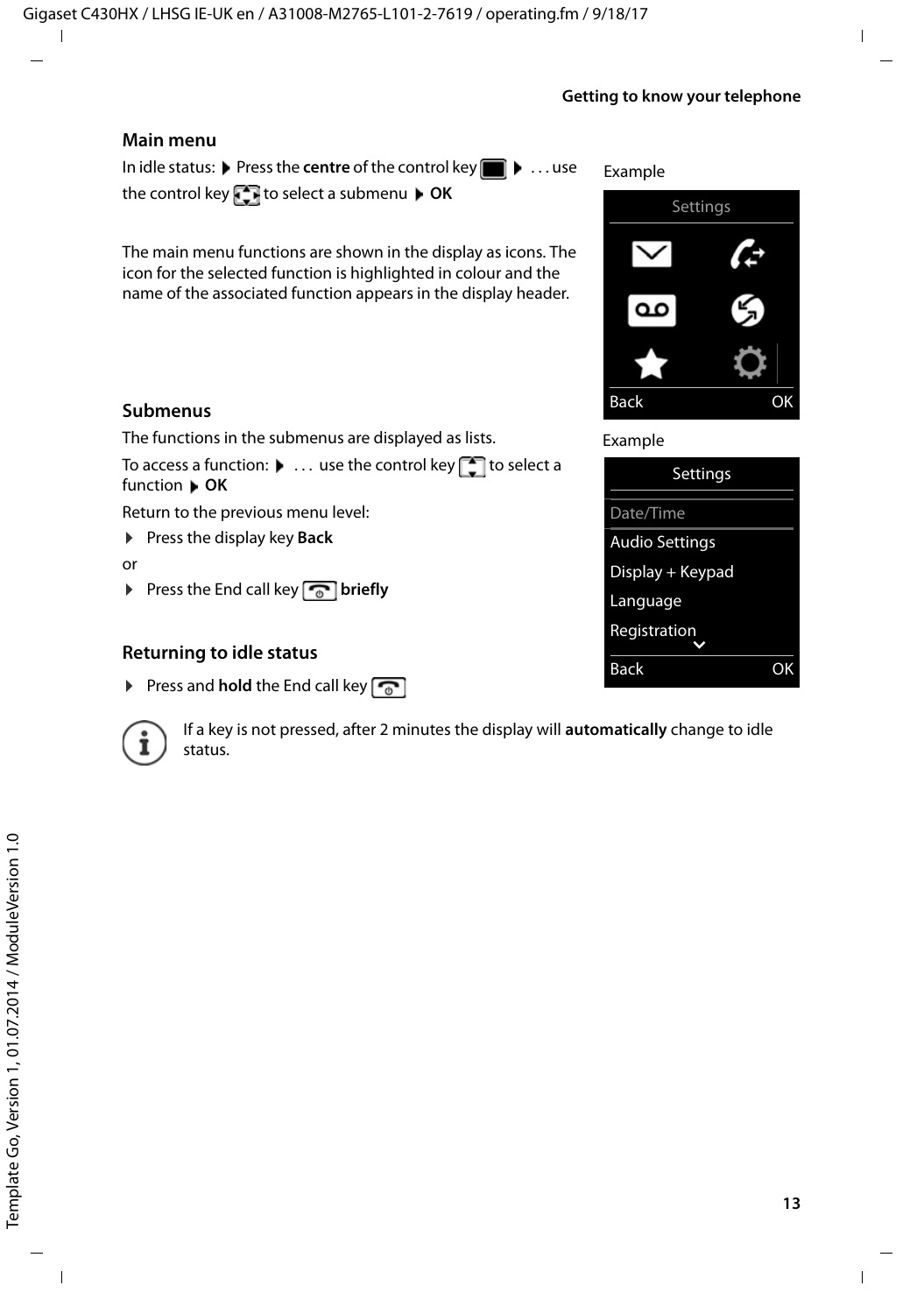## Main menu

In idle status: ▶ Press the **centre** of the control key ▶ . . . use the control key to select a submenu ▶ **OK**

The main menu functions are shown in the display as icons. The icon for the selected function is highlighted in colour and the name of the associated function appears in the display header.

Example

Settings

Back OK

## Submenus

The functions in the submenus are displayed as lists.

To access a function: ▶ . . . use the control key to select a function ▶ **OK**

Return to the previous menu level:

- Press the display key **Back**

or

- Press the End call key **briefly**

Example

Settings

Date/Time
Audio Settings
Display + Keypad
Language
Registration

Back OK

## Returning to idle status

- Press and **hold** the End call key

If a key is not pressed, after 2 minutes the display will **automatically** change to idle status.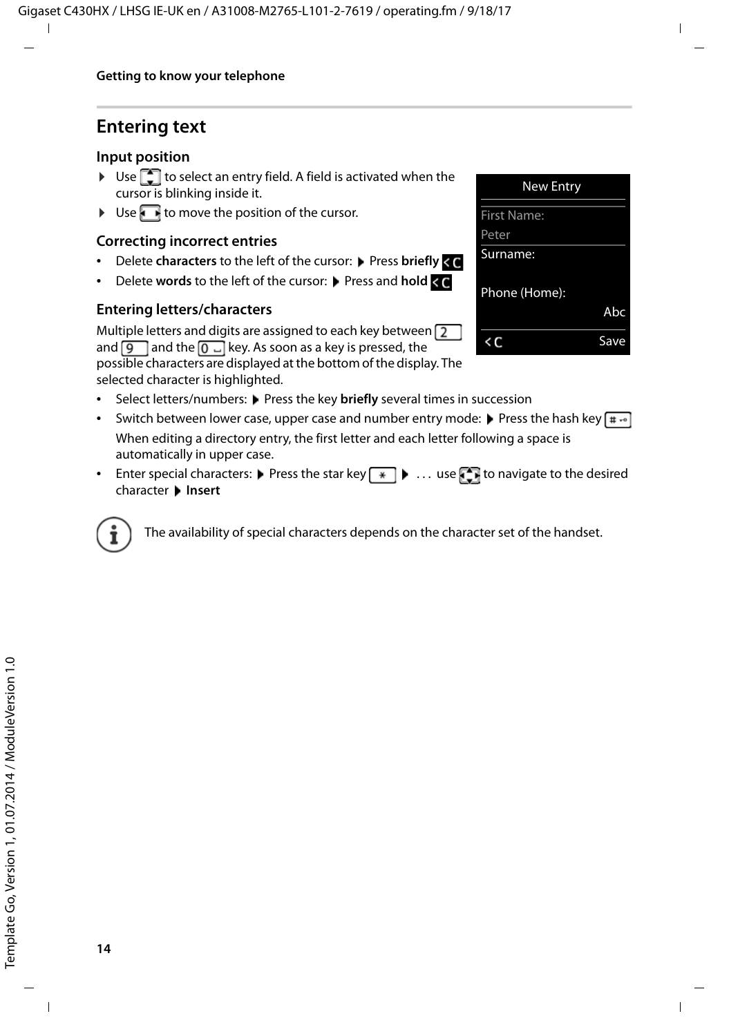## Entering text

### Input position

- ▶ Use [up/down key] to select an entry field. A field is activated when the cursor is blinking inside it.
- ▶ Use [left/right key] to move the position of the cursor.

New Entry
First Name:
Peter
Surname:

Phone (Home):
Abc
< C    Save

### Correcting incorrect entries

- Delete **characters** to the left of the cursor: ▶ Press **briefly** < C
- Delete **words** to the left of the cursor: ▶ Press and **hold** < C

### Entering letters/characters

Multiple letters and digits are assigned to each key between 2 and 9 and the 0 ␣ key. As soon as a key is pressed, the possible characters are displayed at the bottom of the display. The selected character is highlighted.

- Select letters/numbers: ▶ Press the key **briefly** several times in succession
- Switch between lower case, upper case and number entry mode: ▶ Press the hash key #
  When editing a directory entry, the first letter and each letter following a space is automatically in upper case.
- Enter special characters: ▶ Press the star key * ▶ . . . use [navigation key] to navigate to the desired character ▶ **Insert**

The availability of special characters depends on the character set of the handset.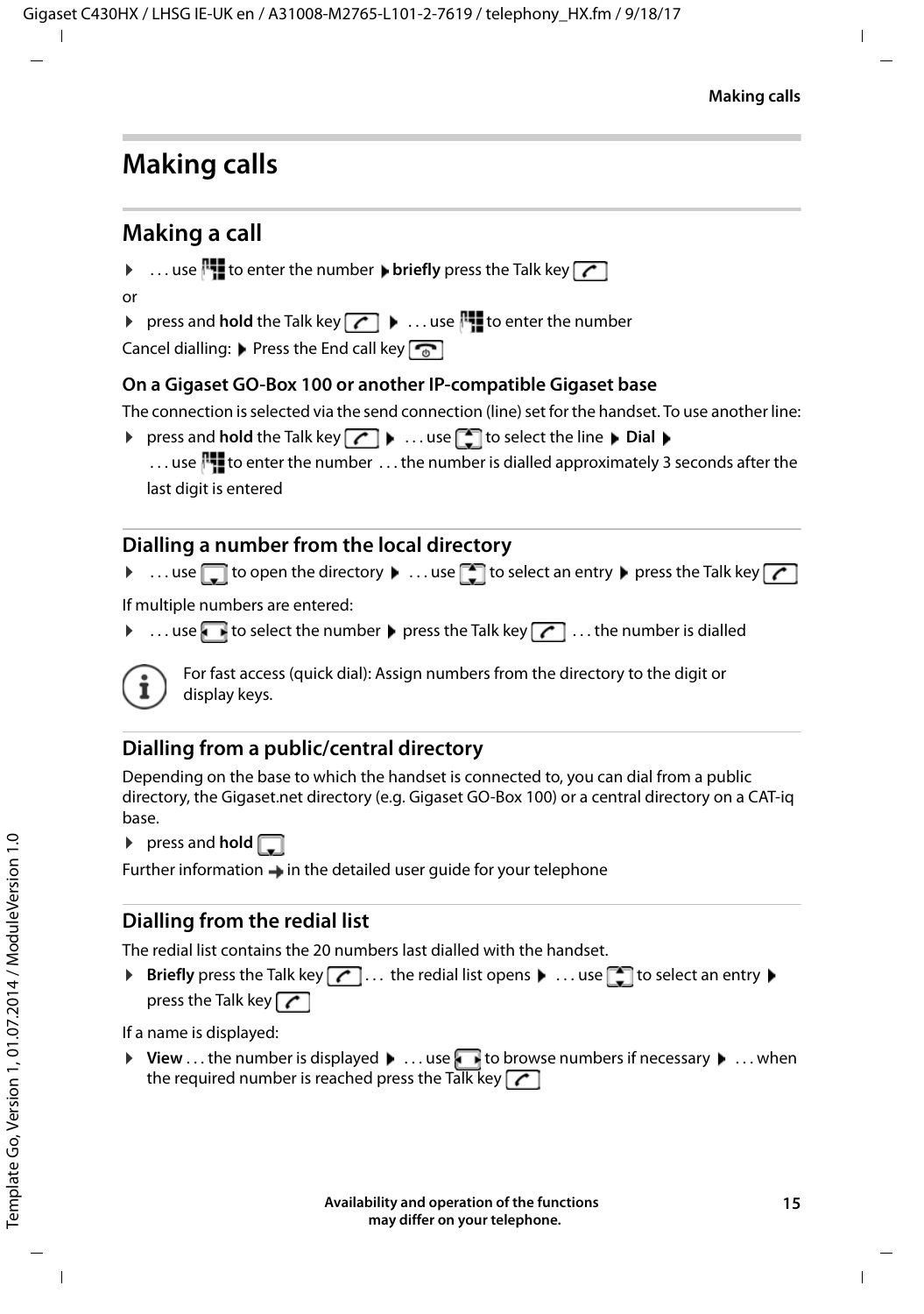# Making calls

## Making a call

▶ . . . use [keypad] to enter the number ▶ **briefly** press the Talk key [Talk]

or

▶ press and **hold** the Talk key [Talk] ▶ . . . use [keypad] to enter the number

Cancel dialling: ▶ Press the End call key [End]

### On a Gigaset GO-Box 100 or another IP-compatible Gigaset base

The connection is selected via the send connection (line) set for the handset. To use another line:

▶ press and **hold** the Talk key [Talk] ▶ . . . use [up/down] to select the line ▶ **Dial** ▶ . . . use [keypad] to enter the number . . . the number is dialled approximately 3 seconds after the last digit is entered

## Dialling a number from the local directory

▶ . . . use [down] to open the directory ▶ . . . use [up/down] to select an entry ▶ press the Talk key [Talk]

If multiple numbers are entered:

▶ . . . use [left/right] to select the number ▶ press the Talk key [Talk] . . . the number is dialled

> For fast access (quick dial): Assign numbers from the directory to the digit or display keys.

## Dialling from a public/central directory

Depending on the base to which the handset is connected to, you can dial from a public directory, the Gigaset.net directory (e.g. Gigaset GO-Box 100) or a central directory on a CAT-iq base.

▶ press and **hold** [down]

Further information → in the detailed user guide for your telephone

## Dialling from the redial list

The redial list contains the 20 numbers last dialled with the handset.

▶ **Briefly** press the Talk key [Talk] . . . the redial list opens ▶ . . . use [up/down] to select an entry ▶ press the Talk key [Talk]

If a name is displayed:

▶ **View** . . . the number is displayed ▶ . . . use [left/right] to browse numbers if necessary ▶ . . . when the required number is reached press the Talk key [Talk]

**Availability and operation of the functions may differ on your telephone.**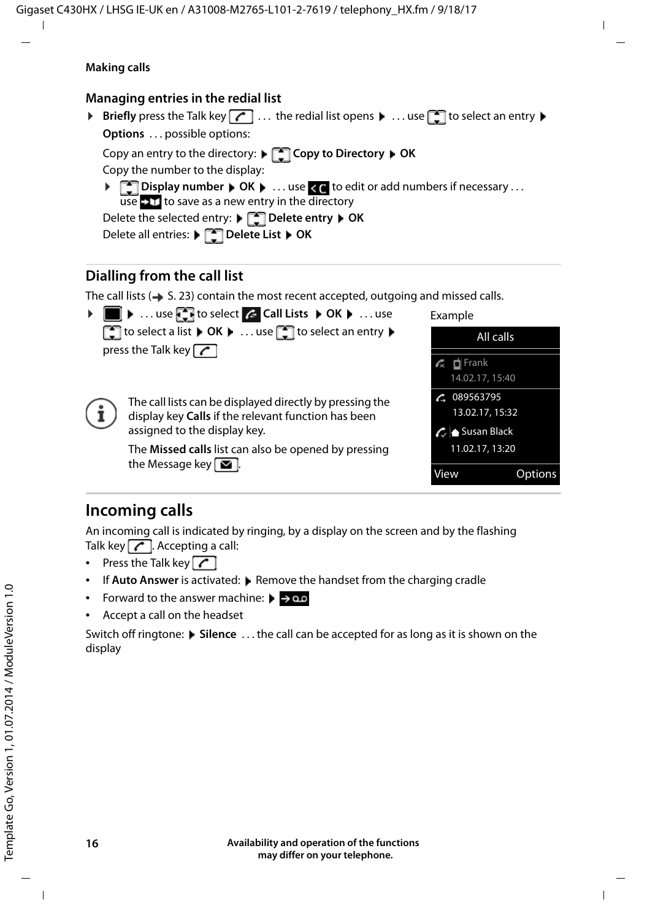## Making calls

### Managing entries in the redial list

▶ **Briefly** press the Talk key . . . the redial list opens ▶ . . . use to select an entry ▶ **Options** . . . possible options:

Copy an entry to the directory: ▶ **Copy to Directory** ▶ **OK**

Copy the number to the display:

▶ **Display number** ▶ **OK** ▶ . . . use to edit or add numbers if necessary . . . use to save as a new entry in the directory

Delete the selected entry: ▶ **Delete entry** ▶ **OK**

Delete all entries: ▶ **Delete List** ▶ **OK**

### Dialling from the call list

The call lists (→ S. 23) contain the most recent accepted, outgoing and missed calls.

▶ ▶ . . . use to select **Call Lists** ▶ **OK** ▶ . . . use to select a list ▶ **OK** ▶ . . . use to select an entry ▶ press the Talk key

Example

| All calls | |
|---|---|
| Frank 14.02.17, 15:40 | |
| 089563795 13.02.17, 15:32 | |
| Susan Black 11.02.17, 13:20 | |
| View | Options |

The call lists can be displayed directly by pressing the display key **Calls** if the relevant function has been assigned to the display key.

The **Missed calls** list can also be opened by pressing the Message key .

# Incoming calls

An incoming call is indicated by ringing, by a display on the screen and by the flashing Talk key . Accepting a call:

- Press the Talk key
- If **Auto Answer** is activated: ▶ Remove the handset from the charging cradle
- Forward to the answer machine: ▶
- Accept a call on the headset

Switch off ringtone: ▶ **Silence** . . . the call can be accepted for as long as it is shown on the display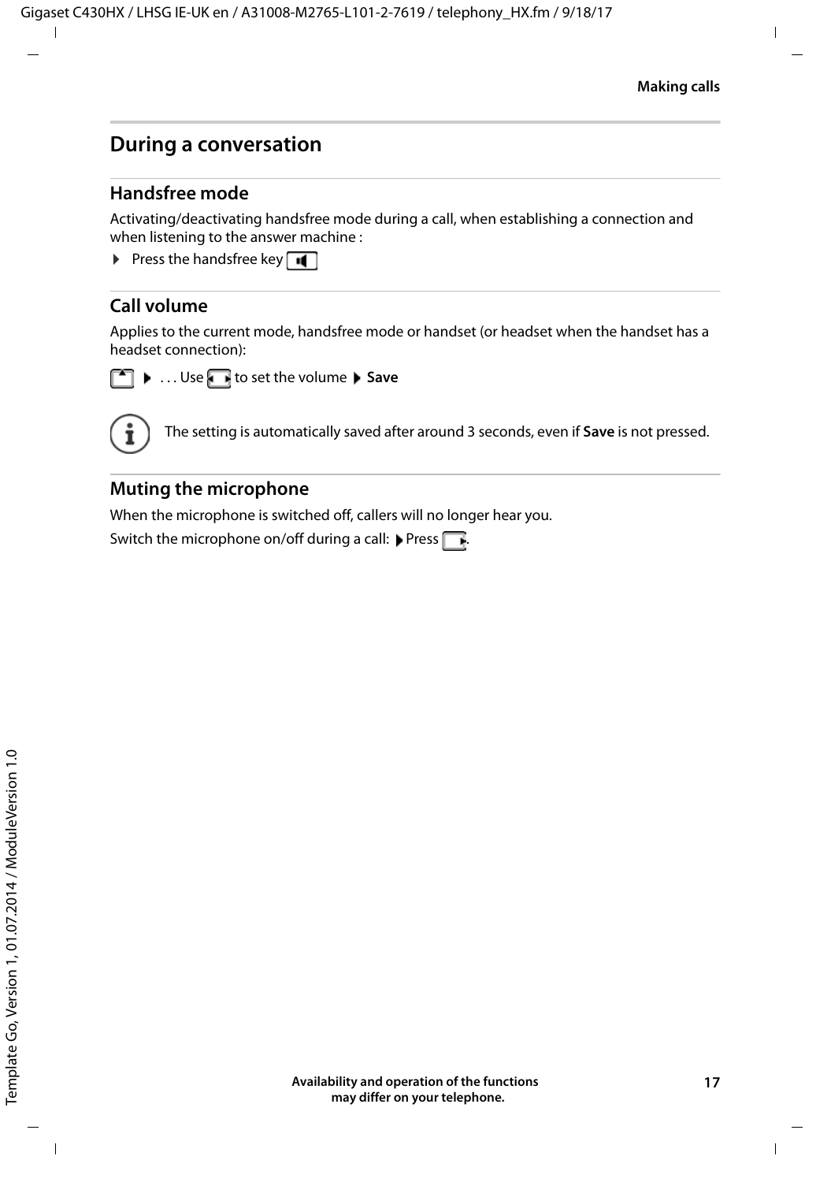# During a conversation

## Handsfree mode

Activating/deactivating handsfree mode during a call, when establishing a connection and when listening to the answer machine :

- Press the handsfree key

## Call volume

Applies to the current mode, handsfree mode or handset (or headset when the handset has a headset connection):

▶ . . . Use to set the volume ▶ **Save**

The setting is automatically saved after around 3 seconds, even if **Save** is not pressed.

## Muting the microphone

When the microphone is switched off, callers will no longer hear you.

Switch the microphone on/off during a call: ▶ Press .

**Availability and operation of the functions may differ on your telephone.**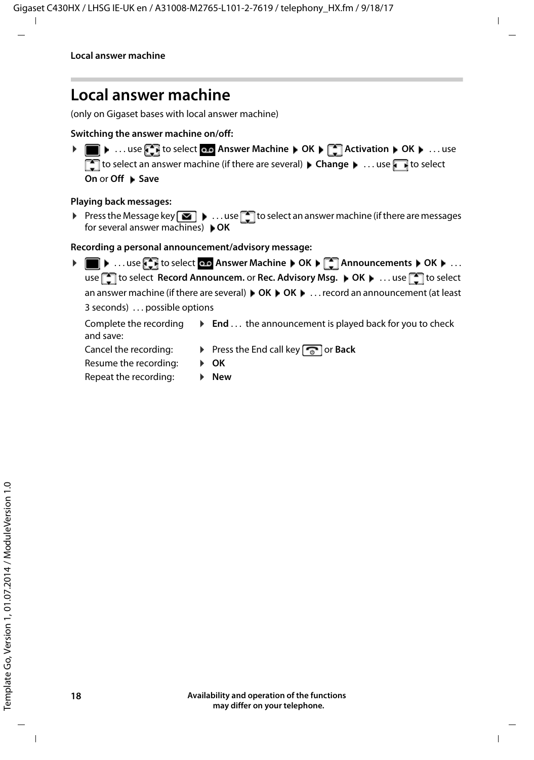# Local answer machine

(only on Gigaset bases with local answer machine)

**Switching the answer machine on/off:**

▶ ▶ . . . use to select **Answer Machine** ▶ **OK** ▶ **Activation** ▶ **OK** ▶ . . . use to select an answer machine (if there are several) ▶ **Change** ▶ . . . use to select **On** or **Off** ▶ **Save**

**Playing back messages:**

▶ Press the Message key ▶ . . . use to select an answer machine (if there are messages for several answer machines) ▶ **OK**

**Recording a personal announcement/advisory message:**

▶ ▶ . . . use to select **Answer Machine** ▶ **OK** ▶ **Announcements** ▶ **OK** ▶ . . . use to select **Record Announcem.** or **Rec. Advisory Msg.** ▶ **OK** ▶ . . . use to select an answer machine (if there are several) ▶ **OK** ▶ **OK** ▶ . . . record an announcement (at least 3 seconds) . . . possible options

| | |
|---|---|
| Complete the recording and save: | ▶ **End** . . . the announcement is played back for you to check |
| Cancel the recording: | ▶ Press the End call key or **Back** |
| Resume the recording: | ▶ **OK** |
| Repeat the recording: | ▶ **New** |

**Availability and operation of the functions may differ on your telephone.**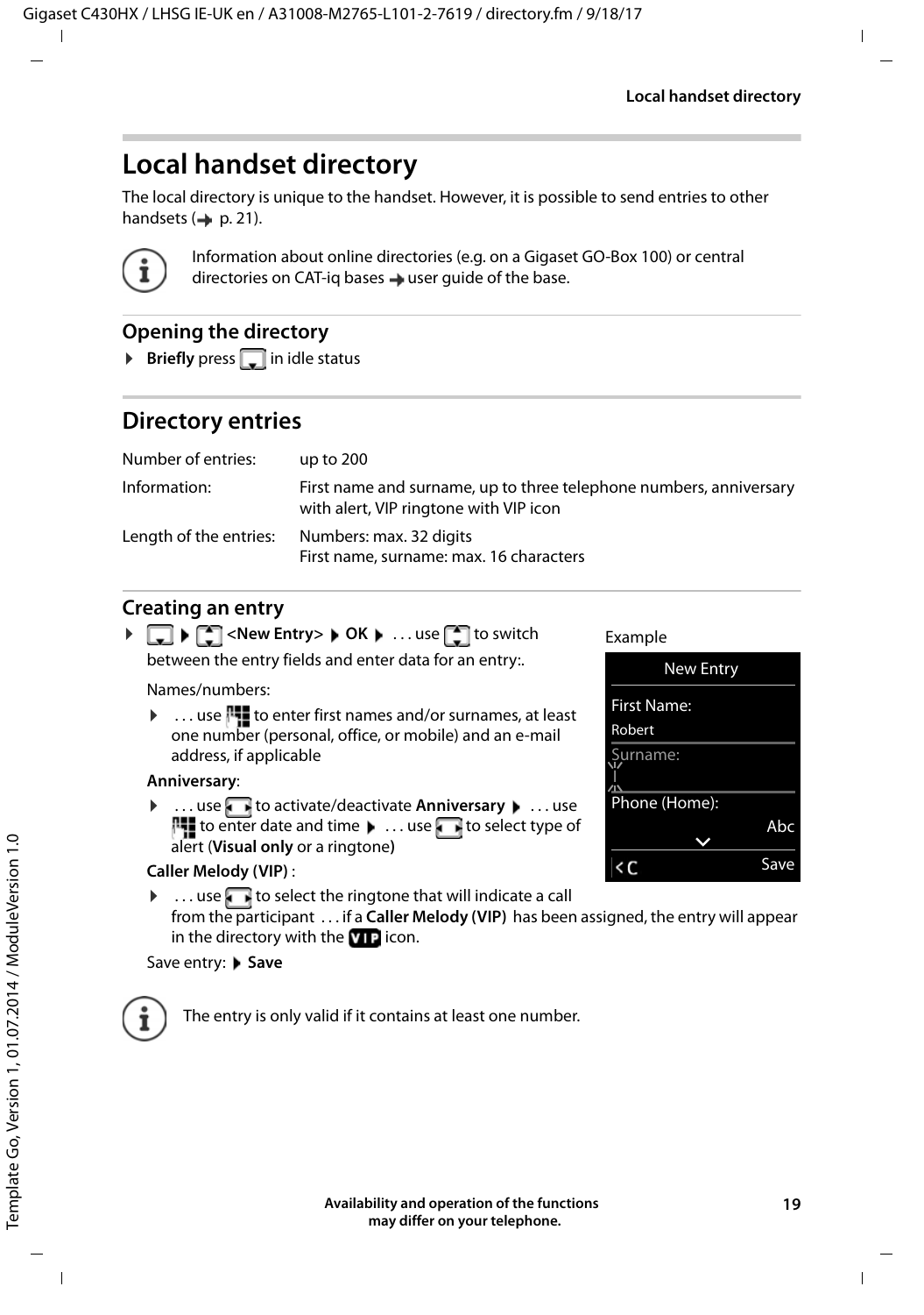# Local handset directory

The local directory is unique to the handset. However, it is possible to send entries to other handsets (→ p. 21).

Information about online directories (e.g. on a Gigaset GO-Box 100) or central directories on CAT-iq bases → user guide of the base.

## Opening the directory

- **Briefly** press [ ] in idle status

## Directory entries

| | |
|---|---|
| Number of entries: | up to 200 |
| Information: | First name and surname, up to three telephone numbers, anniversary with alert, VIP ringtone with VIP icon |
| Length of the entries: | Numbers: max. 32 digits<br>First name, surname: max. 16 characters |

### Creating an entry

- [ ] ▶ [ ] **<New Entry>** ▶ **OK** ▶ . . . use [ ] to switch between the entry fields and enter data for an entry:.

  Names/numbers:

  - . . . use [ ] to enter first names and/or surnames, at least one number (personal, office, or mobile) and an e-mail address, if applicable

  **Anniversary**:

  - . . . use [ ] to activate/deactivate **Anniversary** ▶ . . . use [ ] to enter date and time ▶ . . . use [ ] to select type of alert (**Visual only** or a ringtone)

  **Caller Melody (VIP)** :

  - . . . use [ ] to select the ringtone that will indicate a call from the participant . . . if a **Caller Melody (VIP)** has been assigned, the entry will appear in the directory with the [VIP] icon.

  Save entry: ▶ **Save**

Example

New Entry
First Name:
Robert
Surname:
Phone (Home):
Abc
Save

The entry is only valid if it contains at least one number.

Availability and operation of the functions may differ on your telephone.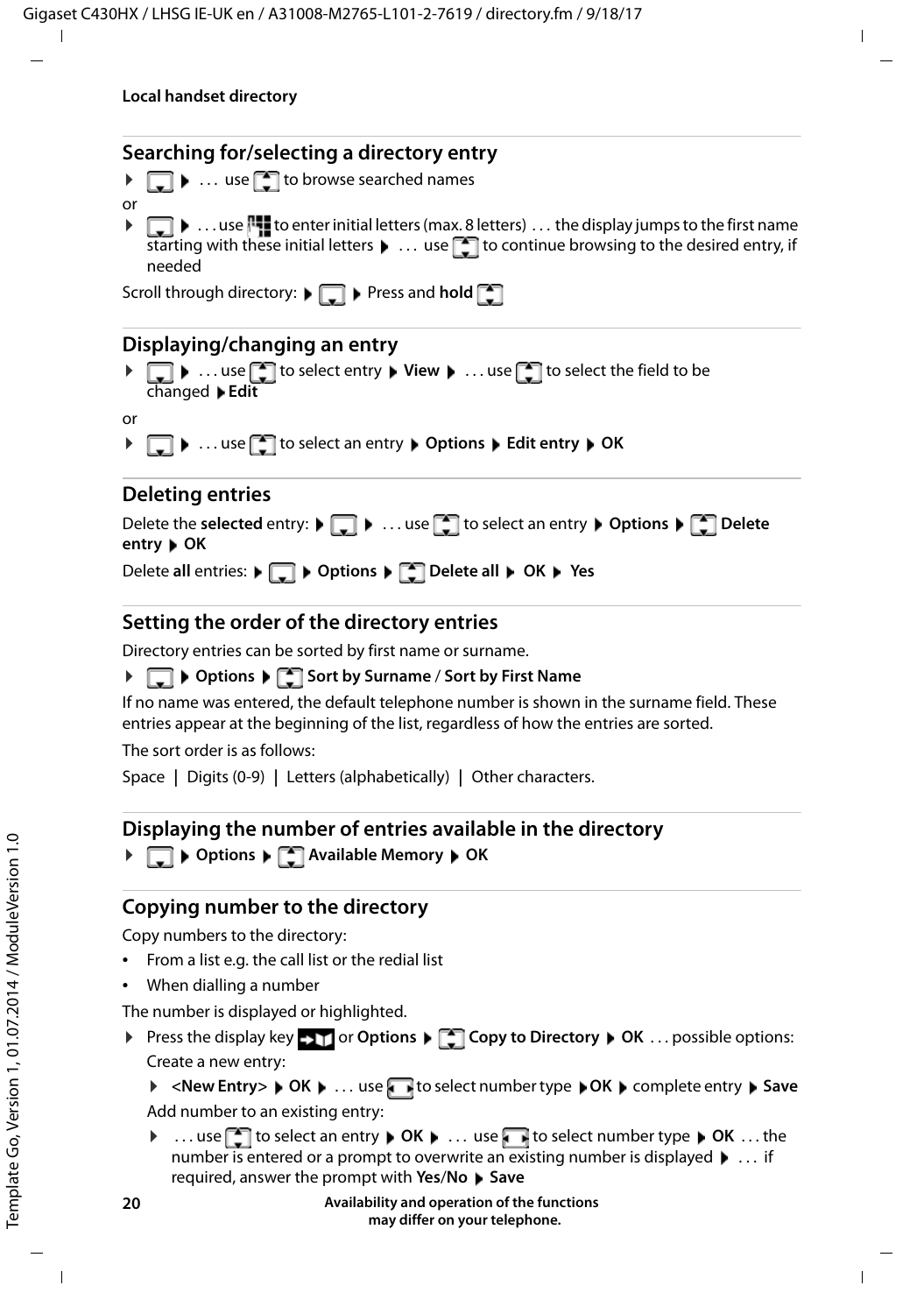## Local handset directory

### Searching for/selecting a directory entry

▶ ▶ . . . use to browse searched names

or

▶ ▶ . . . use to enter initial letters (max. 8 letters) . . . the display jumps to the first name starting with these initial letters ▶ . . . use to continue browsing to the desired entry, if needed

Scroll through directory: ▶ ▶ Press and **hold**

### Displaying/changing an entry

▶ ▶ . . . use to select entry ▶ **View** ▶ . . . use to select the field to be changed ▶ **Edit**

or

▶ ▶ . . . use to select an entry ▶ **Options** ▶ **Edit entry** ▶ **OK**

### Deleting entries

Delete the **selected** entry: ▶ ▶ . . . use to select an entry ▶ **Options** ▶ **Delete entry** ▶ **OK**

Delete **all** entries: ▶ ▶ **Options** ▶ **Delete all** ▶ **OK** ▶ **Yes**

### Setting the order of the directory entries

Directory entries can be sorted by first name or surname.

▶ ▶ **Options** ▶ **Sort by Surname** / **Sort by First Name**

If no name was entered, the default telephone number is shown in the surname field. These entries appear at the beginning of the list, regardless of how the entries are sorted.

The sort order is as follows:

Space | Digits (0-9) | Letters (alphabetically) | Other characters.

### Displaying the number of entries available in the directory

▶ ▶ **Options** ▶ **Available Memory** ▶ **OK**

### Copying number to the directory

Copy numbers to the directory:

- From a list e.g. the call list or the redial list
- When dialling a number

The number is displayed or highlighted.

▶ Press the display key or **Options** ▶ **Copy to Directory** ▶ **OK** . . . possible options:

Create a new entry:

▶ **<New Entry>** ▶ **OK** ▶ . . . use to select number type ▶ **OK** ▶ complete entry ▶ **Save**

Add number to an existing entry:

▶ . . . use to select an entry ▶ **OK** ▶ . . . use to select number type ▶ **OK** . . . the number is entered or a prompt to overwrite an existing number is displayed ▶ . . . if required, answer the prompt with **Yes**/**No** ▶ **Save**

**Availability and operation of the functions may differ on your telephone.**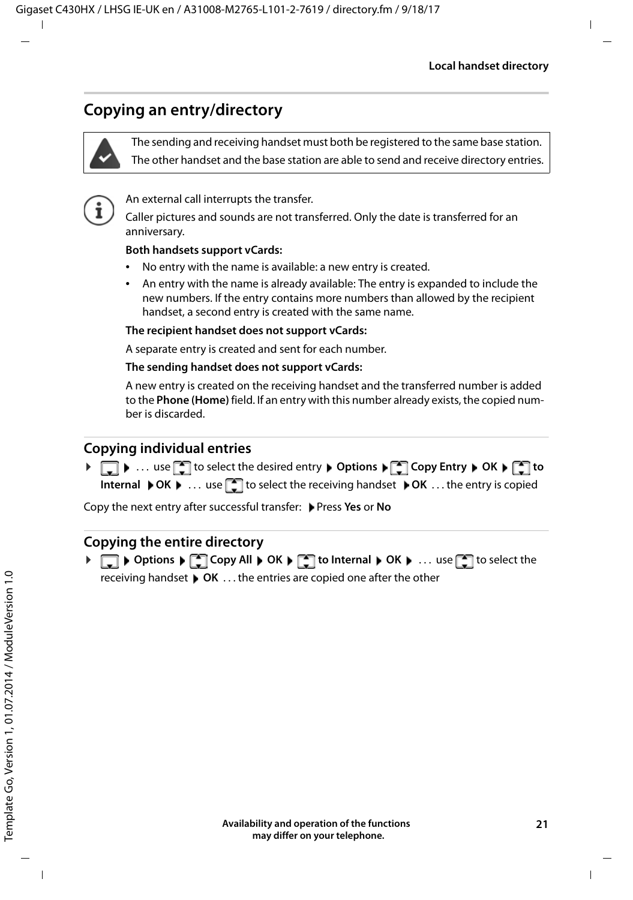## Copying an entry/directory

The sending and receiving handset must both be registered to the same base station.

The other handset and the base station are able to send and receive directory entries.

An external call interrupts the transfer.

Caller pictures and sounds are not transferred. Only the date is transferred for an anniversary.

**Both handsets support vCards:**

- No entry with the name is available: a new entry is created.
- An entry with the name is already available: The entry is expanded to include the new numbers. If the entry contains more numbers than allowed by the recipient handset, a second entry is created with the same name.

**The recipient handset does not support vCards:**

A separate entry is created and sent for each number.

**The sending handset does not support vCards:**

A new entry is created on the receiving handset and the transferred number is added to the **Phone (Home)** field. If an entry with this number already exists, the copied number is discarded.

### Copying individual entries

▶ ▶ . . . use to select the desired entry ▶ **Options** ▶ **Copy Entry** ▶ **OK** ▶ **to Internal** ▶ **OK** ▶ . . . use to select the receiving handset ▶ **OK** . . . the entry is copied

Copy the next entry after successful transfer: ▶ Press **Yes** or **No**

### Copying the entire directory

▶ ▶ **Options** ▶ **Copy All** ▶ **OK** ▶ **to Internal** ▶ **OK** ▶ . . . use to select the receiving handset ▶ **OK** . . . the entries are copied one after the other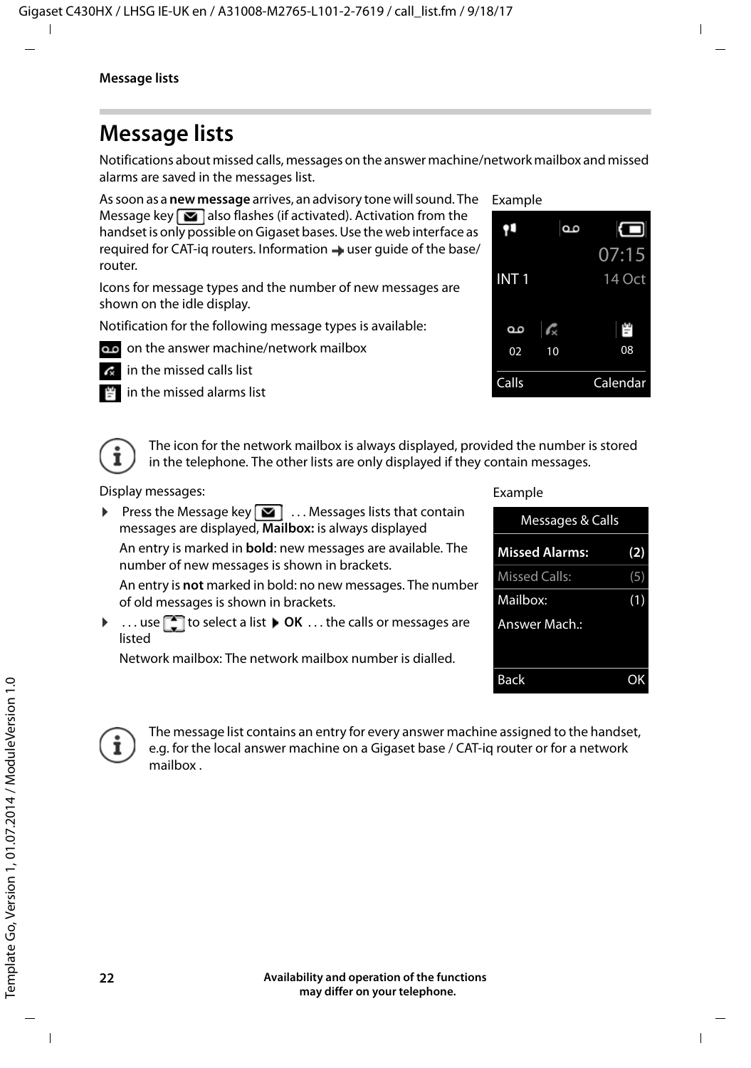# Message lists

Notifications about missed calls, messages on the answer machine/network mailbox and missed alarms are saved in the messages list.

As soon as a **new message** arrives, an advisory tone will sound. The Message key also flashes (if activated). Activation from the handset is only possible on Gigaset bases. Use the web interface as required for CAT-iq routers. Information → user guide of the base/router.

Icons for message types and the number of new messages are shown on the idle display.

Notification for the following message types is available:

- on the answer machine/network mailbox
- in the missed calls list
- in the missed alarms list

Example

| INT 1 | 07:15 14 Oct |
|---|---|
| 02 10 | 08 |
| Calls | Calendar |

The icon for the network mailbox is always displayed, provided the number is stored in the telephone. The other lists are only displayed if they contain messages.

Display messages:

- Press the Message key . . . Messages lists that contain messages are displayed, **Mailbox:** is always displayed

  An entry is marked in **bold**: new messages are available. The number of new messages is shown in brackets.

  An entry is **not** marked in bold: no new messages. The number of old messages is shown in brackets.

- . . . use to select a list ▶ **OK** . . . the calls or messages are listed

  Network mailbox: The network mailbox number is dialled.

Example

| Messages & Calls | |
|---|---|
| **Missed Alarms:** | **(2)** |
| Missed Calls: | (5) |
| Mailbox: | (1) |
| Answer Mach.: | |
| Back | OK |

The message list contains an entry for every answer machine assigned to the handset, e.g. for the local answer machine on a Gigaset base / CAT-iq router or for a network mailbox .

Availability and operation of the functions may differ on your telephone.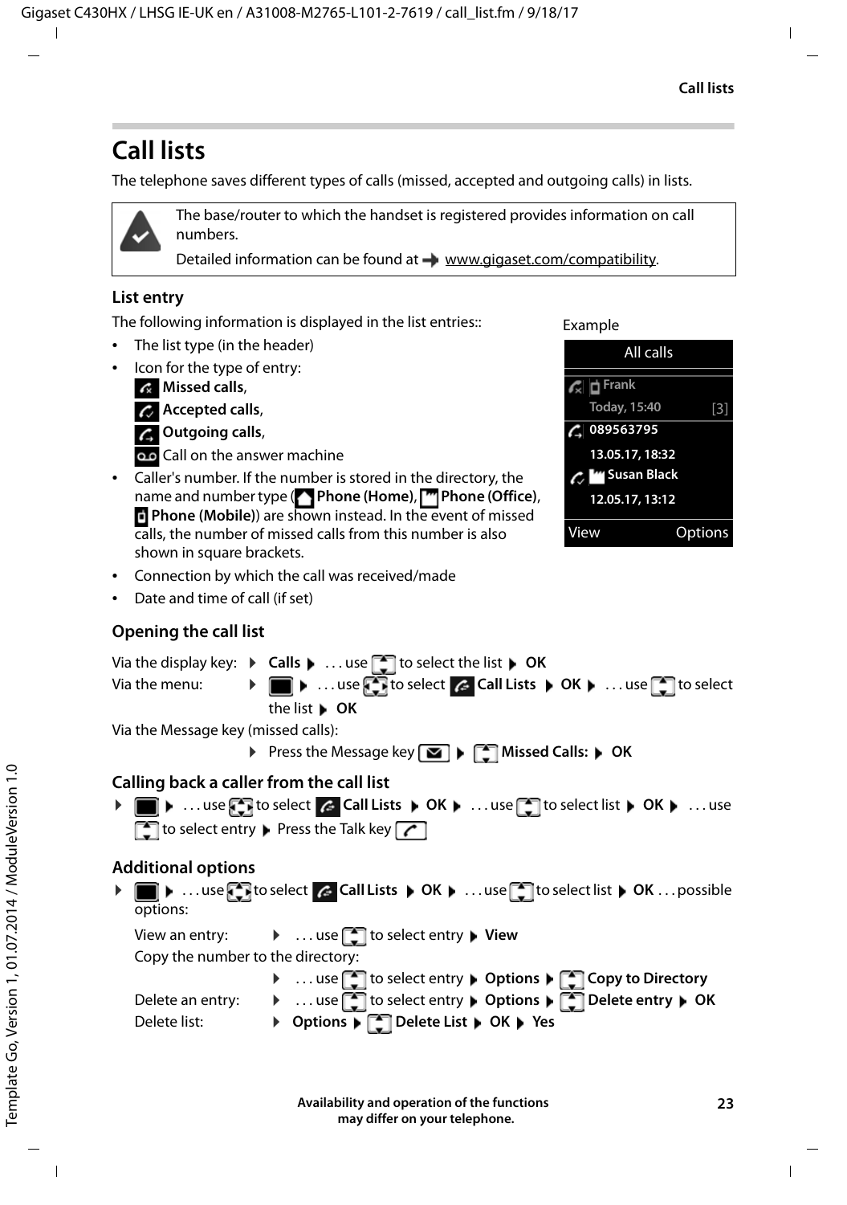# Call lists

The telephone saves different types of calls (missed, accepted and outgoing calls) in lists.

> The base/router to which the handset is registered provides information on call numbers.
>
> Detailed information can be found at ➡ www.gigaset.com/compatibility.

## List entry

The following information is displayed in the list entries::

- The list type (in the header)
- Icon for the type of entry:
  **Missed calls**,
  **Accepted calls**,
  **Outgoing calls**,
  Call on the answer machine
- Caller's number. If the number is stored in the directory, the name and number type (**Phone (Home)**, **Phone (Office)**, **Phone (Mobile)**) are shown instead. In the event of missed calls, the number of missed calls from this number is also shown in square brackets.
- Connection by which the call was received/made
- Date and time of call (if set)

Example

| All calls | |
|---|---|
| Frank | |
| Today, 15:40 | [3] |
| 089563795 | |
| 13.05.17, 18:32 | |
| Susan Black | |
| 12.05.17, 13:12 | |
| View | Options |

## Opening the call list

Via the display key: ▶ **Calls** ▶ . . . use to select the list ▶ **OK**

Via the menu: ▶ ▶ . . . use to select **Call Lists** ▶ **OK** ▶ . . . use to select the list ▶ **OK**

Via the Message key (missed calls):

▶ Press the Message key ▶ **Missed Calls:** ▶ **OK**

## Calling back a caller from the call list

▶ ▶ . . . use to select **Call Lists** ▶ **OK** ▶ . . . use to select list ▶ **OK** ▶ . . . use to select entry ▶ Press the Talk key

## Additional options

▶ ▶ . . . use to select **Call Lists** ▶ **OK** ▶ . . . use to select list ▶ **OK** . . . possible options:

View an entry: ▶ . . . use to select entry ▶ **View**

Copy the number to the directory:

▶ . . . use to select entry ▶ **Options** ▶ **Copy to Directory**

Delete an entry: ▶ . . . use to select entry ▶ **Options** ▶ **Delete entry** ▶ **OK**

Delete list: ▶ **Options** ▶ **Delete List** ▶ **OK** ▶ **Yes**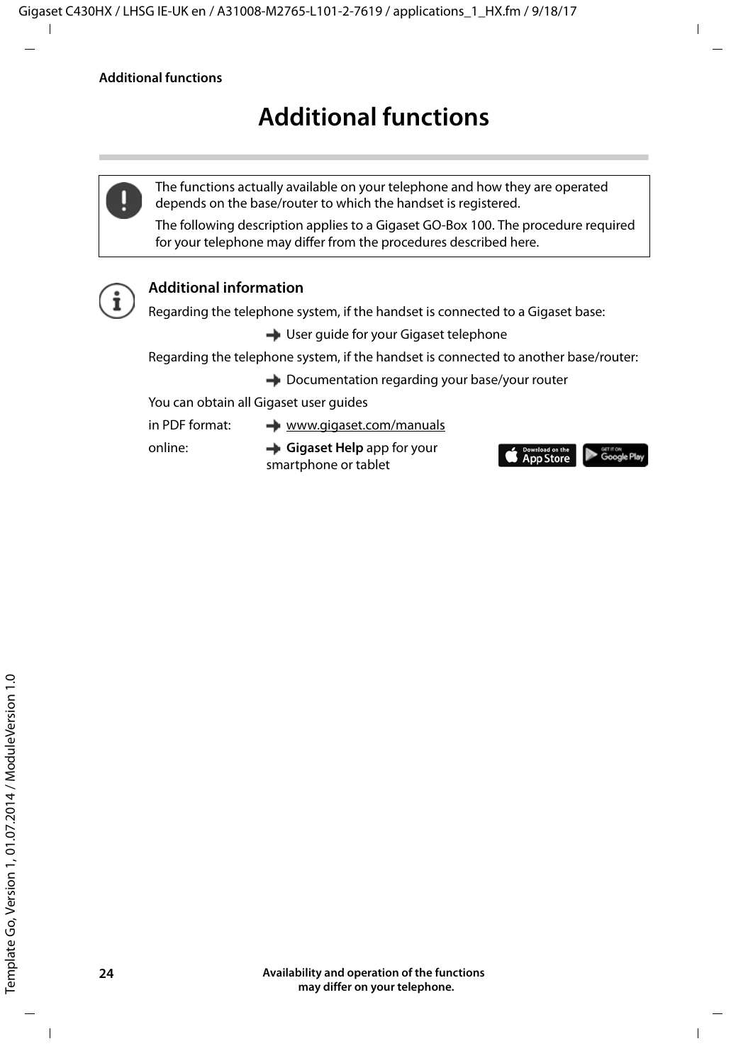# Additional functions

> The functions actually available on your telephone and how they are operated depends on the base/router to which the handset is registered.
>
> The following description applies to a Gigaset GO-Box 100. The procedure required for your telephone may differ from the procedures described here.

**Additional information**

Regarding the telephone system, if the handset is connected to a Gigaset base:

→ User guide for your Gigaset telephone

Regarding the telephone system, if the handset is connected to another base/router:

→ Documentation regarding your base/your router

You can obtain all Gigaset user guides

in PDF format: → www.gigaset.com/manuals

online: → **Gigaset Help** app for your smartphone or tablet

Download on the App Store | GET IT ON Google Play

**Availability and operation of the functions may differ on your telephone.**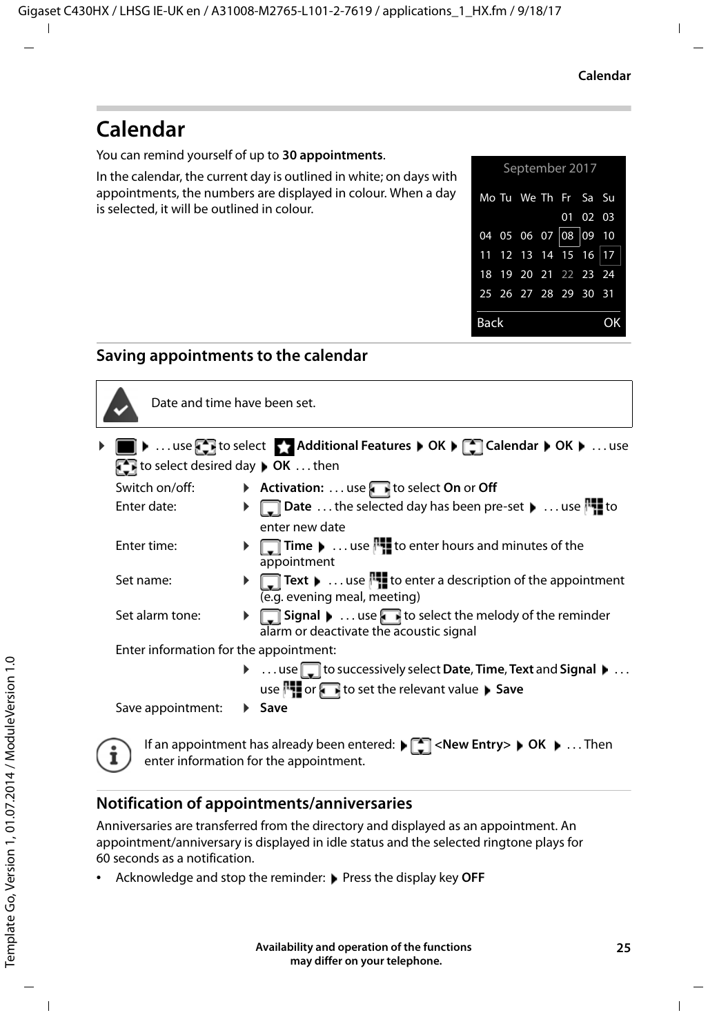# Calendar

You can remind yourself of up to **30 appointments**.

In the calendar, the current day is outlined in white; on days with appointments, the numbers are displayed in colour. When a day is selected, it will be outlined in colour.

| September 2017 | | | | | | |
|---|---|---|---|---|---|---|
| Mo | Tu | We | Th | Fr | Sa | Su |
| | | | | 01 | 02 | 03 |
| 04 | 05 | 06 | 07 | 08 | 09 | 10 |
| 11 | 12 | 13 | 14 | 15 | 16 | 17 |
| 18 | 19 | 20 | 21 | 22 | 23 | 24 |
| 25 | 26 | 27 | 28 | 29 | 30 | 31 |
| Back | | | | | | OK |

## Saving appointments to the calendar

Date and time have been set.

▶ ▶ . . . use to select **Additional Features** ▶ **OK** ▶ **Calendar** ▶ **OK** ▶ . . . use to select desired day ▶ **OK** . . . then

Switch on/off: ▶ **Activation:** . . . use to select **On** or **Off**

Enter date: ▶ **Date** . . . the selected day has been pre-set ▶ . . . use to enter new date

Enter time: ▶ **Time** ▶ . . . use to enter hours and minutes of the appointment

Set name: ▶ **Text** ▶ . . . use to enter a description of the appointment (e.g. evening meal, meeting)

Set alarm tone: ▶ **Signal** ▶ . . . use to select the melody of the reminder alarm or deactivate the acoustic signal

Enter information for the appointment:

▶ . . . use to successively select **Date**, **Time**, **Text** and **Signal** ▶ . . . use or to set the relevant value ▶ **Save**

Save appointment: ▶ **Save**

If an appointment has already been entered: ▶ **<New Entry>** ▶ **OK** ▶ . . . Then enter information for the appointment.

## Notification of appointments/anniversaries

Anniversaries are transferred from the directory and displayed as an appointment. An appointment/anniversary is displayed in idle status and the selected ringtone plays for 60 seconds as a notification.

- Acknowledge and stop the reminder: ▶ Press the display key **OFF**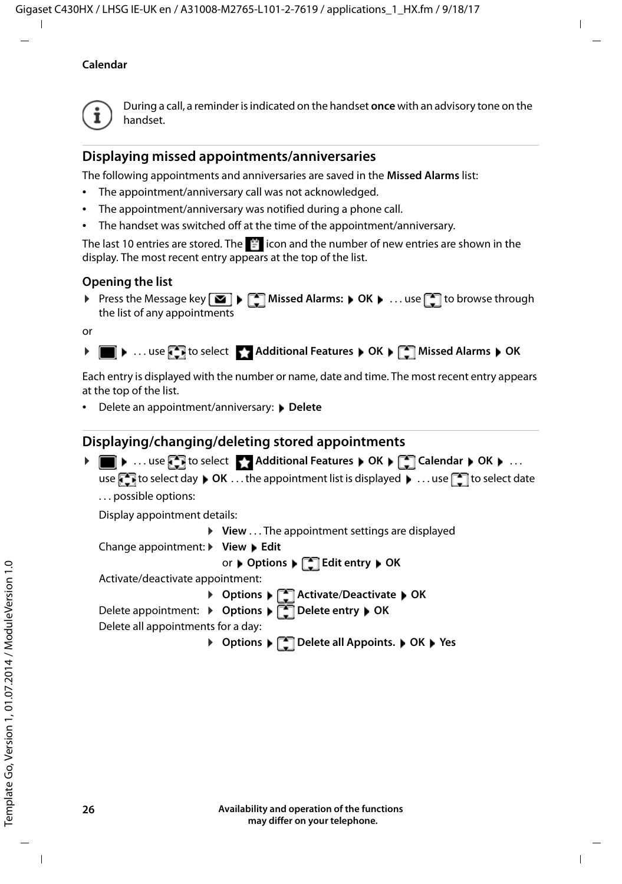Calendar

During a call, a reminder is indicated on the handset **once** with an advisory tone on the handset.

## Displaying missed appointments/anniversaries

The following appointments and anniversaries are saved in the **Missed Alarms** list:

- The appointment/anniversary call was not acknowledged.
- The appointment/anniversary was notified during a phone call.
- The handset was switched off at the time of the appointment/anniversary.

The last 10 entries are stored. The icon and the number of new entries are shown in the display. The most recent entry appears at the top of the list.

### Opening the list

▶ Press the Message key ▶ **Missed Alarms:** ▶ **OK** ▶ . . . use to browse through the list of any appointments

or

▶ ▶ . . . use to select **Additional Features** ▶ **OK** ▶ **Missed Alarms** ▶ **OK**

Each entry is displayed with the number or name, date and time. The most recent entry appears at the top of the list.

- Delete an appointment/anniversary: ▶ **Delete**

## Displaying/changing/deleting stored appointments

▶ ▶ . . . use to select **Additional Features** ▶ **OK** ▶ **Calendar** ▶ **OK** ▶ . . . use to select day ▶ **OK** . . . the appointment list is displayed ▶ . . . use to select date . . . possible options:

Display appointment details:
▶ **View** . . . The appointment settings are displayed

Change appointment: ▶ **View** ▶ **Edit**
or ▶ **Options** ▶ **Edit entry** ▶ **OK**

Activate/deactivate appointment:
▶ **Options** ▶ **Activate/Deactivate** ▶ **OK**

Delete appointment: ▶ **Options** ▶ **Delete entry** ▶ **OK**

Delete all appointments for a day:
▶ **Options** ▶ **Delete all Appoints.** ▶ **OK** ▶ **Yes**

**Availability and operation of the functions may differ on your telephone.**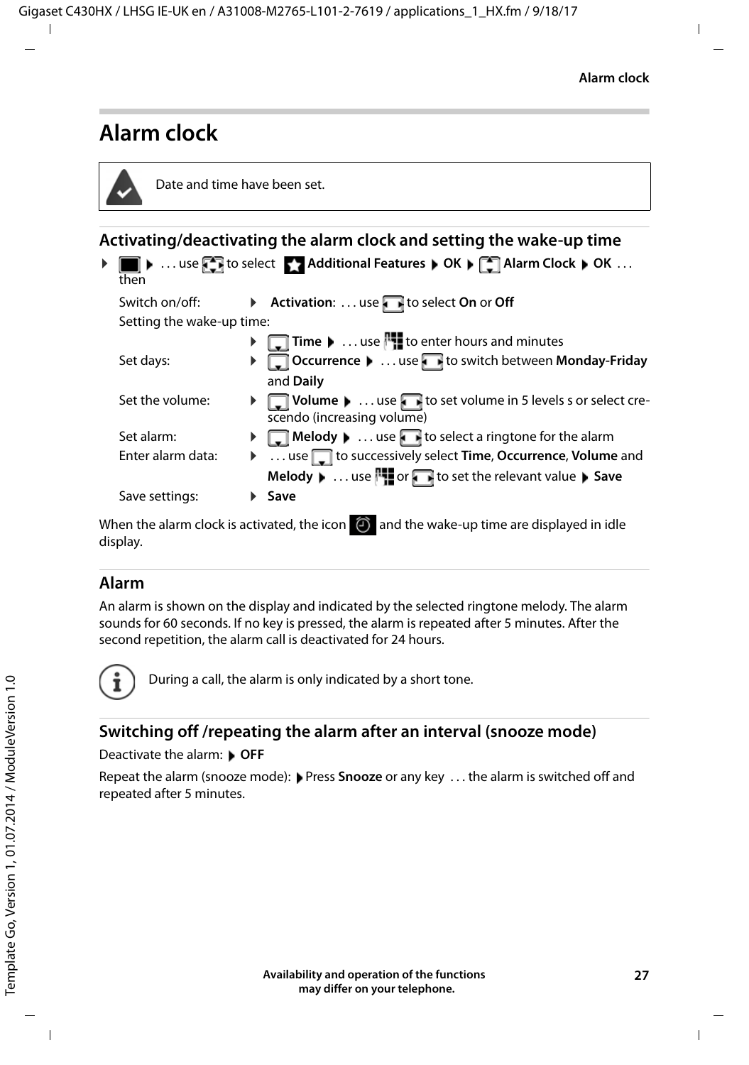# Alarm clock

Date and time have been set.

## Activating/deactivating the alarm clock and setting the wake-up time

▶ ▶ . . . use to select **Additional Features** ▶ **OK** ▶ **Alarm Clock** ▶ **OK** . . . then

| | |
|---|---|
| Switch on/off: | ▶ **Activation**: . . . use to select **On** or **Off** |
| Setting the wake-up time: | |
| | ▶ **Time** ▶ . . . use to enter hours and minutes |
| Set days: | ▶ **Occurrence** ▶ . . . use to switch between **Monday-Friday** and **Daily** |
| Set the volume: | ▶ **Volume** ▶ . . . use to set volume in 5 levels s or select crescendo (increasing volume) |
| Set alarm: | ▶ **Melody** ▶ . . . use to select a ringtone for the alarm |
| Enter alarm data: | ▶ . . . use to successively select **Time**, **Occurrence**, **Volume** and **Melody** ▶ . . . use or to set the relevant value ▶ **Save** |
| Save settings: | ▶ **Save** |

When the alarm clock is activated, the icon and the wake-up time are displayed in idle display.

## Alarm

An alarm is shown on the display and indicated by the selected ringtone melody. The alarm sounds for 60 seconds. If no key is pressed, the alarm is repeated after 5 minutes. After the second repetition, the alarm call is deactivated for 24 hours.

During a call, the alarm is only indicated by a short tone.

## Switching off /repeating the alarm after an interval (snooze mode)

Deactivate the alarm: ▶ **OFF**

Repeat the alarm (snooze mode): ▶ Press **Snooze** or any key . . . the alarm is switched off and repeated after 5 minutes.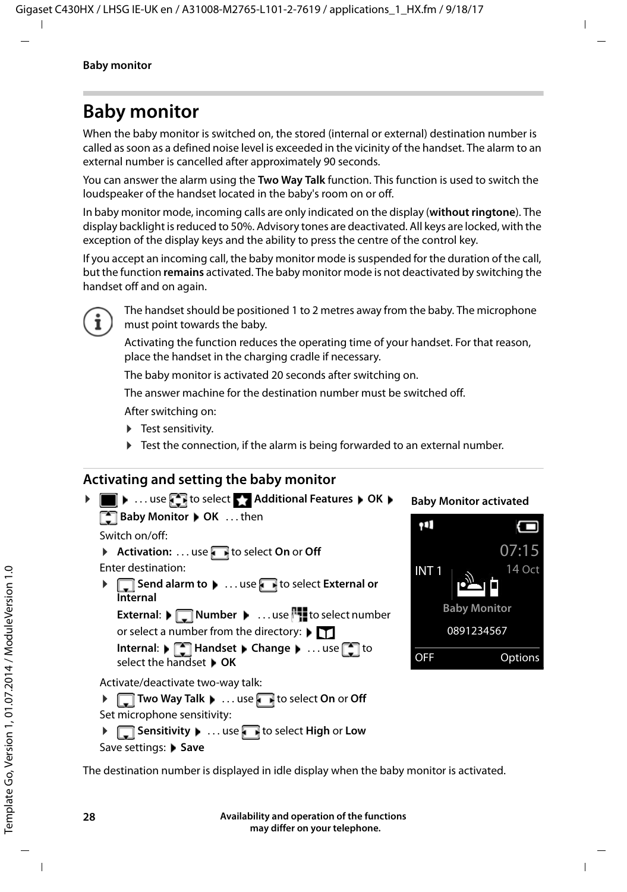# Baby monitor

When the baby monitor is switched on, the stored (internal or external) destination number is called as soon as a defined noise level is exceeded in the vicinity of the handset. The alarm to an external number is cancelled after approximately 90 seconds.

You can answer the alarm using the **Two Way Talk** function. This function is used to switch the loudspeaker of the handset located in the baby's room on or off.

In baby monitor mode, incoming calls are only indicated on the display (**without ringtone**). The display backlight is reduced to 50%. Advisory tones are deactivated. All keys are locked, with the exception of the display keys and the ability to press the centre of the control key.

If you accept an incoming call, the baby monitor mode is suspended for the duration of the call, but the function **remains** activated. The baby monitor mode is not deactivated by switching the handset off and on again.

The handset should be positioned 1 to 2 metres away from the baby. The microphone must point towards the baby.

Activating the function reduces the operating time of your handset. For that reason, place the handset in the charging cradle if necessary.

The baby monitor is activated 20 seconds after switching on.

The answer machine for the destination number must be switched off.

After switching on:

- Test sensitivity.
- Test the connection, if the alarm is being forwarded to an external number.

## Activating and setting the baby monitor

- ▶ ... use to select **Additional Features** ▶ **OK** ▶ **Baby Monitor** ▶ **OK** ... then

Switch on/off:

- **Activation:** ... use to select **On** or **Off**

Enter destination:

- **Send alarm to** ▶ ... use to select **External or Internal**

  **External**: ▶ **Number** ▶ ... use to select number or select a number from the directory: ▶

  **Internal**: ▶ **Handset** ▶ **Change** ▶ ... use to select the handset ▶ **OK**

Activate/deactivate two-way talk:

- **Two Way Talk** ▶ ... use to select **On** or **Off**

Set microphone sensitivity:

- **Sensitivity** ▶ ... use to select **High** or **Low**

Save settings: ▶ **Save**

**Baby Monitor activated**

INT 1 07:15 14 Oct
Baby Monitor
0891234567
OFF Options

The destination number is displayed in idle display when the baby monitor is activated.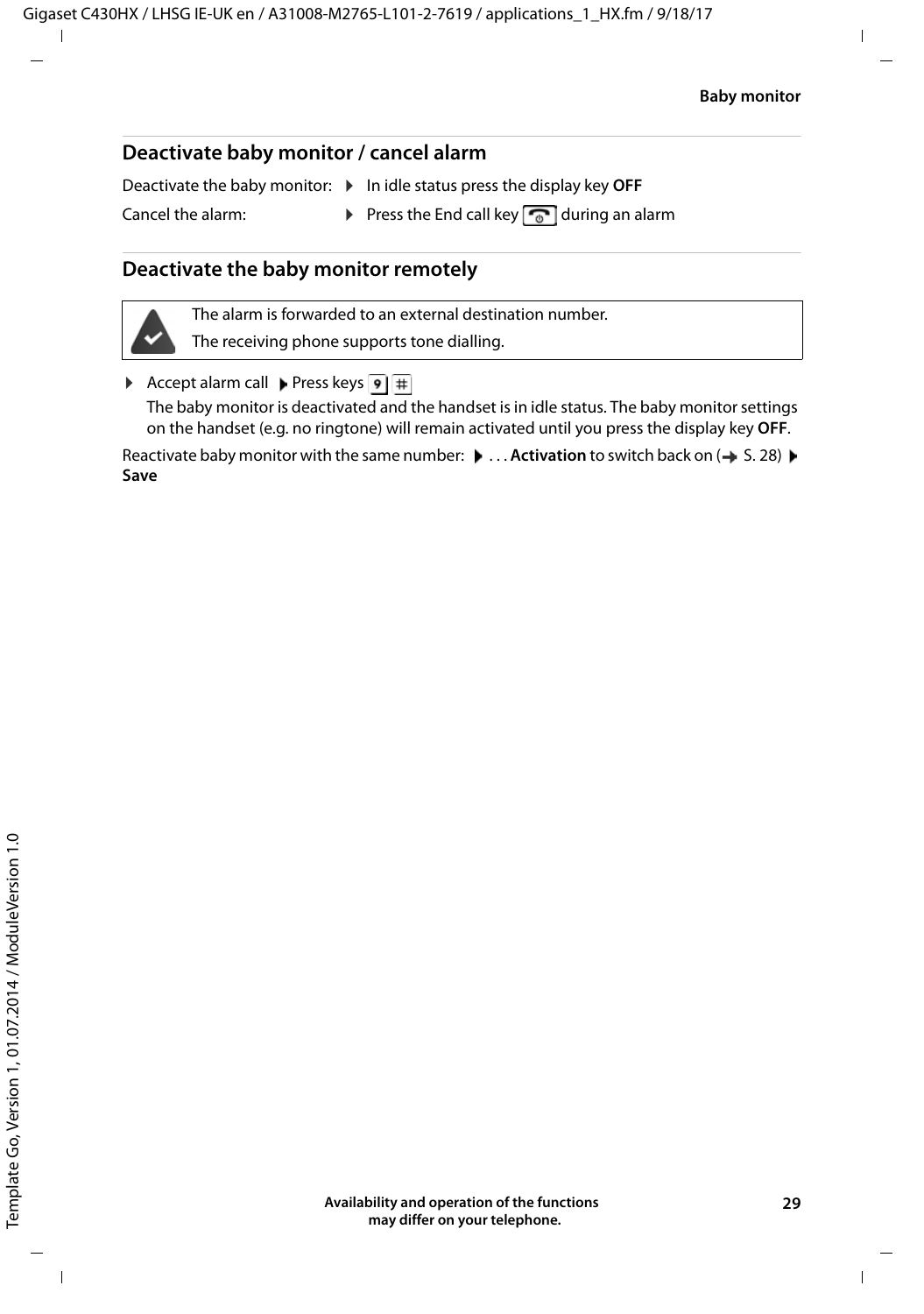## Deactivate baby monitor / cancel alarm

Deactivate the baby monitor: ▶ In idle status press the display key **OFF**

Cancel the alarm: ▶ Press the End call key during an alarm

## Deactivate the baby monitor remotely

The alarm is forwarded to an external destination number.

The receiving phone supports tone dialling.

▶ Accept alarm call ▶ Press keys 9 #

The baby monitor is deactivated and the handset is in idle status. The baby monitor settings on the handset (e.g. no ringtone) will remain activated until you press the display key **OFF**.

Reactivate baby monitor with the same number: ▶ . . . **Activation** to switch back on (→ S. 28) ▶ **Save**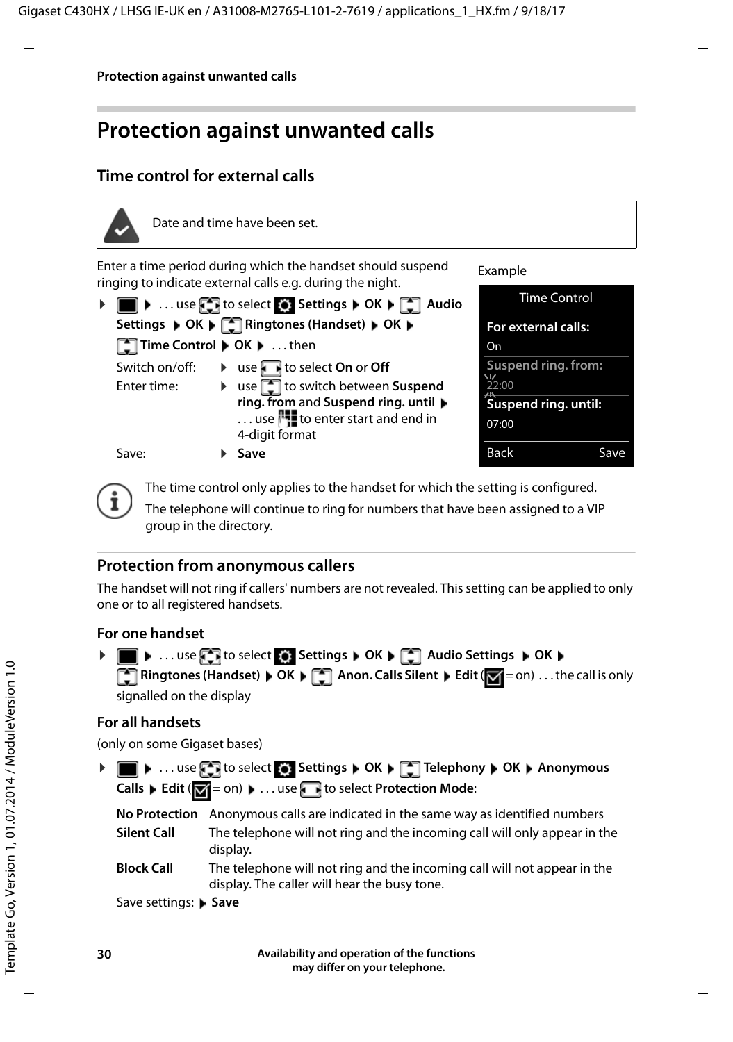# Protection against unwanted calls

## Time control for external calls

Date and time have been set.

Enter a time period during which the handset should suspend ringing to indicate external calls e.g. during the night.

Example

| Time Control |  |
|---|---|
| **For external calls:** | |
| On | |
| **Suspend ring. from:** | |
| 22:00 | |
| **Suspend ring. until:** | |
| 07:00 | |
| Back | Save |

▶ ▶ . . . use to select **Settings** ▶ **OK** ▶ **Audio Settings** ▶ **OK** ▶ **Ringtones (Handset)** ▶ **OK** ▶ **Time Control** ▶ **OK** ▶ . . . then

Switch on/off: ▶ use to select **On** or **Off**

Enter time: ▶ use to switch between **Suspend ring. from** and **Suspend ring. until** ▶ . . . use to enter start and end in 4-digit format

Save: ▶ **Save**

The time control only applies to the handset for which the setting is configured.

The telephone will continue to ring for numbers that have been assigned to a VIP group in the directory.

## Protection from anonymous callers

The handset will not ring if callers' numbers are not revealed. This setting can be applied to only one or to all registered handsets.

### For one handset

▶ ▶ . . . use to select **Settings** ▶ **OK** ▶ **Audio Settings** ▶ **OK** ▶ **Ringtones (Handset)** ▶ **OK** ▶ **Anon. Calls Silent** ▶ **Edit** ( = on) . . . the call is only signalled on the display

### For all handsets

(only on some Gigaset bases)

▶ ▶ . . . use to select **Settings** ▶ **OK** ▶ **Telephony** ▶ **OK** ▶ **Anonymous Calls** ▶ **Edit** ( = on) ▶ . . . use to select **Protection Mode**:

**No Protection** Anonymous calls are indicated in the same way as identified numbers

**Silent Call** The telephone will not ring and the incoming call will only appear in the display.

**Block Call** The telephone will not ring and the incoming call will not appear in the display. The caller will hear the busy tone.

Save settings: ▶ **Save**

Availability and operation of the functions may differ on your telephone.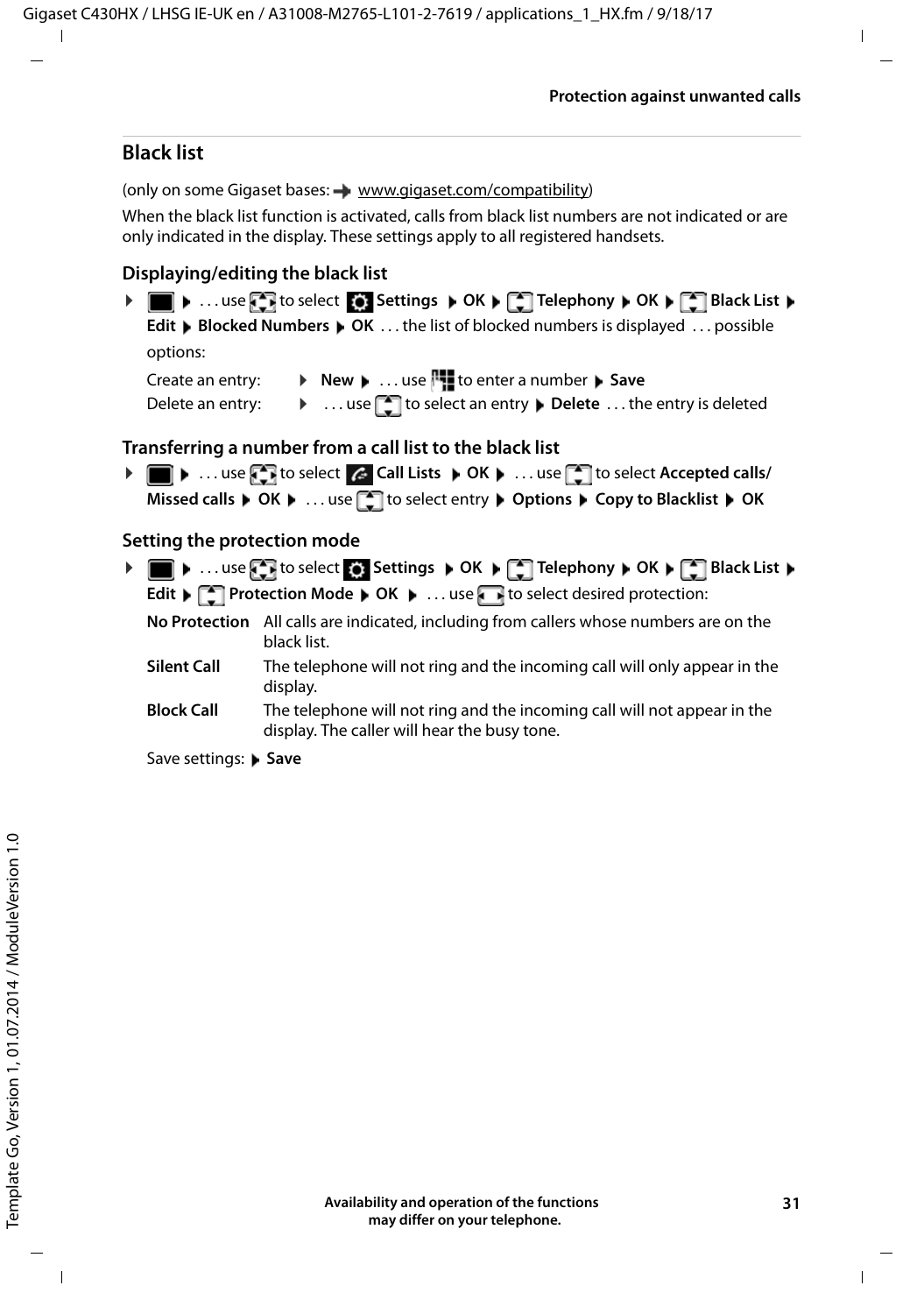## Black list

(only on some Gigaset bases: ➡ www.gigaset.com/compatibility)

When the black list function is activated, calls from black list numbers are not indicated or are only indicated in the display. These settings apply to all registered handsets.

### Displaying/editing the black list

▶ ▶ . . . use to select **Settings** ▶ **OK** ▶ **Telephony** ▶ **OK** ▶ **Black List** ▶ **Edit** ▶ **Blocked Numbers** ▶ **OK** . . . the list of blocked numbers is displayed . . . possible options:

Create an entry: ▶ **New** ▶ . . . use to enter a number ▶ **Save**

Delete an entry: ▶ . . . use to select an entry ▶ **Delete** . . . the entry is deleted

### Transferring a number from a call list to the black list

▶ ▶ . . . use to select **Call Lists** ▶ **OK** ▶ . . . use to select **Accepted calls**/ **Missed calls** ▶ **OK** ▶ . . . use to select entry ▶ **Options** ▶ **Copy to Blacklist** ▶ **OK**

### Setting the protection mode

▶ ▶ . . . use to select **Settings** ▶ **OK** ▶ **Telephony** ▶ **OK** ▶ **Black List** ▶ **Edit** ▶ **Protection Mode** ▶ **OK** ▶ . . . use to select desired protection:

| | |
|---|---|
| **No Protection** | All calls are indicated, including from callers whose numbers are on the black list. |
| **Silent Call** | The telephone will not ring and the incoming call will only appear in the display. |
| **Block Call** | The telephone will not ring and the incoming call will not appear in the display. The caller will hear the busy tone. |

Save settings: ▶ **Save**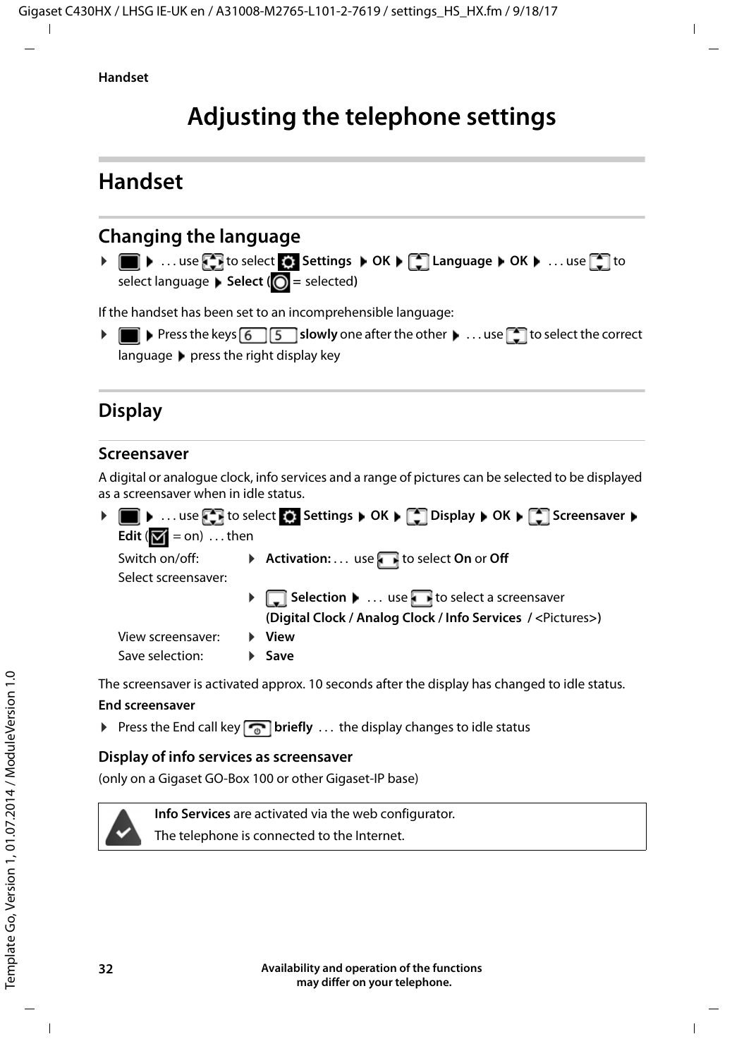# Adjusting the telephone settings

## Handset

### Changing the language

▶ ▶ . . . use to select Settings ▶ **OK** ▶ **Language** ▶ **OK** ▶ . . . use to select language ▶ **Select** ( = selected)

If the handset has been set to an incomprehensible language:

▶ ▶ Press the keys 6 5 **slowly** one after the other ▶ . . . use to select the correct language ▶ press the right display key

### Display

#### Screensaver

A digital or analogue clock, info services and a range of pictures can be selected to be displayed as a screensaver when in idle status.

▶ ▶ . . . use to select **Settings** ▶ **OK** ▶ **Display** ▶ **OK** ▶ **Screensaver** ▶ **Edit** ( = on) . . . then

| | |
|---|---|
| Switch on/off: | ▶ **Activation:** . . . use to select **On** or **Off** |
| Select screensaver: | ▶ **Selection** ▶ . . . use to select a screensaver **(Digital Clock / Analog Clock / Info Services / <Pictures>)** |
| View screensaver: | ▶ **View** |
| Save selection: | ▶ **Save** |

The screensaver is activated approx. 10 seconds after the display has changed to idle status.

**End screensaver**

▶ Press the End call key **briefly** . . . the display changes to idle status

#### Display of info services as screensaver

(only on a Gigaset GO-Box 100 or other Gigaset-IP base)

**Info Services** are activated via the web configurator.
The telephone is connected to the Internet.

Availability and operation of the functions may differ on your telephone.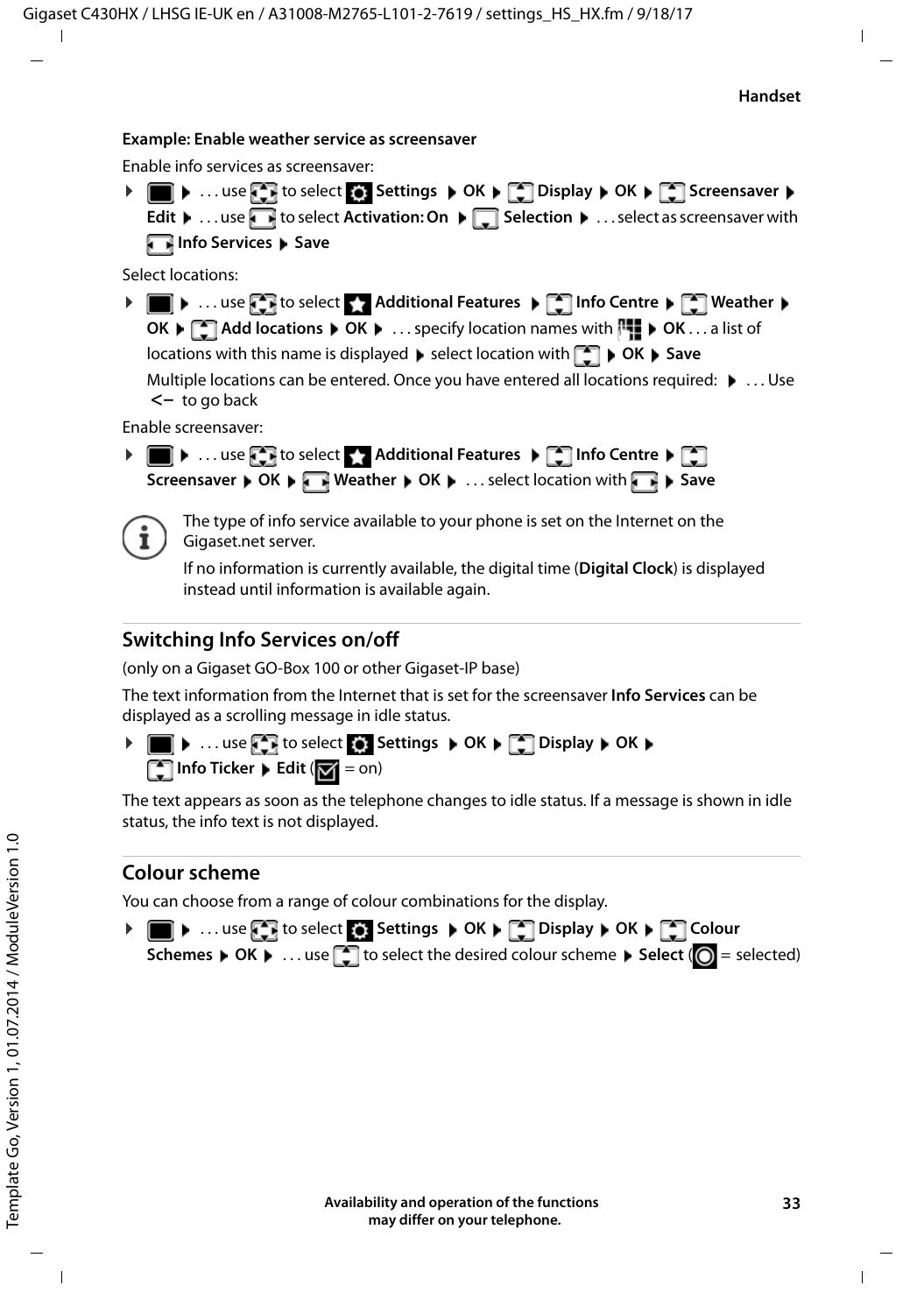**Example: Enable weather service as screensaver**

Enable info services as screensaver:

▶ ▶ . . . use to select **Settings** ▶ **OK** ▶ **Display** ▶ **OK** ▶ **Screensaver** ▶ **Edit** ▶ . . . use to select **Activation: On** ▶ **Selection** ▶ . . . select as screensaver with **Info Services** ▶ **Save**

Select locations:

▶ ▶ . . . use to select **Additional Features** ▶ **Info Centre** ▶ **Weather** ▶ **OK** ▶ **Add locations** ▶ **OK** ▶ . . . specify location names with ▶ **OK** . . . a list of locations with this name is displayed ▶ select location with ▶ **OK** ▶ **Save**

Multiple locations can be entered. Once you have entered all locations required: ▶ . . . Use <– to go back

Enable screensaver:

▶ ▶ . . . use to select **Additional Features** ▶ **Info Centre** ▶ **Screensaver** ▶ **OK** ▶ **Weather** ▶ **OK** ▶ . . . select location with ▶ **Save**

The type of info service available to your phone is set on the Internet on the Gigaset.net server.

If no information is currently available, the digital time (**Digital Clock**) is displayed instead until information is available again.

## Switching Info Services on/off

(only on a Gigaset GO-Box 100 or other Gigaset-IP base)

The text information from the Internet that is set for the screensaver **Info Services** can be displayed as a scrolling message in idle status.

▶ ▶ . . . use to select **Settings** ▶ **OK** ▶ **Display** ▶ **OK** ▶ **Info Ticker** ▶ **Edit** (☑ = on)

The text appears as soon as the telephone changes to idle status. If a message is shown in idle status, the info text is not displayed.

## Colour scheme

You can choose from a range of colour combinations for the display.

▶ ▶ . . . use to select **Settings** ▶ **OK** ▶ **Display** ▶ **OK** ▶ **Colour Schemes** ▶ **OK** ▶ . . . use to select the desired colour scheme ▶ **Select** (◉ = selected)

Availability and operation of the functions may differ on your telephone.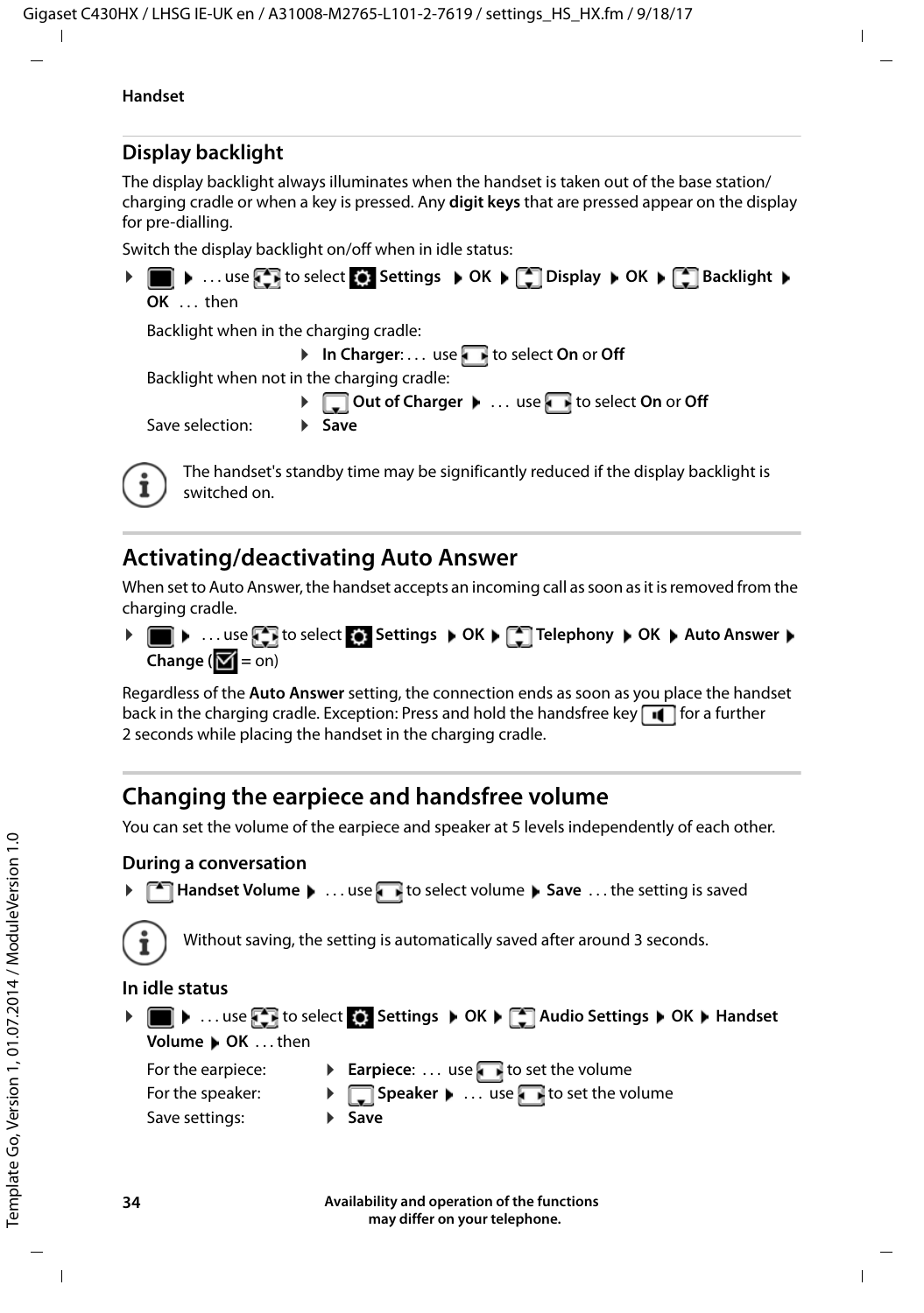## Display backlight

The display backlight always illuminates when the handset is taken out of the base station/ charging cradle or when a key is pressed. Any **digit keys** that are pressed appear on the display for pre-dialling.

Switch the display backlight on/off when in idle status:

▶ ▶ . . . use to select **Settings** ▶ **OK** ▶ **Display** ▶ **OK** ▶ **Backlight** ▶ **OK** . . . then

Backlight when in the charging cradle: ▶ **In Charger**: . . . use to select **On** or **Off**

Backlight when not in the charging cradle: ▶ **Out of Charger** ▶ . . . use to select **On** or **Off**

Save selection: ▶ **Save**

The handset's standby time may be significantly reduced if the display backlight is switched on.

# Activating/deactivating Auto Answer

When set to Auto Answer, the handset accepts an incoming call as soon as it is removed from the charging cradle.

▶ ▶ . . . use to select **Settings** ▶ **OK** ▶ **Telephony** ▶ **OK** ▶ **Auto Answer** ▶ **Change** ( = on)

Regardless of the **Auto Answer** setting, the connection ends as soon as you place the handset back in the charging cradle. Exception: Press and hold the handsfree key for a further 2 seconds while placing the handset in the charging cradle.

# Changing the earpiece and handsfree volume

You can set the volume of the earpiece and speaker at 5 levels independently of each other.

### During a conversation

▶ **Handset Volume** ▶ . . . use to select volume ▶ **Save** . . . the setting is saved

Without saving, the setting is automatically saved after around 3 seconds.

### In idle status

▶ ▶ . . . use to select **Settings** ▶ **OK** ▶ **Audio Settings** ▶ **OK** ▶ **Handset Volume** ▶ **OK** . . . then

For the earpiece: ▶ **Earpiece**: . . . use to set the volume

For the speaker: ▶ **Speaker** ▶ . . . use to set the volume

Save settings: ▶ **Save**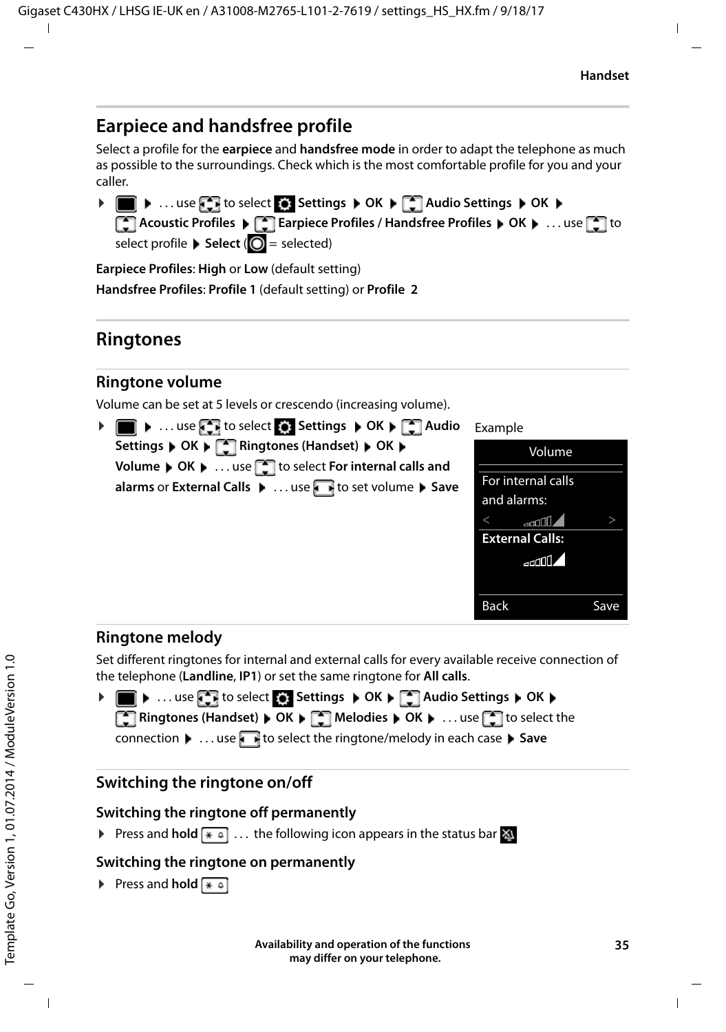## Earpiece and handsfree profile

Select a profile for the **earpiece** and **handsfree mode** in order to adapt the telephone as much as possible to the surroundings. Check which is the most comfortable profile for you and your caller.

▶ ▶ . . . use to select **Settings** ▶ **OK** ▶ **Audio Settings** ▶ **OK** ▶ **Acoustic Profiles** ▶ **Earpiece Profiles / Handsfree Profiles** ▶ **OK** ▶ . . . use to select profile ▶ **Select** ( = selected)

**Earpiece Profiles**: **High** or **Low** (default setting)

**Handsfree Profiles**: **Profile 1** (default setting) or **Profile 2**

## Ringtones

### Ringtone volume

Volume can be set at 5 levels or crescendo (increasing volume).

▶ ▶ . . . use to select **Settings** ▶ **OK** ▶ **Audio Settings** ▶ **OK** ▶ **Ringtones (Handset)** ▶ **OK** ▶ **Volume** ▶ **OK** ▶ . . . use to select **For internal calls and alarms** or **External Calls** ▶ . . . use to set volume ▶ **Save**

Example

| Volume |
|---|
| For internal calls and alarms: |
| < > |
| **External Calls:** |
| Back Save |

### Ringtone melody

Set different ringtones for internal and external calls for every available receive connection of the telephone (**Landline**, **IP1**) or set the same ringtone for **All calls**.

▶ ▶ . . . use to select **Settings** ▶ **OK** ▶ **Audio Settings** ▶ **OK** ▶ **Ringtones (Handset)** ▶ **OK** ▶ **Melodies** ▶ **OK** ▶ . . . use to select the connection ▶ . . . use to select the ringtone/melody in each case ▶ **Save**

### Switching the ringtone on/off

#### Switching the ringtone off permanently

▶ Press and **hold** . . . the following icon appears in the status bar

#### Switching the ringtone on permanently

▶ Press and **hold**

**Availability and operation of the functions may differ on your telephone.**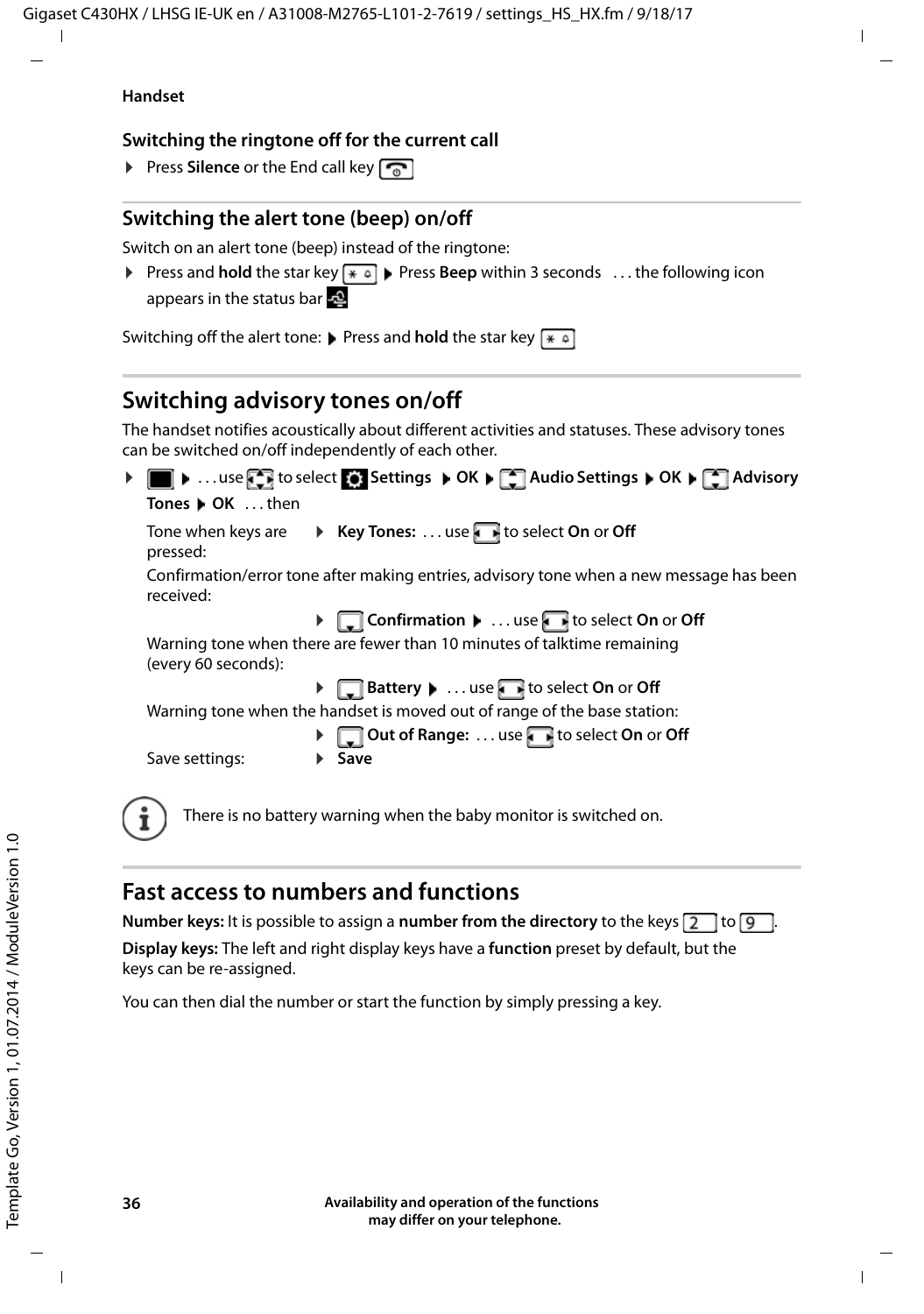## Switching the ringtone off for the current call

▶ Press **Silence** or the End call key

## Switching the alert tone (beep) on/off

Switch on an alert tone (beep) instead of the ringtone:

▶ Press and **hold** the star key ▶ Press **Beep** within 3 seconds . . . the following icon appears in the status bar

Switching off the alert tone: ▶ Press and **hold** the star key

# Switching advisory tones on/off

The handset notifies acoustically about different activities and statuses. These advisory tones can be switched on/off independently of each other.

▶ ▶ . . . use to select **Settings** ▶ **OK** ▶ **Audio Settings** ▶ **OK** ▶ **Advisory Tones** ▶ **OK** . . . then

Tone when keys are pressed: ▶ **Key Tones:** . . . use to select **On** or **Off**

Confirmation/error tone after making entries, advisory tone when a new message has been received:

▶ **Confirmation** ▶ . . . use to select **On** or **Off**

Warning tone when there are fewer than 10 minutes of talktime remaining (every 60 seconds):

▶ **Battery** ▶ . . . use to select **On** or **Off**

Warning tone when the handset is moved out of range of the base station:

▶ **Out of Range:** . . . use to select **On** or **Off**

Save settings: ▶ **Save**

There is no battery warning when the baby monitor is switched on.

# Fast access to numbers and functions

**Number keys:** It is possible to assign a **number from the directory** to the keys 2 to 9.

**Display keys:** The left and right display keys have a **function** preset by default, but the keys can be re-assigned.

You can then dial the number or start the function by simply pressing a key.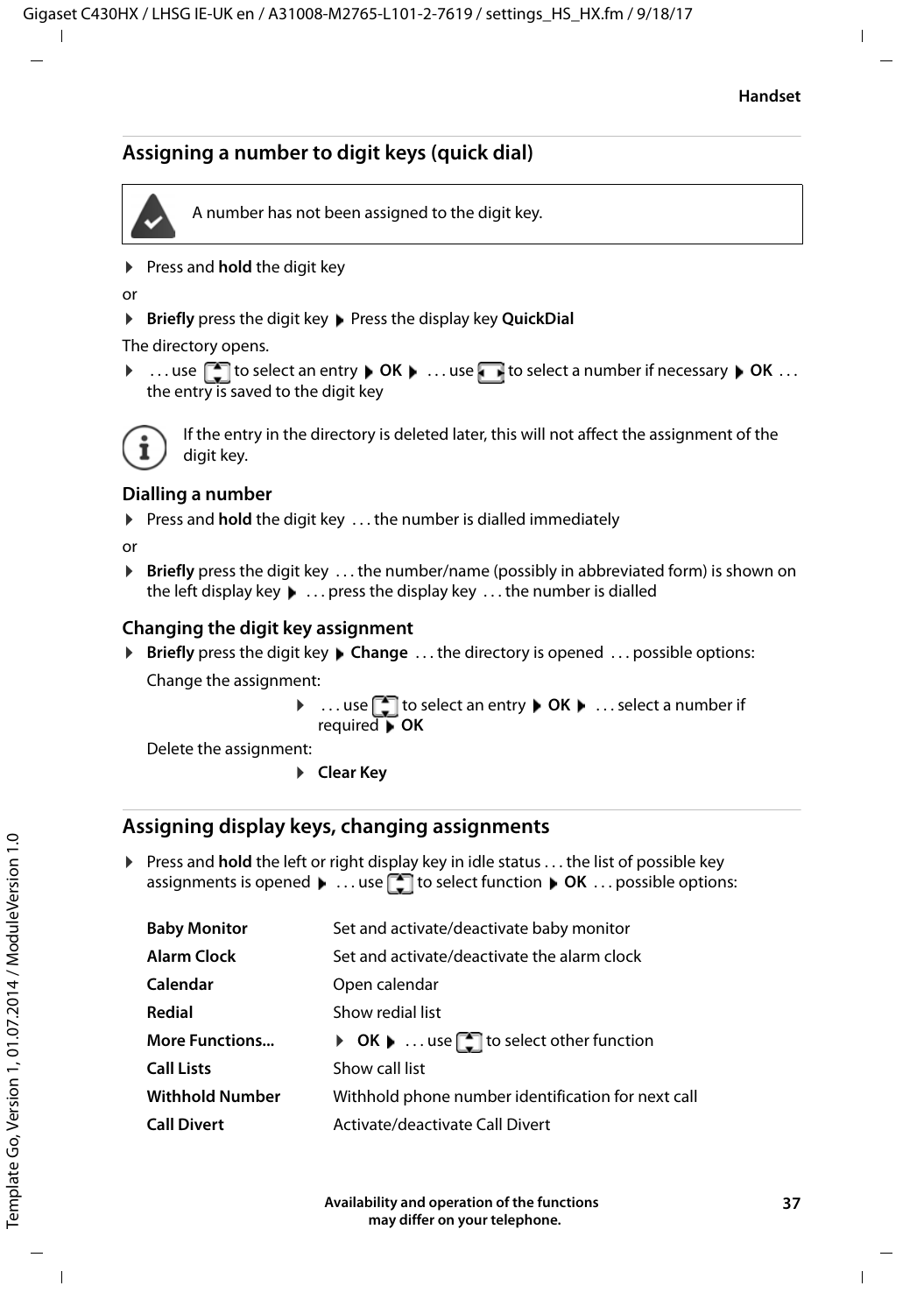## Assigning a number to digit keys (quick dial)

> A number has not been assigned to the digit key.

- Press and **hold** the digit key

or

- **Briefly** press the digit key ▶ Press the display key **QuickDial**

The directory opens.

- . . . use [up/down] to select an entry ▶ **OK** ▶ . . . use [left/right] to select a number if necessary ▶ **OK** . . . the entry is saved to the digit key

> If the entry in the directory is deleted later, this will not affect the assignment of the digit key.

### Dialling a number

- Press and **hold** the digit key . . . the number is dialled immediately

or

- **Briefly** press the digit key . . . the number/name (possibly in abbreviated form) is shown on the left display key ▶ . . . press the display key . . . the number is dialled

### Changing the digit key assignment

- **Briefly** press the digit key ▶ **Change** . . . the directory is opened . . . possible options:

  Change the assignment:

  - . . . use [up/down] to select an entry ▶ **OK** ▶ . . . select a number if required ▶ **OK**

  Delete the assignment:

  - **Clear Key**

## Assigning display keys, changing assignments

- Press and **hold** the left or right display key in idle status . . . the list of possible key assignments is opened ▶ . . . use [up/down] to select function ▶ **OK** . . . possible options:

| | |
|---|---|
| **Baby Monitor** | Set and activate/deactivate baby monitor |
| **Alarm Clock** | Set and activate/deactivate the alarm clock |
| **Calendar** | Open calendar |
| **Redial** | Show redial list |
| **More Functions...** | ▶ **OK** ▶ . . . use [up/down] to select other function |
| **Call Lists** | Show call list |
| **Withhold Number** | Withhold phone number identification for next call |
| **Call Divert** | Activate/deactivate Call Divert |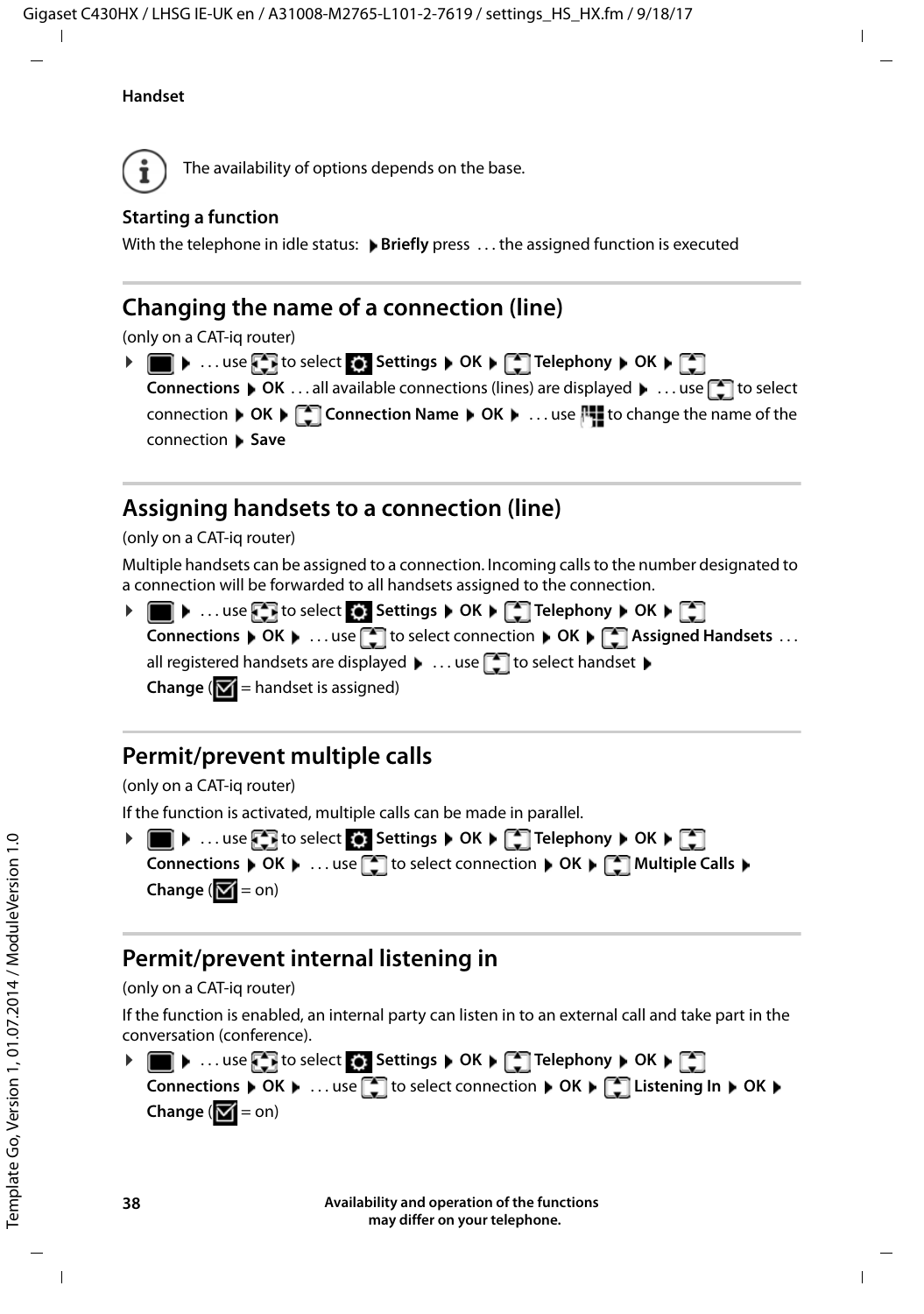## Handset

The availability of options depends on the base.

**Starting a function**

With the telephone in idle status: ▶ **Briefly** press ... the assigned function is executed

## Changing the name of a connection (line)

(only on a CAT-iq router)

▶ ▶ ... use to select **Settings** ▶ **OK** ▶ **Telephony** ▶ **OK** ▶ **Connections** ▶ **OK** ... all available connections (lines) are displayed ▶ ... use to select connection ▶ **OK** ▶ **Connection Name** ▶ **OK** ▶ ... use to change the name of the connection ▶ **Save**

## Assigning handsets to a connection (line)

(only on a CAT-iq router)

Multiple handsets can be assigned to a connection. Incoming calls to the number designated to a connection will be forwarded to all handsets assigned to the connection.

▶ ▶ ... use to select **Settings** ▶ **OK** ▶ **Telephony** ▶ **OK** ▶ **Connections** ▶ **OK** ▶ ... use to select connection ▶ **OK** ▶ **Assigned Handsets** ... all registered handsets are displayed ▶ ... use to select handset ▶ **Change** (☑ = handset is assigned)

## Permit/prevent multiple calls

(only on a CAT-iq router)

If the function is activated, multiple calls can be made in parallel.

▶ ▶ ... use to select **Settings** ▶ **OK** ▶ **Telephony** ▶ **OK** ▶ **Connections** ▶ **OK** ▶ ... use to select connection ▶ **OK** ▶ **Multiple Calls** ▶ **Change** (☑ = on)

## Permit/prevent internal listening in

(only on a CAT-iq router)

If the function is enabled, an internal party can listen in to an external call and take part in the conversation (conference).

▶ ▶ ... use to select **Settings** ▶ **OK** ▶ **Telephony** ▶ **OK** ▶ **Connections** ▶ **OK** ▶ ... use to select connection ▶ **OK** ▶ **Listening In** ▶ **OK** ▶ **Change** (☑ = on)

**Availability and operation of the functions may differ on your telephone.**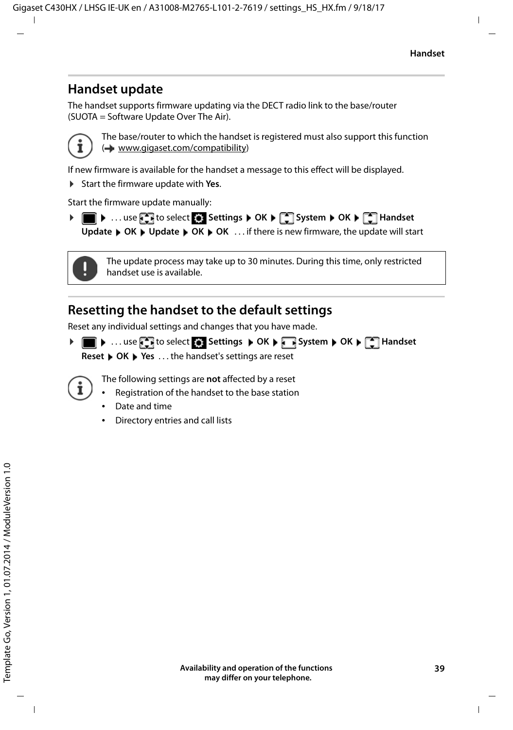## Handset update

The handset supports firmware updating via the DECT radio link to the base/router (SUOTA = Software Update Over The Air).

The base/router to which the handset is registered must also support this function (→ www.gigaset.com/compatibility)

If new firmware is available for the handset a message to this effect will be displayed.

- Start the firmware update with **Yes**.

Start the firmware update manually:

- ▶ . . . use to select **Settings** ▶ **OK** ▶ **System** ▶ **OK** ▶ **Handset Update** ▶ **OK** ▶ **Update** ▶ **OK** ▶ **OK** . . . if there is new firmware, the update will start

The update process may take up to 30 minutes. During this time, only restricted handset use is available.

## Resetting the handset to the default settings

Reset any individual settings and changes that you have made.

- ▶ . . . use to select **Settings** ▶ **OK** ▶ **System** ▶ **OK** ▶ **Handset Reset** ▶ **OK** ▶ **Yes** . . . the handset's settings are reset

The following settings are **not** affected by a reset

- Registration of the handset to the base station
- Date and time
- Directory entries and call lists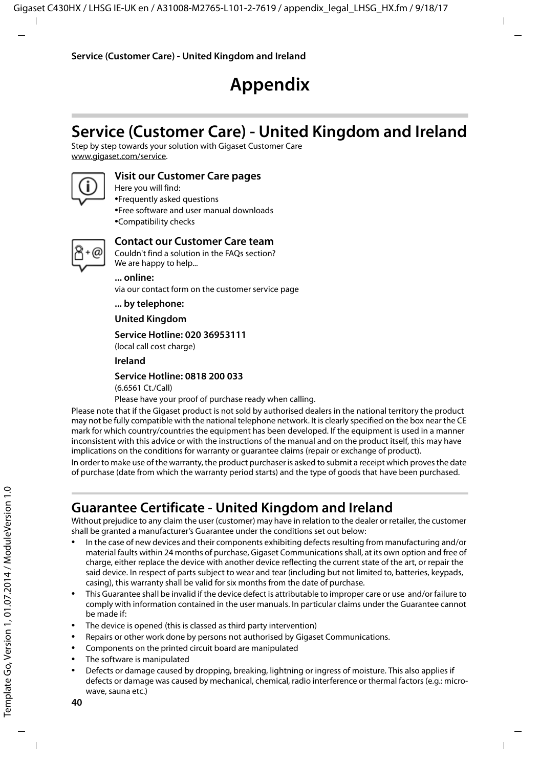# Appendix

## Service (Customer Care) - United Kingdom and Ireland

Step by step towards your solution with Gigaset Customer Care
www.gigaset.com/service.

### Visit our Customer Care pages

Here you will find:

- Frequently asked questions
- Free software and user manual downloads
- Compatibility checks

### Contact our Customer Care team

Couldn't find a solution in the FAQs section?
We are happy to help...

**... online:**

via our contact form on the customer service page

**... by telephone:**

**United Kingdom**

**Service Hotline: 020 36953111**

(local call cost charge)

**Ireland**

**Service Hotline: 0818 200 033**

(6.6561 Ct./Call)

Please have your proof of purchase ready when calling.

Please note that if the Gigaset product is not sold by authorised dealers in the national territory the product may not be fully compatible with the national telephone network. It is clearly specified on the box near the CE mark for which country/countries the equipment has been developed. If the equipment is used in a manner inconsistent with this advice or with the instructions of the manual and on the product itself, this may have implications on the conditions for warranty or guarantee claims (repair or exchange of product).

In order to make use of the warranty, the product purchaser is asked to submit a receipt which proves the date of purchase (date from which the warranty period starts) and the type of goods that have been purchased.

## Guarantee Certificate - United Kingdom and Ireland

Without prejudice to any claim the user (customer) may have in relation to the dealer or retailer, the customer shall be granted a manufacturer's Guarantee under the conditions set out below:

- In the case of new devices and their components exhibiting defects resulting from manufacturing and/or material faults within 24 months of purchase, Gigaset Communications shall, at its own option and free of charge, either replace the device with another device reflecting the current state of the art, or repair the said device. In respect of parts subject to wear and tear (including but not limited to, batteries, keypads, casing), this warranty shall be valid for six months from the date of purchase.
- This Guarantee shall be invalid if the device defect is attributable to improper care or use and/or failure to comply with information contained in the user manuals. In particular claims under the Guarantee cannot be made if:
- The device is opened (this is classed as third party intervention)
- Repairs or other work done by persons not authorised by Gigaset Communications.
- Components on the printed circuit board are manipulated
- The software is manipulated
- Defects or damage caused by dropping, breaking, lightning or ingress of moisture. This also applies if defects or damage was caused by mechanical, chemical, radio interference or thermal factors (e.g.: microwave, sauna etc.)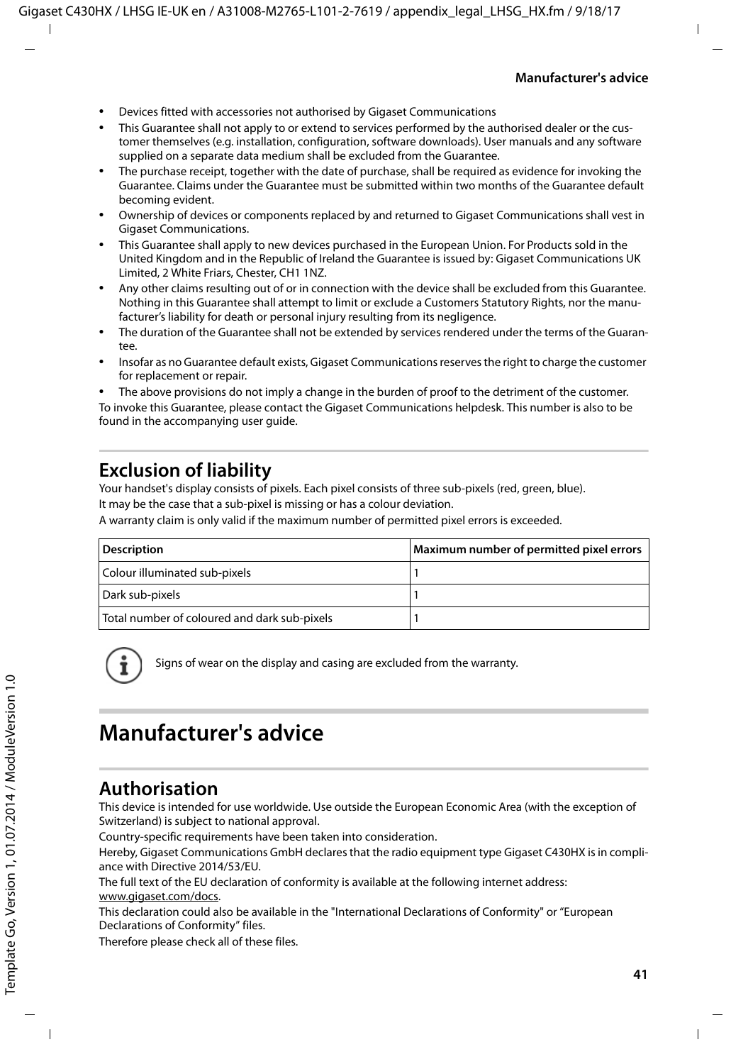- Devices fitted with accessories not authorised by Gigaset Communications
- This Guarantee shall not apply to or extend to services performed by the authorised dealer or the customer themselves (e.g. installation, configuration, software downloads). User manuals and any software supplied on a separate data medium shall be excluded from the Guarantee.
- The purchase receipt, together with the date of purchase, shall be required as evidence for invoking the Guarantee. Claims under the Guarantee must be submitted within two months of the Guarantee default becoming evident.
- Ownership of devices or components replaced by and returned to Gigaset Communications shall vest in Gigaset Communications.
- This Guarantee shall apply to new devices purchased in the European Union. For Products sold in the United Kingdom and in the Republic of Ireland the Guarantee is issued by: Gigaset Communications UK Limited, 2 White Friars, Chester, CH1 1NZ.
- Any other claims resulting out of or in connection with the device shall be excluded from this Guarantee. Nothing in this Guarantee shall attempt to limit or exclude a Customers Statutory Rights, nor the manufacturer's liability for death or personal injury resulting from its negligence.
- The duration of the Guarantee shall not be extended by services rendered under the terms of the Guarantee.
- Insofar as no Guarantee default exists, Gigaset Communications reserves the right to charge the customer for replacement or repair.
- The above provisions do not imply a change in the burden of proof to the detriment of the customer.

To invoke this Guarantee, please contact the Gigaset Communications helpdesk. This number is also to be found in the accompanying user guide.

## Exclusion of liability

Your handset's display consists of pixels. Each pixel consists of three sub-pixels (red, green, blue).

It may be the case that a sub-pixel is missing or has a colour deviation.

A warranty claim is only valid if the maximum number of permitted pixel errors is exceeded.

| Description | Maximum number of permitted pixel errors |
|---|---|
| Colour illuminated sub-pixels | 1 |
| Dark sub-pixels | 1 |
| Total number of coloured and dark sub-pixels | 1 |

Signs of wear on the display and casing are excluded from the warranty.

# Manufacturer's advice

## Authorisation

This device is intended for use worldwide. Use outside the European Economic Area (with the exception of Switzerland) is subject to national approval.

Country-specific requirements have been taken into consideration.

Hereby, Gigaset Communications GmbH declares that the radio equipment type Gigaset C430HX is in compliance with Directive 2014/53/EU.

The full text of the EU declaration of conformity is available at the following internet address: www.gigaset.com/docs.

This declaration could also be available in the "International Declarations of Conformity" or "European Declarations of Conformity" files.

Therefore please check all of these files.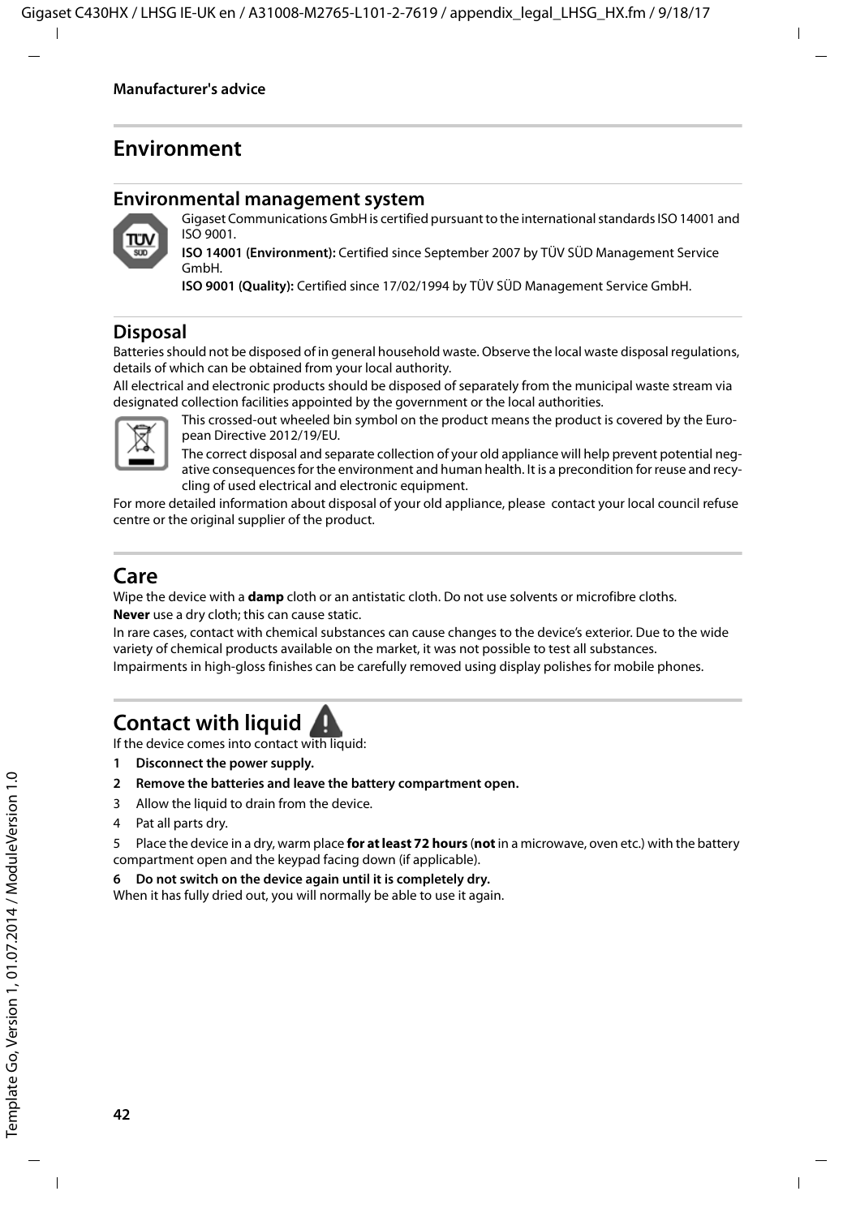Manufacturer's advice

# Environment

## Environmental management system

Gigaset Communications GmbH is certified pursuant to the international standards ISO 14001 and ISO 9001.

**ISO 14001 (Environment):** Certified since September 2007 by TÜV SÜD Management Service GmbH.

**ISO 9001 (Quality):** Certified since 17/02/1994 by TÜV SÜD Management Service GmbH.

## Disposal

Batteries should not be disposed of in general household waste. Observe the local waste disposal regulations, details of which can be obtained from your local authority.

All electrical and electronic products should be disposed of separately from the municipal waste stream via designated collection facilities appointed by the government or the local authorities.

This crossed-out wheeled bin symbol on the product means the product is covered by the European Directive 2012/19/EU.

The correct disposal and separate collection of your old appliance will help prevent potential negative consequences for the environment and human health. It is a precondition for reuse and recycling of used electrical and electronic equipment.

For more detailed information about disposal of your old appliance, please contact your local council refuse centre or the original supplier of the product.

# Care

Wipe the device with a **damp** cloth or an antistatic cloth. Do not use solvents or microfibre cloths.

**Never** use a dry cloth; this can cause static.

In rare cases, contact with chemical substances can cause changes to the device's exterior. Due to the wide variety of chemical products available on the market, it was not possible to test all substances.

Impairments in high-gloss finishes can be carefully removed using display polishes for mobile phones.

# Contact with liquid

If the device comes into contact with liquid:

1. **Disconnect the power supply.**
2. **Remove the batteries and leave the battery compartment open.**
3. Allow the liquid to drain from the device.
4. Pat all parts dry.
5. Place the device in a dry, warm place **for at least 72 hours** (**not** in a microwave, oven etc.) with the battery compartment open and the keypad facing down (if applicable).
6. **Do not switch on the device again until it is completely dry.**

When it has fully dried out, you will normally be able to use it again.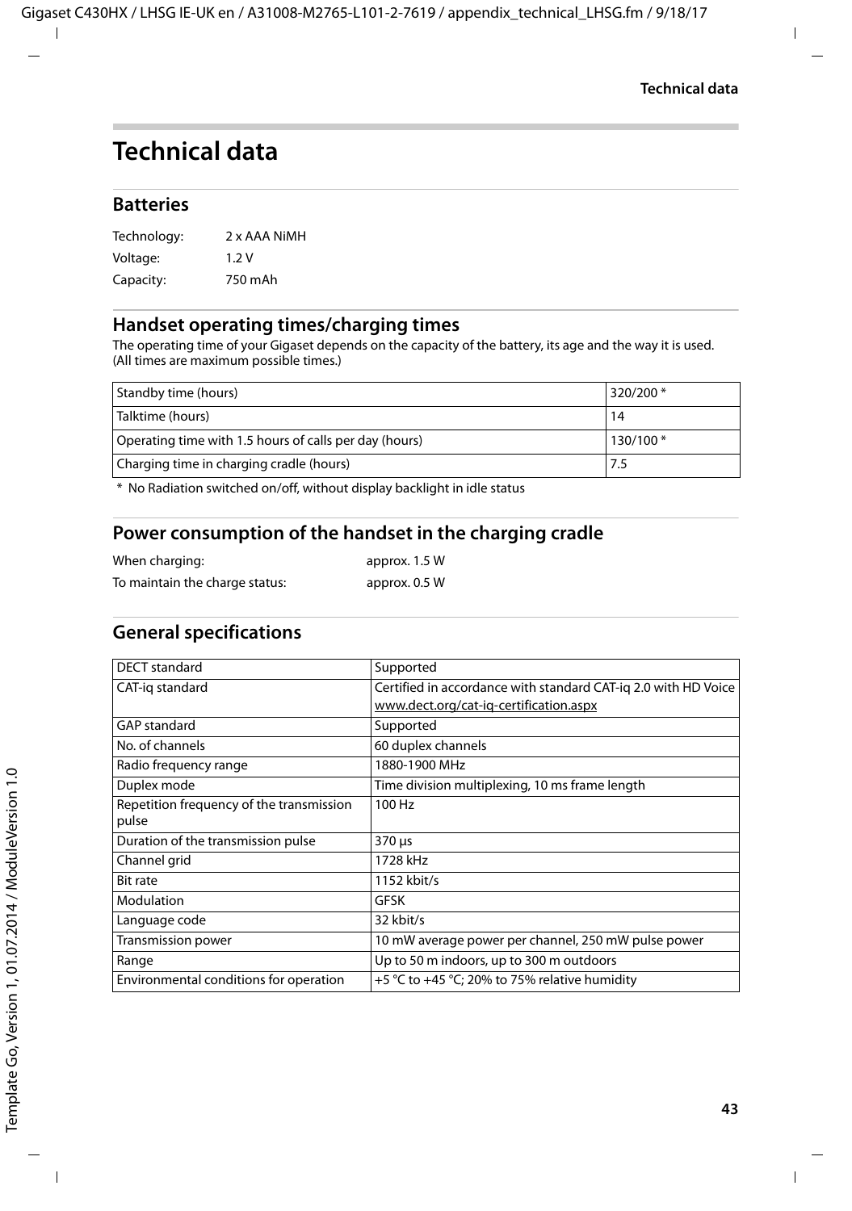# Technical data

## Batteries

Technology: 2 x AAA NiMH

Voltage: 1.2 V

Capacity: 750 mAh

## Handset operating times/charging times

The operating time of your Gigaset depends on the capacity of the battery, its age and the way it is used. (All times are maximum possible times.)

| | |
|---|---|
| Standby time (hours) | 320/200 * |
| Talktime (hours) | 14 |
| Operating time with 1.5 hours of calls per day (hours) | 130/100 * |
| Charging time in charging cradle (hours) | 7.5 |

\* No Radiation switched on/off, without display backlight in idle status

## Power consumption of the handset in the charging cradle

When charging: approx. 1.5 W

To maintain the charge status: approx. 0.5 W

## General specifications

| | |
|---|---|
| DECT standard | Supported |
| CAT-iq standard | Certified in accordance with standard CAT-iq 2.0 with HD Voice www.dect.org/cat-iq-certification.aspx |
| GAP standard | Supported |
| No. of channels | 60 duplex channels |
| Radio frequency range | 1880-1900 MHz |
| Duplex mode | Time division multiplexing, 10 ms frame length |
| Repetition frequency of the transmission pulse | 100 Hz |
| Duration of the transmission pulse | 370 µs |
| Channel grid | 1728 kHz |
| Bit rate | 1152 kbit/s |
| Modulation | GFSK |
| Language code | 32 kbit/s |
| Transmission power | 10 mW average power per channel, 250 mW pulse power |
| Range | Up to 50 m indoors, up to 300 m outdoors |
| Environmental conditions for operation | +5 °C to +45 °C; 20% to 75% relative humidity |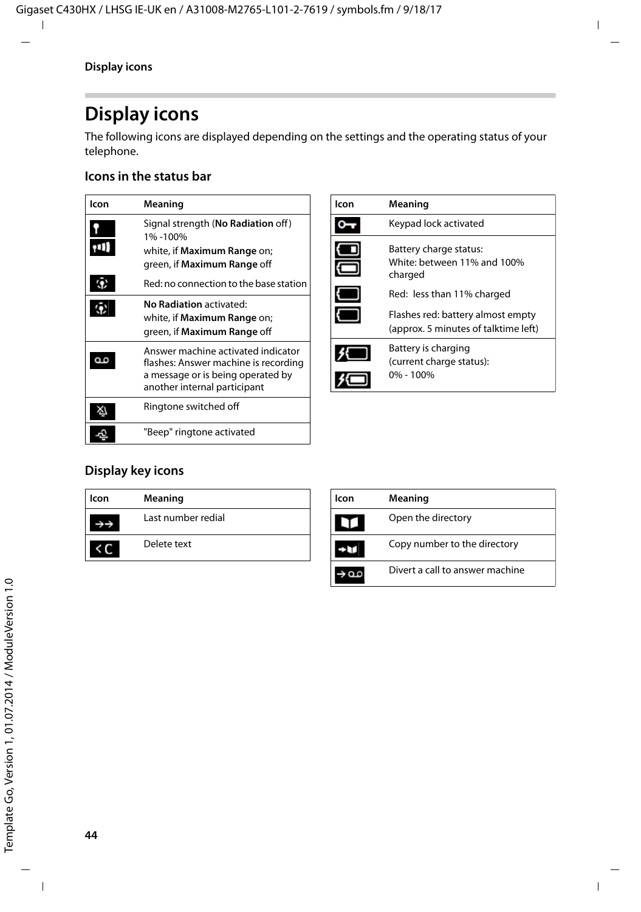# Display icons

The following icons are displayed depending on the settings and the operating status of your telephone.

## Icons in the status bar

| Icon | Meaning |
|---|---|
| | Signal strength (**No Radiation** off) 1% -100% white, if **Maximum Range** on; green, if **Maximum Range** off |
| | Red: no connection to the base station |
| | **No Radiation** activated: white, if **Maximum Range** on; green, if **Maximum Range** off |
| | Answer machine activated indicator flashes: Answer machine is recording a message or is being operated by another internal participant |
| | Ringtone switched off |
| | "Beep" ringtone activated |

| Icon | Meaning |
|---|---|
| | Keypad lock activated |
| | Battery charge status: White: between 11% and 100% charged |
| | Red: less than 11% charged |
| | Flashes red: battery almost empty (approx. 5 minutes of talktime left) |
| | Battery is charging (current charge status): 0% - 100% |

## Display key icons

| Icon | Meaning |
|---|---|
| | Last number redial |
| | Delete text |

| Icon | Meaning |
|---|---|
| | Open the directory |
| | Copy number to the directory |
| | Divert a call to answer machine |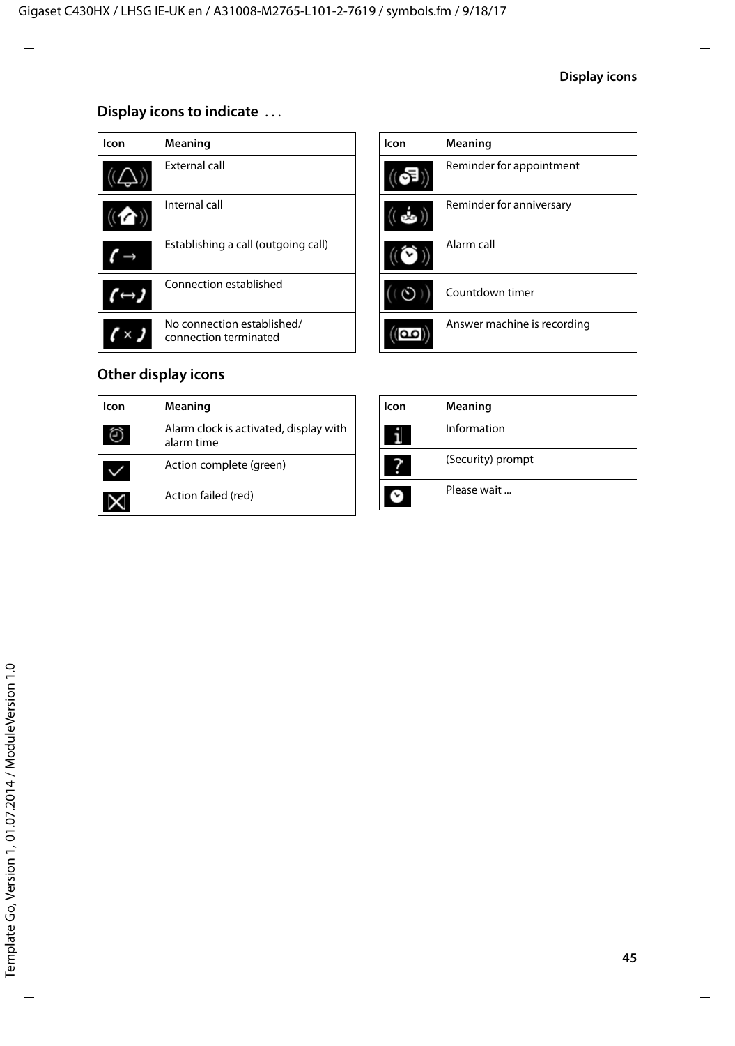## Display icons to indicate . . .

| Icon | Meaning |
|---|---|
| | External call |
| | Internal call |
| | Establishing a call (outgoing call) |
| | Connection established |
| | No connection established/ connection terminated |

| Icon | Meaning |
|---|---|
| | Reminder for appointment |
| | Reminder for anniversary |
| | Alarm call |
| | Countdown timer |
| | Answer machine is recording |

## Other display icons

| Icon | Meaning |
|---|---|
| | Alarm clock is activated, display with alarm time |
| | Action complete (green) |
| | Action failed (red) |

| Icon | Meaning |
|---|---|
| | Information |
| | (Security) prompt |
| | Please wait ... |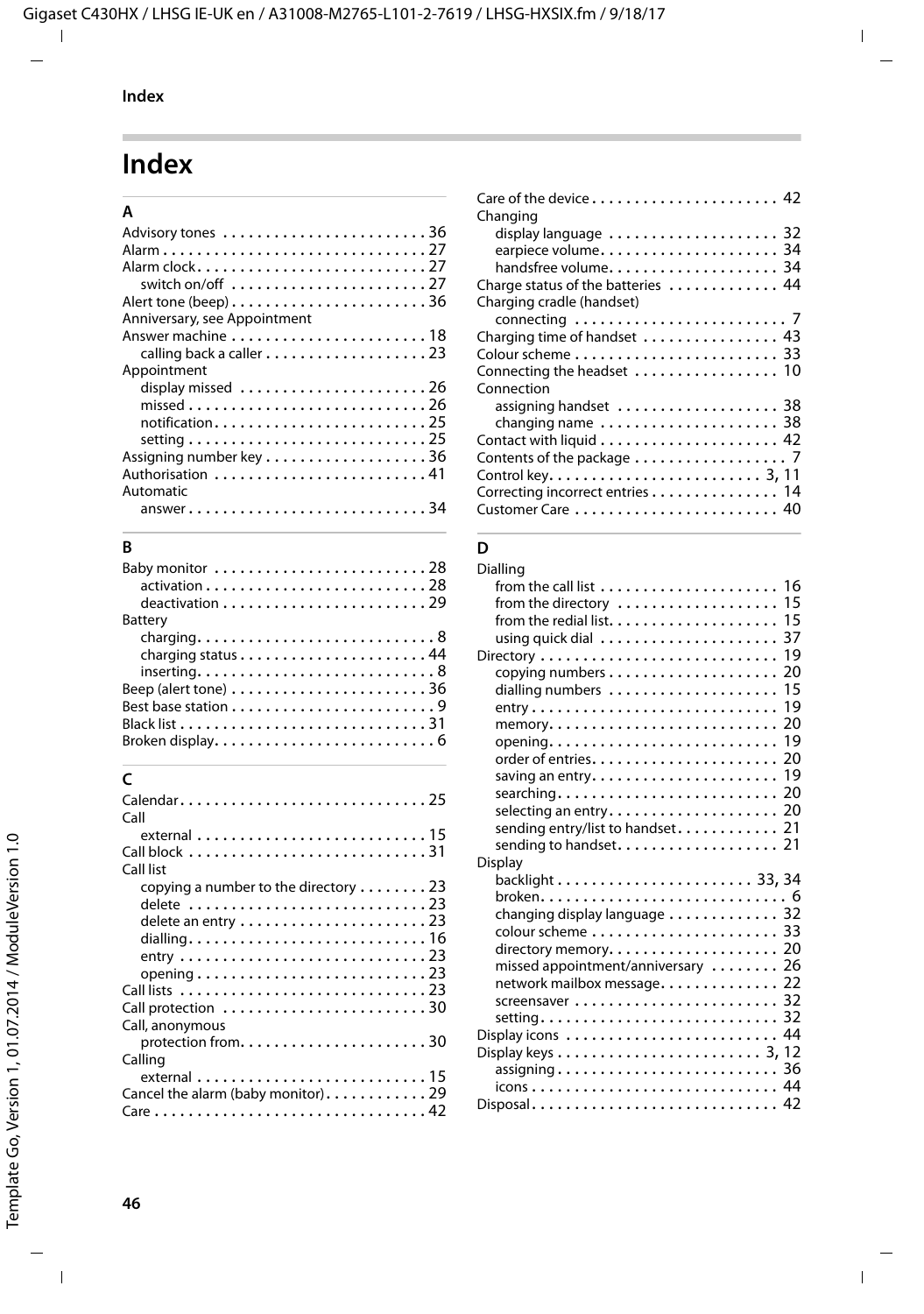# Index

## A

Advisory tones . . . . . . . . . . . . . . . . . . . . . . . . 36
Alarm . . . . . . . . . . . . . . . . . . . . . . . . . . . . . . 27
Alarm clock . . . . . . . . . . . . . . . . . . . . . . . . . . 27
  switch on/off . . . . . . . . . . . . . . . . . . . . . . 27
Alert tone (beep) . . . . . . . . . . . . . . . . . . . . . . 36
Anniversary, see Appointment
Answer machine . . . . . . . . . . . . . . . . . . . . . . 18
  calling back a caller . . . . . . . . . . . . . . . . . . 23
Appointment
  display missed . . . . . . . . . . . . . . . . . . . . . 26
  missed . . . . . . . . . . . . . . . . . . . . . . . . . . . 26
  notification . . . . . . . . . . . . . . . . . . . . . . . . 25
  setting . . . . . . . . . . . . . . . . . . . . . . . . . . . 25
Assigning number key . . . . . . . . . . . . . . . . . . 36
Authorisation . . . . . . . . . . . . . . . . . . . . . . . . 41
Automatic
  answer . . . . . . . . . . . . . . . . . . . . . . . . . . . 34

## B

Baby monitor . . . . . . . . . . . . . . . . . . . . . . . . 28
  activation . . . . . . . . . . . . . . . . . . . . . . . . . 28
  deactivation . . . . . . . . . . . . . . . . . . . . . . . 29
Battery
  charging . . . . . . . . . . . . . . . . . . . . . . . . . . . 8
  charging status . . . . . . . . . . . . . . . . . . . . . 44
  inserting . . . . . . . . . . . . . . . . . . . . . . . . . . . 8
Beep (alert tone) . . . . . . . . . . . . . . . . . . . . . . 36
Best base station . . . . . . . . . . . . . . . . . . . . . . . 9
Black list . . . . . . . . . . . . . . . . . . . . . . . . . . . . 31
Broken display . . . . . . . . . . . . . . . . . . . . . . . . . 6

## C

Calendar . . . . . . . . . . . . . . . . . . . . . . . . . . . . 25
Call
  external . . . . . . . . . . . . . . . . . . . . . . . . . . 15
Call block . . . . . . . . . . . . . . . . . . . . . . . . . . . 31
Call list
  copying a number to the directory . . . . . . . . 23
  delete . . . . . . . . . . . . . . . . . . . . . . . . . . . 23
  delete an entry . . . . . . . . . . . . . . . . . . . . . 23
  dialling . . . . . . . . . . . . . . . . . . . . . . . . . . . 16
  entry . . . . . . . . . . . . . . . . . . . . . . . . . . . . 23
  opening . . . . . . . . . . . . . . . . . . . . . . . . . . 23
Call lists . . . . . . . . . . . . . . . . . . . . . . . . . . . . 23
Call protection . . . . . . . . . . . . . . . . . . . . . . . 30
Call, anonymous
  protection from . . . . . . . . . . . . . . . . . . . . . 30
Calling
  external . . . . . . . . . . . . . . . . . . . . . . . . . . 15
Cancel the alarm (baby monitor) . . . . . . . . . . . 29
Care . . . . . . . . . . . . . . . . . . . . . . . . . . . . . . . 42
Care of the device . . . . . . . . . . . . . . . . . . . . . 42
Changing
  display language . . . . . . . . . . . . . . . . . . . . 32
  earpiece volume . . . . . . . . . . . . . . . . . . . . 34
  handsfree volume . . . . . . . . . . . . . . . . . . . 34
Charge status of the batteries . . . . . . . . . . . . 44
Charging cradle (handset)
  connecting . . . . . . . . . . . . . . . . . . . . . . . . . 7
Charging time of handset . . . . . . . . . . . . . . . 43
Colour scheme . . . . . . . . . . . . . . . . . . . . . . . 33
Connecting the headset . . . . . . . . . . . . . . . . 10
Connection
  assigning handset . . . . . . . . . . . . . . . . . . . 38
  changing name . . . . . . . . . . . . . . . . . . . . . 38
Contact with liquid . . . . . . . . . . . . . . . . . . . . 42
Contents of the package . . . . . . . . . . . . . . . . . 7
Control key . . . . . . . . . . . . . . . . . . . . . . . . 3, 11
Correcting incorrect entries . . . . . . . . . . . . . . 14
Customer Care . . . . . . . . . . . . . . . . . . . . . . . 40

## D

Dialling
  from the call list . . . . . . . . . . . . . . . . . . . . 16
  from the directory . . . . . . . . . . . . . . . . . . . 15
  from the redial list . . . . . . . . . . . . . . . . . . . 15
  using quick dial . . . . . . . . . . . . . . . . . . . . . 37
Directory . . . . . . . . . . . . . . . . . . . . . . . . . . . 19
  copying numbers . . . . . . . . . . . . . . . . . . . . 20
  dialling numbers . . . . . . . . . . . . . . . . . . . . 15
  entry . . . . . . . . . . . . . . . . . . . . . . . . . . . . 19
  memory . . . . . . . . . . . . . . . . . . . . . . . . . . 20
  opening . . . . . . . . . . . . . . . . . . . . . . . . . . 19
  order of entries . . . . . . . . . . . . . . . . . . . . . 20
  saving an entry . . . . . . . . . . . . . . . . . . . . . 19
  searching . . . . . . . . . . . . . . . . . . . . . . . . . 20
  selecting an entry . . . . . . . . . . . . . . . . . . . 20
  sending entry/list to handset . . . . . . . . . . . . 21
  sending to handset . . . . . . . . . . . . . . . . . . . 21
Display
  backlight . . . . . . . . . . . . . . . . . . . . . . . 33, 34
  broken . . . . . . . . . . . . . . . . . . . . . . . . . . . . 6
  changing display language . . . . . . . . . . . . . 32
  colour scheme . . . . . . . . . . . . . . . . . . . . . . 33
  directory memory . . . . . . . . . . . . . . . . . . . . 20
  missed appointment/anniversary . . . . . . . . 26
  network mailbox message . . . . . . . . . . . . . . 22
  screensaver . . . . . . . . . . . . . . . . . . . . . . . 32
  setting . . . . . . . . . . . . . . . . . . . . . . . . . . . 32
Display icons . . . . . . . . . . . . . . . . . . . . . . . . 44
Display keys . . . . . . . . . . . . . . . . . . . . . . . 3, 12
  assigning . . . . . . . . . . . . . . . . . . . . . . . . . 36
  icons . . . . . . . . . . . . . . . . . . . . . . . . . . . . 44
Disposal . . . . . . . . . . . . . . . . . . . . . . . . . . . . 42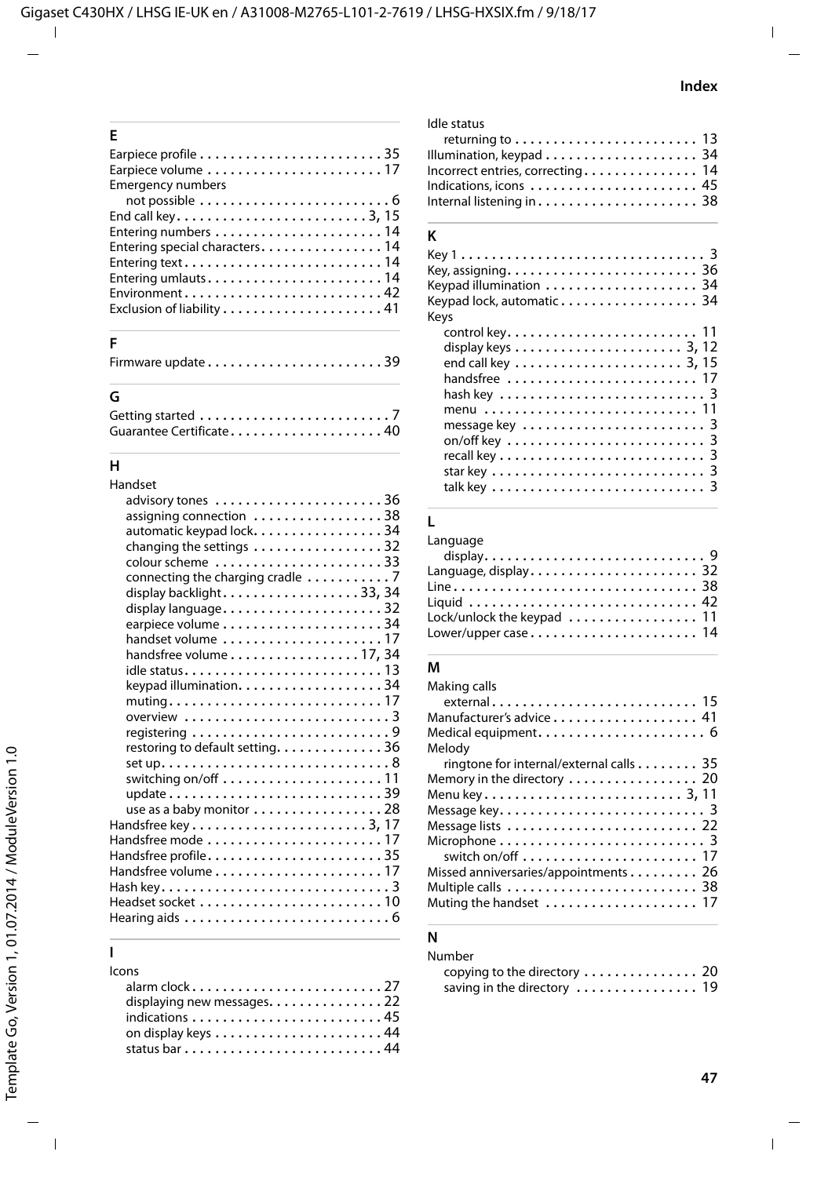## E

Earpiece profile . . . . . . . . . . . . . . . . . . . . . . . . 35
Earpiece volume . . . . . . . . . . . . . . . . . . . . . . . 17
Emergency numbers
- not possible . . . . . . . . . . . . . . . . . . . . . . . . . 6

End call key. . . . . . . . . . . . . . . . . . . . . . . . . 3, 15
Entering numbers . . . . . . . . . . . . . . . . . . . . . . 14
Entering special characters. . . . . . . . . . . . . . . . 14
Entering text. . . . . . . . . . . . . . . . . . . . . . . . . . 14
Entering umlauts . . . . . . . . . . . . . . . . . . . . . . . 14
Environment . . . . . . . . . . . . . . . . . . . . . . . . . . 42
Exclusion of liability . . . . . . . . . . . . . . . . . . . . 41

## F

Firmware update . . . . . . . . . . . . . . . . . . . . . . . 39

## G

Getting started . . . . . . . . . . . . . . . . . . . . . . . . . 7
Guarantee Certificate . . . . . . . . . . . . . . . . . . . . 40

## H

Handset
- advisory tones . . . . . . . . . . . . . . . . . . . . . . 36
- assigning connection . . . . . . . . . . . . . . . . . 38
- automatic keypad lock. . . . . . . . . . . . . . . . . 34
- changing the settings . . . . . . . . . . . . . . . . . 32
- colour scheme . . . . . . . . . . . . . . . . . . . . . . 33
- connecting the charging cradle . . . . . . . . . . . 7
- display backlight. . . . . . . . . . . . . . . . . . 33, 34
- display language. . . . . . . . . . . . . . . . . . . . . 32
- earpiece volume . . . . . . . . . . . . . . . . . . . . . 34
- handset volume . . . . . . . . . . . . . . . . . . . . . 17
- handsfree volume . . . . . . . . . . . . . . . . . 17, 34
- idle status. . . . . . . . . . . . . . . . . . . . . . . . . . 13
- keypad illumination. . . . . . . . . . . . . . . . . . . 34
- muting. . . . . . . . . . . . . . . . . . . . . . . . . . . . 17
- overview . . . . . . . . . . . . . . . . . . . . . . . . . . . 3
- registering . . . . . . . . . . . . . . . . . . . . . . . . . . 9
- restoring to default setting. . . . . . . . . . . . . . 36
- set up. . . . . . . . . . . . . . . . . . . . . . . . . . . . . . 8
- switching on/off . . . . . . . . . . . . . . . . . . . . . 11
- update . . . . . . . . . . . . . . . . . . . . . . . . . . . . 39
- use as a baby monitor . . . . . . . . . . . . . . . . . 28

Handsfree key . . . . . . . . . . . . . . . . . . . . . . . 3, 17
Handsfree mode . . . . . . . . . . . . . . . . . . . . . . . 17
Handsfree profile. . . . . . . . . . . . . . . . . . . . . . . 35
Handsfree volume . . . . . . . . . . . . . . . . . . . . . . 17
Hash key. . . . . . . . . . . . . . . . . . . . . . . . . . . . . . 3
Headset socket . . . . . . . . . . . . . . . . . . . . . . . . 10
Hearing aids . . . . . . . . . . . . . . . . . . . . . . . . . . . 6

## I

Icons
- alarm clock. . . . . . . . . . . . . . . . . . . . . . . . . 27
- displaying new messages. . . . . . . . . . . . . . . 22
- indications . . . . . . . . . . . . . . . . . . . . . . . . . 45
- on display keys . . . . . . . . . . . . . . . . . . . . . . 44
- status bar . . . . . . . . . . . . . . . . . . . . . . . . . . 44

Idle status
- returning to . . . . . . . . . . . . . . . . . . . . . . . . 13

Illumination, keypad . . . . . . . . . . . . . . . . . . . . 34
Incorrect entries, correcting. . . . . . . . . . . . . . . 14
Indications, icons . . . . . . . . . . . . . . . . . . . . . . 45
Internal listening in . . . . . . . . . . . . . . . . . . . . . 38

## K

Key 1 . . . . . . . . . . . . . . . . . . . . . . . . . . . . . . . . 3
Key, assigning. . . . . . . . . . . . . . . . . . . . . . . . . 36
Keypad illumination . . . . . . . . . . . . . . . . . . . . 34
Keypad lock, automatic . . . . . . . . . . . . . . . . . . 34
Keys
- control key. . . . . . . . . . . . . . . . . . . . . . . . . 11
- display keys . . . . . . . . . . . . . . . . . . . . . . 3, 12
- end call key . . . . . . . . . . . . . . . . . . . . . . 3, 15
- handsfree . . . . . . . . . . . . . . . . . . . . . . . . . 17
- hash key . . . . . . . . . . . . . . . . . . . . . . . . . . . 3
- menu . . . . . . . . . . . . . . . . . . . . . . . . . . . . 11
- message key . . . . . . . . . . . . . . . . . . . . . . . . 3
- on/off key . . . . . . . . . . . . . . . . . . . . . . . . . . 3
- recall key . . . . . . . . . . . . . . . . . . . . . . . . . . 3
- star key . . . . . . . . . . . . . . . . . . . . . . . . . . . 3
- talk key . . . . . . . . . . . . . . . . . . . . . . . . . . . 3

## L

Language
- display. . . . . . . . . . . . . . . . . . . . . . . . . . . . 9

Language, display. . . . . . . . . . . . . . . . . . . . . . 32
Line . . . . . . . . . . . . . . . . . . . . . . . . . . . . . . . . 38
Liquid . . . . . . . . . . . . . . . . . . . . . . . . . . . . . . 42
Lock/unlock the keypad . . . . . . . . . . . . . . . . . 11
Lower/upper case . . . . . . . . . . . . . . . . . . . . . . 14

## M

Making calls
- external . . . . . . . . . . . . . . . . . . . . . . . . . . 15

Manufacturer's advice . . . . . . . . . . . . . . . . . . . 41
Medical equipment. . . . . . . . . . . . . . . . . . . . . . 6
Melody
- ringtone for internal/external calls . . . . . . . . 35

Memory in the directory . . . . . . . . . . . . . . . . . 20
Menu key . . . . . . . . . . . . . . . . . . . . . . . . . . 3, 11
Message key. . . . . . . . . . . . . . . . . . . . . . . . . . . 3
Message lists . . . . . . . . . . . . . . . . . . . . . . . . . 22
Microphone . . . . . . . . . . . . . . . . . . . . . . . . . . . 3
- switch on/off . . . . . . . . . . . . . . . . . . . . . . . 17

Missed anniversaries/appointments . . . . . . . . . 26
Multiple calls . . . . . . . . . . . . . . . . . . . . . . . . . 38
Muting the handset . . . . . . . . . . . . . . . . . . . . 17

## N

Number
- copying to the directory . . . . . . . . . . . . . . . 20
- saving in the directory . . . . . . . . . . . . . . . . 19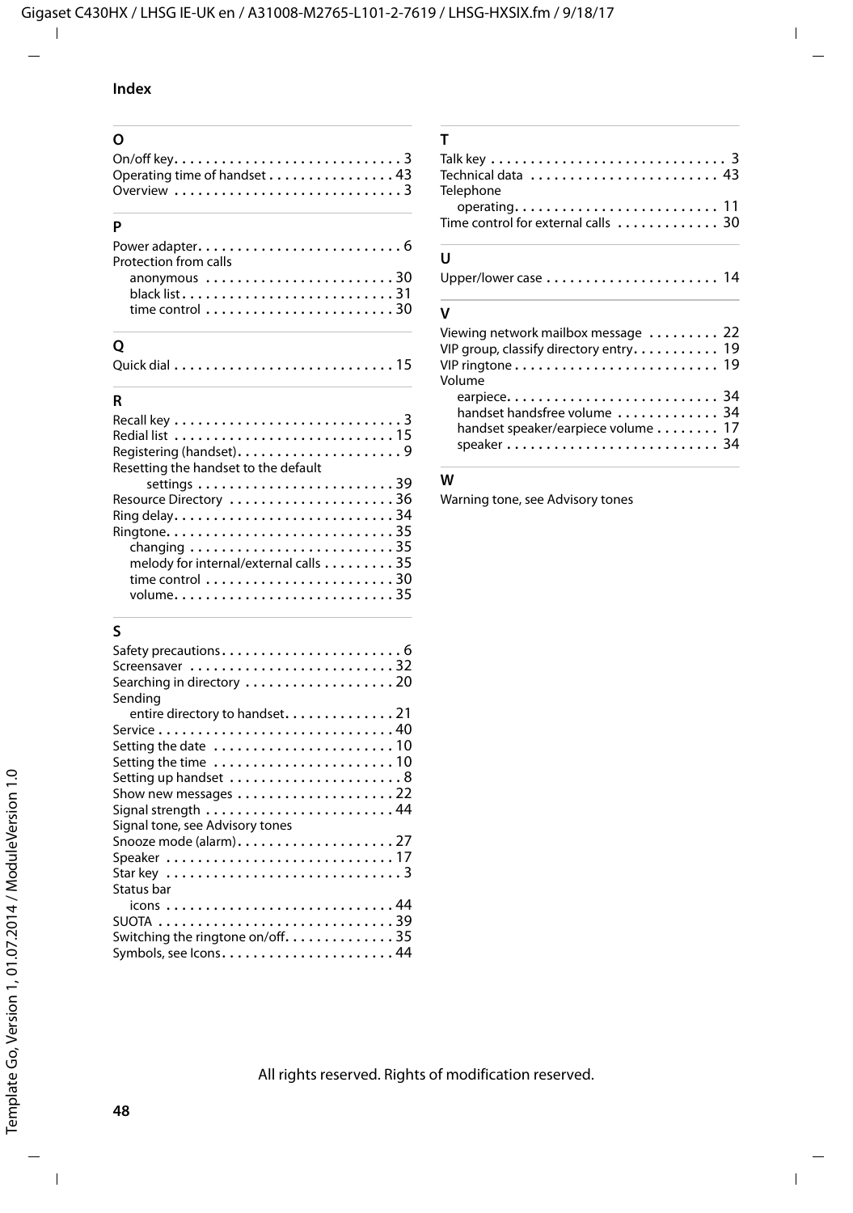## Index

### O

On/off key . . . . . . . . . . . . . . . . . . . . . . . . . . . . 3
Operating time of handset . . . . . . . . . . . . . . . . 43
Overview . . . . . . . . . . . . . . . . . . . . . . . . . . . . 3

### P

Power adapter . . . . . . . . . . . . . . . . . . . . . . . . . 6
Protection from calls
- anonymous . . . . . . . . . . . . . . . . . . . . . . . 30
- black list . . . . . . . . . . . . . . . . . . . . . . . . . 31
- time control . . . . . . . . . . . . . . . . . . . . . . . 30

### Q

Quick dial . . . . . . . . . . . . . . . . . . . . . . . . . . 15

### R

Recall key . . . . . . . . . . . . . . . . . . . . . . . . . . . 3
Redial list . . . . . . . . . . . . . . . . . . . . . . . . . . 15
Registering (handset) . . . . . . . . . . . . . . . . . . . . 9
Resetting the handset to the default settings . . . . . . . . . . . . . . . . . . . . . . . . 39
Resource Directory . . . . . . . . . . . . . . . . . . . . 36
Ring delay . . . . . . . . . . . . . . . . . . . . . . . . . . . 34
Ringtone . . . . . . . . . . . . . . . . . . . . . . . . . . . . 35
- changing . . . . . . . . . . . . . . . . . . . . . . . . . 35
- melody for internal/external calls . . . . . . . . . 35
- time control . . . . . . . . . . . . . . . . . . . . . . . 30
- volume . . . . . . . . . . . . . . . . . . . . . . . . . . . 35

### S

Safety precautions . . . . . . . . . . . . . . . . . . . . . . 6
Screensaver . . . . . . . . . . . . . . . . . . . . . . . . . 32
Searching in directory . . . . . . . . . . . . . . . . . . 20
Sending
- entire directory to handset . . . . . . . . . . . . . 21

Service . . . . . . . . . . . . . . . . . . . . . . . . . . . . 40
Setting the date . . . . . . . . . . . . . . . . . . . . . . 10
Setting the time . . . . . . . . . . . . . . . . . . . . . . 10
Setting up handset . . . . . . . . . . . . . . . . . . . . . 8
Show new messages . . . . . . . . . . . . . . . . . . . 22
Signal strength . . . . . . . . . . . . . . . . . . . . . . . 44
Signal tone, see Advisory tones
Snooze mode (alarm) . . . . . . . . . . . . . . . . . . . 27
Speaker . . . . . . . . . . . . . . . . . . . . . . . . . . . . 17
Star key . . . . . . . . . . . . . . . . . . . . . . . . . . . . . 3
Status bar
- icons . . . . . . . . . . . . . . . . . . . . . . . . . . . . 44

SUOTA . . . . . . . . . . . . . . . . . . . . . . . . . . . . . 39
Switching the ringtone on/off . . . . . . . . . . . . . 35
Symbols, see Icons . . . . . . . . . . . . . . . . . . . . . 44

### T

Talk key . . . . . . . . . . . . . . . . . . . . . . . . . . . . 3
Technical data . . . . . . . . . . . . . . . . . . . . . . . 43
Telephone
- operating . . . . . . . . . . . . . . . . . . . . . . . . . 11

Time control for external calls . . . . . . . . . . . . 30

### U

Upper/lower case . . . . . . . . . . . . . . . . . . . . . 14

### V

Viewing network mailbox message . . . . . . . . . 22
VIP group, classify directory entry . . . . . . . . . . 19
VIP ringtone . . . . . . . . . . . . . . . . . . . . . . . . . 19
Volume
- earpiece . . . . . . . . . . . . . . . . . . . . . . . . . . 34
- handset handsfree volume . . . . . . . . . . . . . 34
- handset speaker/earpiece volume . . . . . . . . 17
- speaker . . . . . . . . . . . . . . . . . . . . . . . . . . 34

### W

Warning tone, see Advisory tones

All rights reserved. Rights of modification reserved.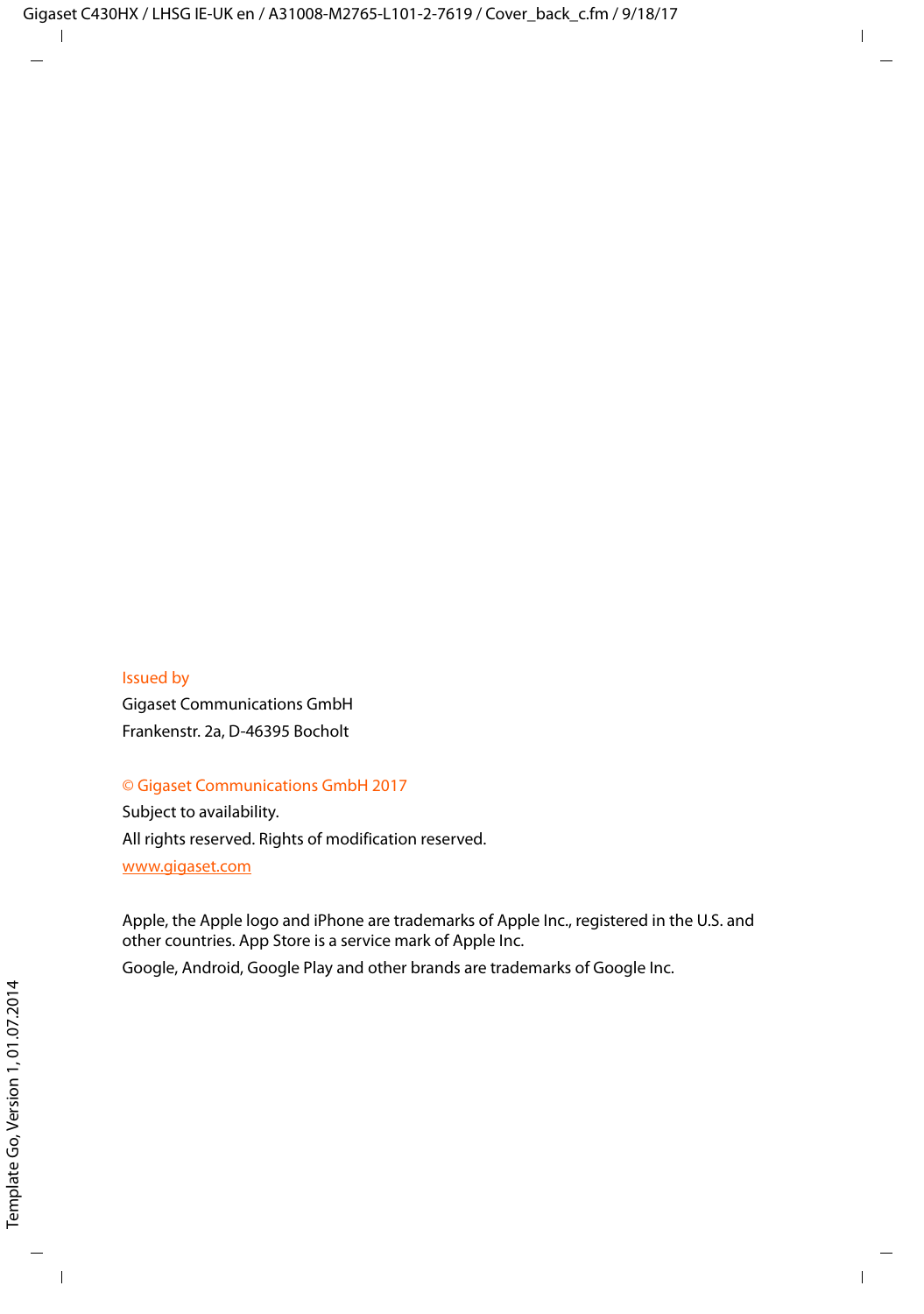Issued by

Gigaset Communications GmbH

Frankenstr. 2a, D-46395 Bocholt

© Gigaset Communications GmbH 2017

Subject to availability.

All rights reserved. Rights of modification reserved.

www.gigaset.com

Apple, the Apple logo and iPhone are trademarks of Apple Inc., registered in the U.S. and other countries. App Store is a service mark of Apple Inc.

Google, Android, Google Play and other brands are trademarks of Google Inc.